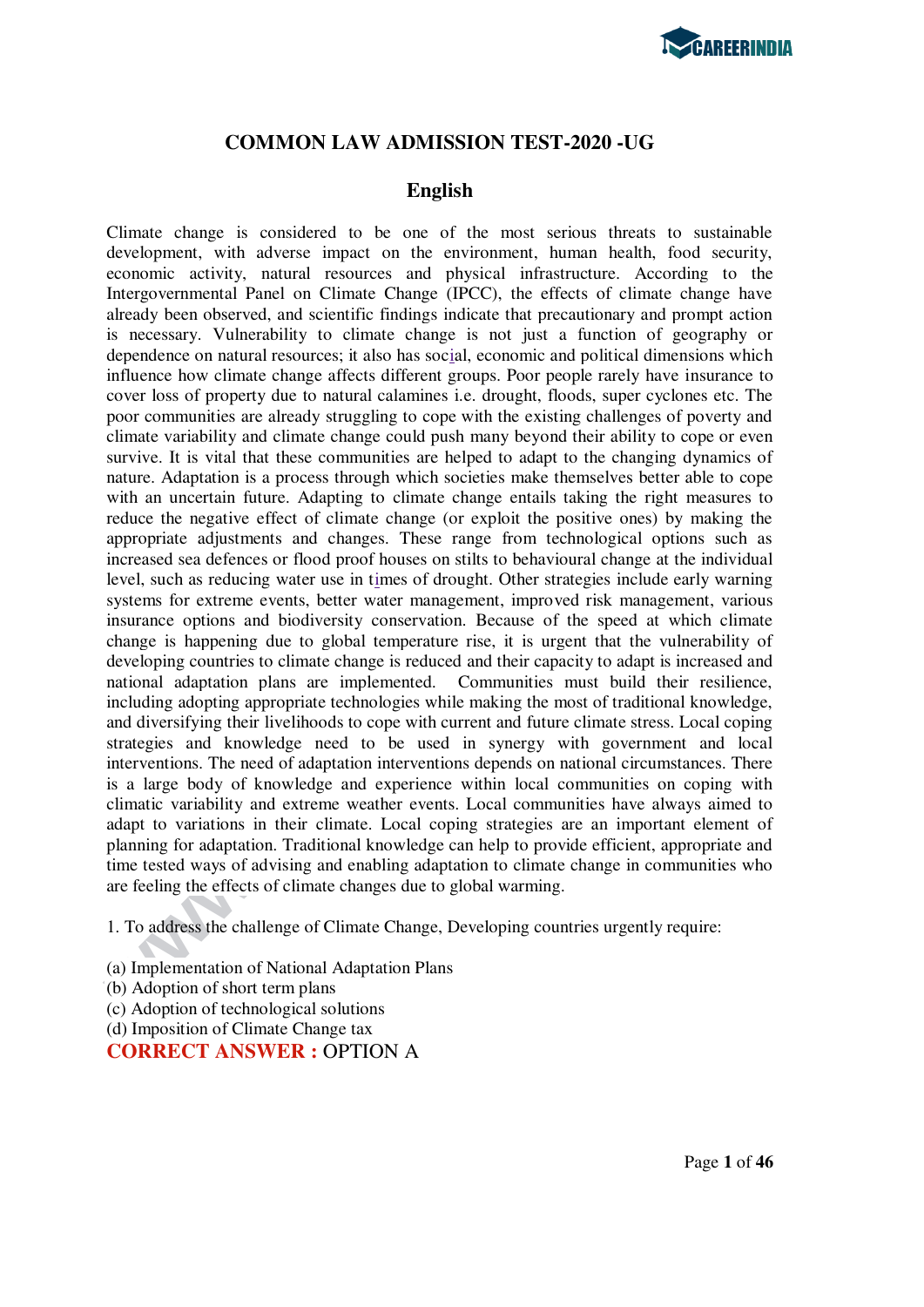# COMMON LAW ADMISSION TEST-2020 -UG

## English

Climate change is considered to be one of the most serious threats to sustainable development, with adverse impact on the environment, human health, food security, economic activity, natural resources and physical infrastructure. According to the Intergovernmental Panel on Climate Change (IPCC), the effects of climate change have already been observed, and scientific findings indicate that precautionary and prompt action is necessary. Vulnerability to climate change is not just a function of geography or dependence on natural resources; it also has social, economic and political dimensions which influence how climate change affects different groups. Poor people rarely have insurance to cover loss of property due to natural calamines i.e. drought, floods, super cyclones etc. The poor communities are already struggling to cope with the existing challenges of poverty and climate variability and climate change could push many beyond their ability to cope or even survive. It is vital that these communities are helped to adapt to the changing dynamics of nature. Adaptation is a process through which societies make themselves better able to cope with an uncertain future. Adapting to climate change entails taking the right measures to reduce the negative effect of climate change (or exploit the positive ones) by making the appropriate adjustments and changes. These range from technological options such as increased sea defences or flood proof houses on stilts to behavioural change at the individual level, such as reducing water use in times of drought. Other strategies include early warning systems for extreme events, better water management, improved risk management, various insurance options and biodiversity conservation. Because of the speed at which climate change is happening due to global temperature rise, it is urgent that the vulnerability of developing countries to climate change is reduced and their capacity to adapt is increased and national adaptation plans are implemented. Communities must build their resilience, including adopting appropriate technologies while making the most of traditional knowledge, and diversifying their livelihoods to cope with current and future climate stress. Local coping strategies and knowledge need to be used in synergy with government and local interventions. The need of adaptation interventions depends on national circumstances. There is a large body of knowledge and experience within local communities on coping with climatic variability and extreme weather events. Local communities have always aimed to adapt to variations in their climate. Local coping strategies are an important element of planning for adaptation. Traditional knowledge can help to provide efficient, appropriate and time tested ways of advising and enabling adaptation to climate change in communities who are feeling the effects of climate changes due to global warming.

1. To address the challenge of Climate Change, Developing countries urgently require:

(a) Implementation of National Adaptation Plans
(b) Adoption of short term plans
(c) Adoption of technological solutions
(d) Imposition of Climate Change tax

**CORRECT ANSWER :** OPTION A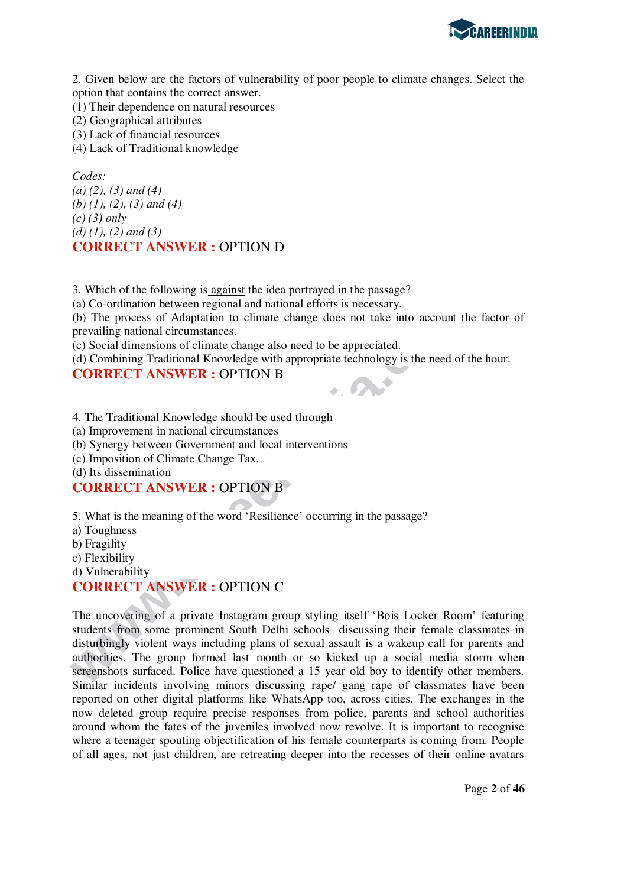2. Given below are the factors of vulnerability of poor people to climate changes. Select the option that contains the correct answer.

(1) Their dependence on natural resources
(2) Geographical attributes
(3) Lack of financial resources
(4) Lack of Traditional knowledge

*Codes:*
*(a) (2), (3) and (4)*
*(b) (1), (2), (3) and (4)*
*(c) (3) only*
*(d) (1), (2) and (3)*

**CORRECT ANSWER :** OPTION D

3. Which of the following is against the idea portrayed in the passage?

(a) Co-ordination between regional and national efforts is necessary.
(b) The process of Adaptation to climate change does not take into account the factor of prevailing national circumstances.
(c) Social dimensions of climate change also need to be appreciated.
(d) Combining Traditional Knowledge with appropriate technology is the need of the hour.

**CORRECT ANSWER :** OPTION B

4. The Traditional Knowledge should be used through

(a) Improvement in national circumstances
(b) Synergy between Government and local interventions
(c) Imposition of Climate Change Tax.
(d) Its dissemination

**CORRECT ANSWER :** OPTION B

5. What is the meaning of the word 'Resilience' occurring in the passage?

a) Toughness
b) Fragility
c) Flexibility
d) Vulnerability

**CORRECT ANSWER :** OPTION C

The uncovering of a private Instagram group styling itself 'Bois Locker Room' featuring students from some prominent South Delhi schools discussing their female classmates in disturbingly violent ways including plans of sexual assault is a wakeup call for parents and authorities. The group formed last month or so kicked up a social media storm when screenshots surfaced. Police have questioned a 15 year old boy to identify other members. Similar incidents involving minors discussing rape/ gang rape of classmates have been reported on other digital platforms like WhatsApp too, across cities. The exchanges in the now deleted group require precise responses from police, parents and school authorities around whom the fates of the juveniles involved now revolve. It is important to recognise where a teenager spouting objectification of his female counterparts is coming from. People of all ages, not just children, are retreating deeper into the recesses of their online avatars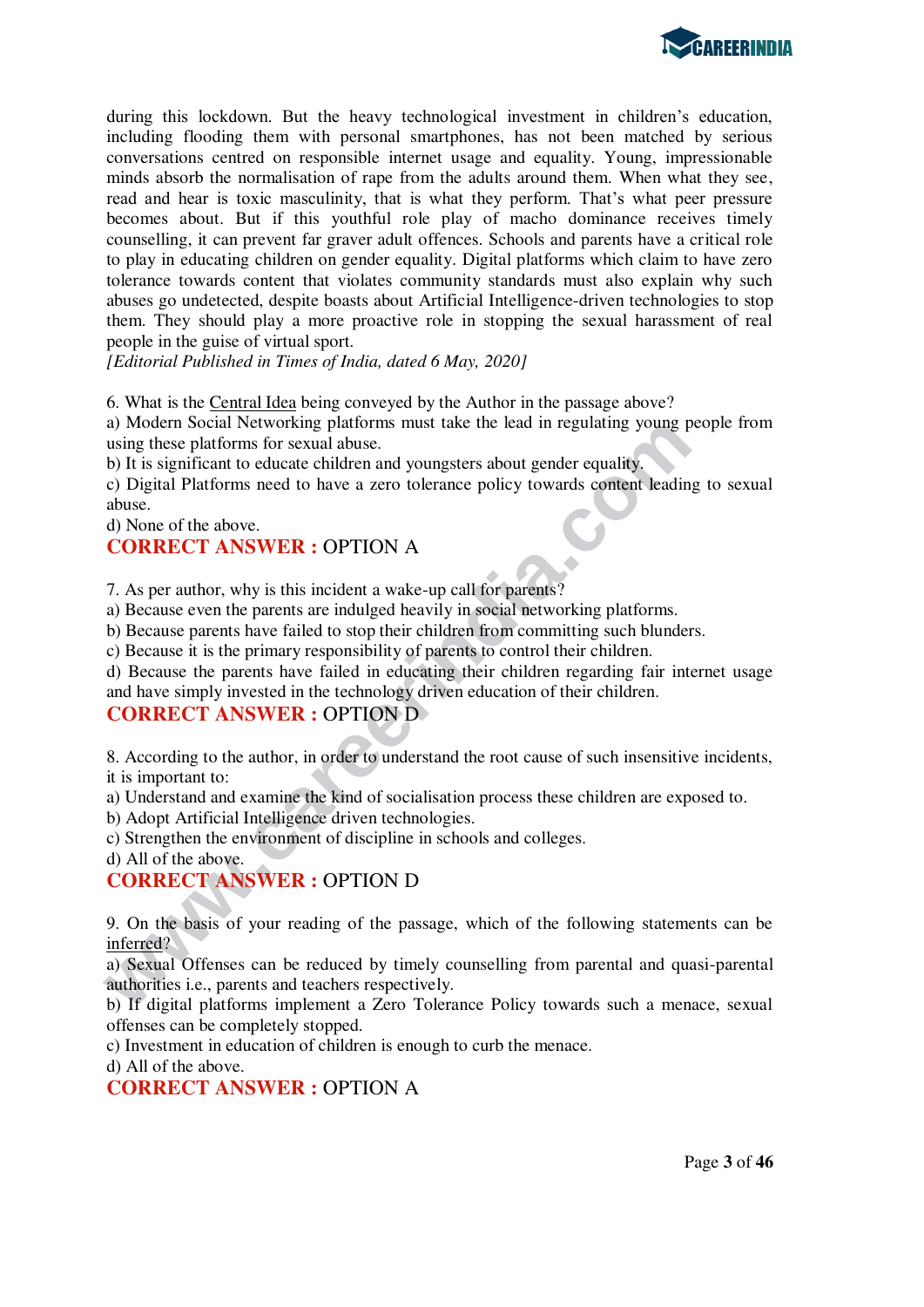during this lockdown. But the heavy technological investment in children's education, including flooding them with personal smartphones, has not been matched by serious conversations centred on responsible internet usage and equality. Young, impressionable minds absorb the normalisation of rape from the adults around them. When what they see, read and hear is toxic masculinity, that is what they perform. That's what peer pressure becomes about. But if this youthful role play of macho dominance receives timely counselling, it can prevent far graver adult offences. Schools and parents have a critical role to play in educating children on gender equality. Digital platforms which claim to have zero tolerance towards content that violates community standards must also explain why such abuses go undetected, despite boasts about Artificial Intelligence-driven technologies to stop them. They should play a more proactive role in stopping the sexual harassment of real people in the guise of virtual sport.

*[Editorial Published in Times of India, dated 6 May, 2020]*

6. What is the Central Idea being conveyed by the Author in the passage above?

a) Modern Social Networking platforms must take the lead in regulating young people from using these platforms for sexual abuse.

b) It is significant to educate children and youngsters about gender equality.

c) Digital Platforms need to have a zero tolerance policy towards content leading to sexual abuse.

d) None of the above.

**CORRECT ANSWER :** OPTION A

7. As per author, why is this incident a wake-up call for parents?

a) Because even the parents are indulged heavily in social networking platforms.

b) Because parents have failed to stop their children from committing such blunders.

c) Because it is the primary responsibility of parents to control their children.

d) Because the parents have failed in educating their children regarding fair internet usage and have simply invested in the technology driven education of their children.

**CORRECT ANSWER :** OPTION D

8. According to the author, in order to understand the root cause of such insensitive incidents, it is important to:

a) Understand and examine the kind of socialisation process these children are exposed to.

b) Adopt Artificial Intelligence driven technologies.

c) Strengthen the environment of discipline in schools and colleges.

d) All of the above.

**CORRECT ANSWER :** OPTION D

9. On the basis of your reading of the passage, which of the following statements can be inferred?

a) Sexual Offenses can be reduced by timely counselling from parental and quasi-parental authorities i.e., parents and teachers respectively.

b) If digital platforms implement a Zero Tolerance Policy towards such a menace, sexual offenses can be completely stopped.

c) Investment in education of children is enough to curb the menace.

d) All of the above.

**CORRECT ANSWER :** OPTION A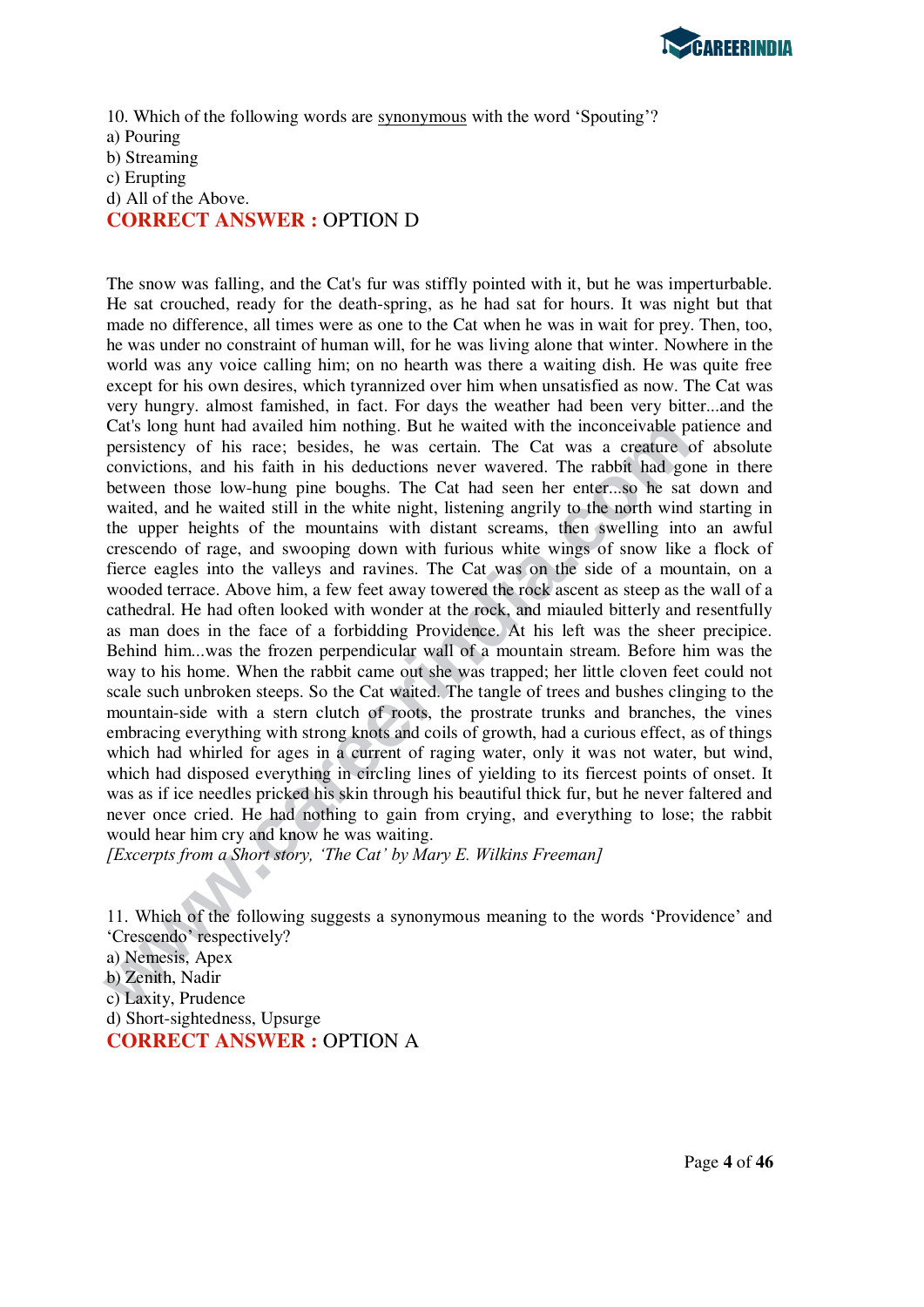10. Which of the following words are <u>synonymous</u> with the word 'Spouting'?

a) Pouring

b) Streaming

c) Erupting

d) All of the Above.

**CORRECT ANSWER :** OPTION D

The snow was falling, and the Cat's fur was stiffly pointed with it, but he was imperturbable. He sat crouched, ready for the death-spring, as he had sat for hours. It was night but that made no difference, all times were as one to the Cat when he was in wait for prey. Then, too, he was under no constraint of human will, for he was living alone that winter. Nowhere in the world was any voice calling him; on no hearth was there a waiting dish. He was quite free except for his own desires, which tyrannized over him when unsatisfied as now. The Cat was very hungry. almost famished, in fact. For days the weather had been very bitter...and the Cat's long hunt had availed him nothing. But he waited with the inconceivable patience and persistency of his race; besides, he was certain. The Cat was a creature of absolute convictions, and his faith in his deductions never wavered. The rabbit had gone in there between those low-hung pine boughs. The Cat had seen her enter...so he sat down and waited, and he waited still in the white night, listening angrily to the north wind starting in the upper heights of the mountains with distant screams, then swelling into an awful crescendo of rage, and swooping down with furious white wings of snow like a flock of fierce eagles into the valleys and ravines. The Cat was on the side of a mountain, on a wooded terrace. Above him, a few feet away towered the rock ascent as steep as the wall of a cathedral. He had often looked with wonder at the rock, and miauled bitterly and resentfully as man does in the face of a forbidding Providence. At his left was the sheer precipice. Behind him...was the frozen perpendicular wall of a mountain stream. Before him was the way to his home. When the rabbit came out she was trapped; her little cloven feet could not scale such unbroken steeps. So the Cat waited. The tangle of trees and bushes clinging to the mountain-side with a stern clutch of roots, the prostrate trunks and branches, the vines embracing everything with strong knots and coils of growth, had a curious effect, as of things which had whirled for ages in a current of raging water, only it was not water, but wind, which had disposed everything in circling lines of yielding to its fiercest points of onset. It was as if ice needles pricked his skin through his beautiful thick fur, but he never faltered and never once cried. He had nothing to gain from crying, and everything to lose; the rabbit would hear him cry and know he was waiting.

*[Excerpts from a Short story, 'The Cat' by Mary E. Wilkins Freeman]*

11. Which of the following suggests a synonymous meaning to the words 'Providence' and 'Crescendo' respectively?

a) Nemesis, Apex

b) Zenith, Nadir

c) Laxity, Prudence

d) Short-sightedness, Upsurge

**CORRECT ANSWER :** OPTION A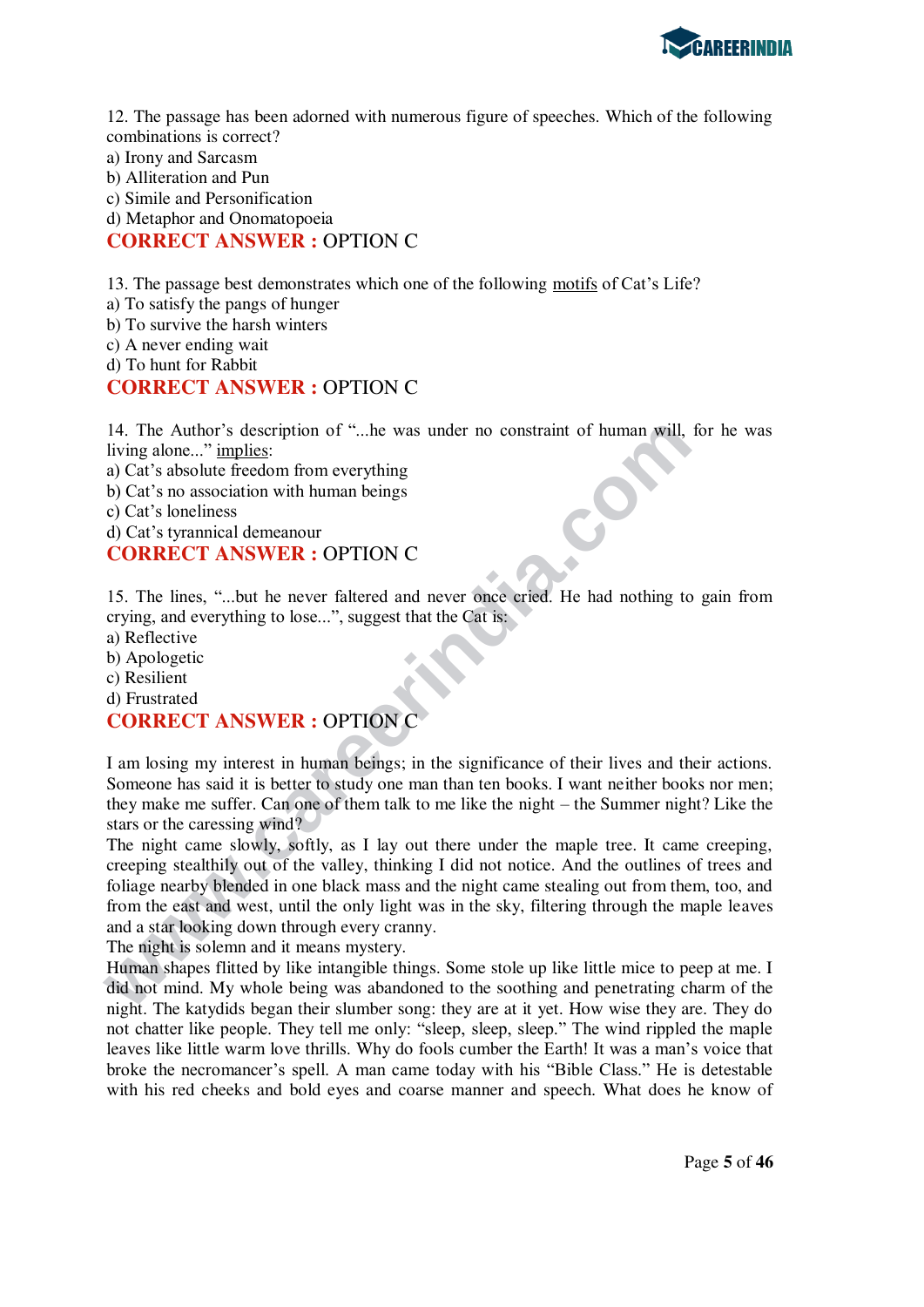12. The passage has been adorned with numerous figure of speeches. Which of the following combinations is correct?
a) Irony and Sarcasm
b) Alliteration and Pun
c) Simile and Personification
d) Metaphor and Onomatopoeia

**CORRECT ANSWER :** OPTION C

13. The passage best demonstrates which one of the following motifs of Cat's Life?
a) To satisfy the pangs of hunger
b) To survive the harsh winters
c) A never ending wait
d) To hunt for Rabbit

**CORRECT ANSWER :** OPTION C

14. The Author's description of "...he was under no constraint of human will, for he was living alone..." implies:
a) Cat's absolute freedom from everything
b) Cat's no association with human beings
c) Cat's loneliness
d) Cat's tyrannical demeanour

**CORRECT ANSWER :** OPTION C

15. The lines, "...but he never faltered and never once cried. He had nothing to gain from crying, and everything to lose...", suggest that the Cat is:
a) Reflective
b) Apologetic
c) Resilient
d) Frustrated

**CORRECT ANSWER :** OPTION C

I am losing my interest in human beings; in the significance of their lives and their actions. Someone has said it is better to study one man than ten books. I want neither books nor men; they make me suffer. Can one of them talk to me like the night – the Summer night? Like the stars or the caressing wind?

The night came slowly, softly, as I lay out there under the maple tree. It came creeping, creeping stealthily out of the valley, thinking I did not notice. And the outlines of trees and foliage nearby blended in one black mass and the night came stealing out from them, too, and from the east and west, until the only light was in the sky, filtering through the maple leaves and a star looking down through every cranny.

The night is solemn and it means mystery.

Human shapes flitted by like intangible things. Some stole up like little mice to peep at me. I did not mind. My whole being was abandoned to the soothing and penetrating charm of the night. The katydids began their slumber song: they are at it yet. How wise they are. They do not chatter like people. They tell me only: "sleep, sleep, sleep." The wind rippled the maple leaves like little warm love thrills. Why do fools cumber the Earth! It was a man's voice that broke the necromancer's spell. A man came today with his "Bible Class." He is detestable with his red cheeks and bold eyes and coarse manner and speech. What does he know of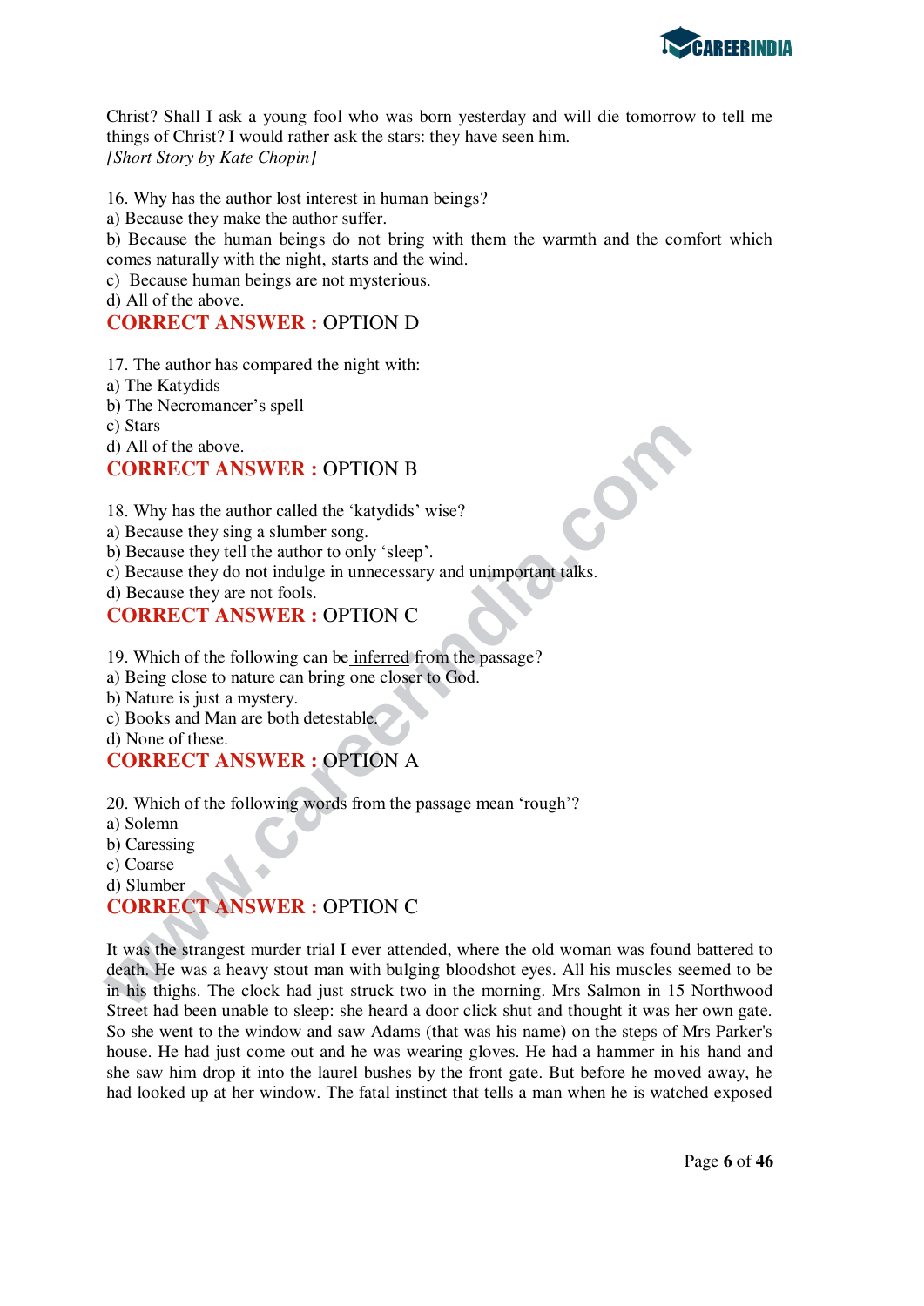Christ? Shall I ask a young fool who was born yesterday and will die tomorrow to tell me things of Christ? I would rather ask the stars: they have seen him.
*[Short Story by Kate Chopin]*

16. Why has the author lost interest in human beings?
a) Because they make the author suffer.
b) Because the human beings do not bring with them the warmth and the comfort which comes naturally with the night, starts and the wind.
c) Because human beings are not mysterious.
d) All of the above.
**CORRECT ANSWER :** OPTION D

17. The author has compared the night with:
a) The Katydids
b) The Necromancer's spell
c) Stars
d) All of the above.
**CORRECT ANSWER :** OPTION B

18. Why has the author called the 'katydids' wise?
a) Because they sing a slumber song.
b) Because they tell the author to only 'sleep'.
c) Because they do not indulge in unnecessary and unimportant talks.
d) Because they are not fools.
**CORRECT ANSWER :** OPTION C

19. Which of the following can be inferred from the passage?
a) Being close to nature can bring one closer to God.
b) Nature is just a mystery.
c) Books and Man are both detestable.
d) None of these.
**CORRECT ANSWER :** OPTION A

20. Which of the following words from the passage mean 'rough'?
a) Solemn
b) Caressing
c) Coarse
d) Slumber
**CORRECT ANSWER :** OPTION C

It was the strangest murder trial I ever attended, where the old woman was found battered to death. He was a heavy stout man with bulging bloodshot eyes. All his muscles seemed to be in his thighs. The clock had just struck two in the morning. Mrs Salmon in 15 Northwood Street had been unable to sleep: she heard a door click shut and thought it was her own gate. So she went to the window and saw Adams (that was his name) on the steps of Mrs Parker's house. He had just come out and he was wearing gloves. He had a hammer in his hand and she saw him drop it into the laurel bushes by the front gate. But before he moved away, he had looked up at her window. The fatal instinct that tells a man when he is watched exposed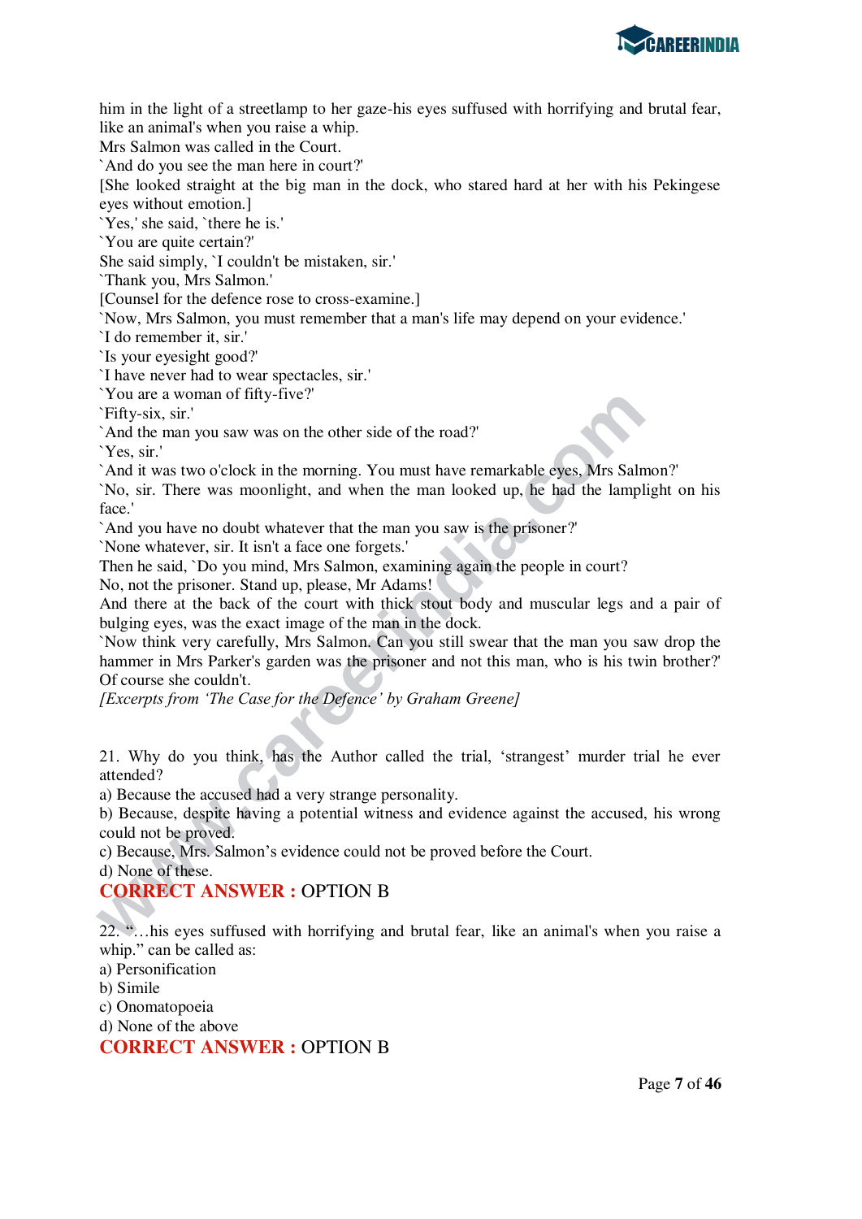him in the light of a streetlamp to her gaze-his eyes suffused with horrifying and brutal fear, like an animal's when you raise a whip.

Mrs Salmon was called in the Court.

`And do you see the man here in court?'

[She looked straight at the big man in the dock, who stared hard at her with his Pekingese eyes without emotion.]

`Yes,' she said, `there he is.'

`You are quite certain?'

She said simply, `I couldn't be mistaken, sir.'

`Thank you, Mrs Salmon.'

[Counsel for the defence rose to cross-examine.]

`Now, Mrs Salmon, you must remember that a man's life may depend on your evidence.'

`I do remember it, sir.'

`Is your eyesight good?'

`I have never had to wear spectacles, sir.'

`You are a woman of fifty-five?'

`Fifty-six, sir.'

`And the man you saw was on the other side of the road?'

`Yes, sir.'

`And it was two o'clock in the morning. You must have remarkable eyes, Mrs Salmon?'

`No, sir. There was moonlight, and when the man looked up, he had the lamplight on his face.'

`And you have no doubt whatever that the man you saw is the prisoner?'

`None whatever, sir. It isn't a face one forgets.'

Then he said, `Do you mind, Mrs Salmon, examining again the people in court?

No, not the prisoner. Stand up, please, Mr Adams!

And there at the back of the court with thick stout body and muscular legs and a pair of bulging eyes, was the exact image of the man in the dock.

`Now think very carefully, Mrs Salmon. Can you still swear that the man you saw drop the hammer in Mrs Parker's garden was the prisoner and not this man, who is his twin brother?'

Of course she couldn't.

*[Excerpts from 'The Case for the Defence' by Graham Greene]*

21. Why do you think, has the Author called the trial, 'strangest' murder trial he ever attended?

a) Because the accused had a very strange personality.

b) Because, despite having a potential witness and evidence against the accused, his wrong could not be proved.

c) Because, Mrs. Salmon's evidence could not be proved before the Court.

d) None of these.

**CORRECT ANSWER :** OPTION B

22. "…his eyes suffused with horrifying and brutal fear, like an animal's when you raise a whip." can be called as:

a) Personification

b) Simile

c) Onomatopoeia

d) None of the above

**CORRECT ANSWER :** OPTION B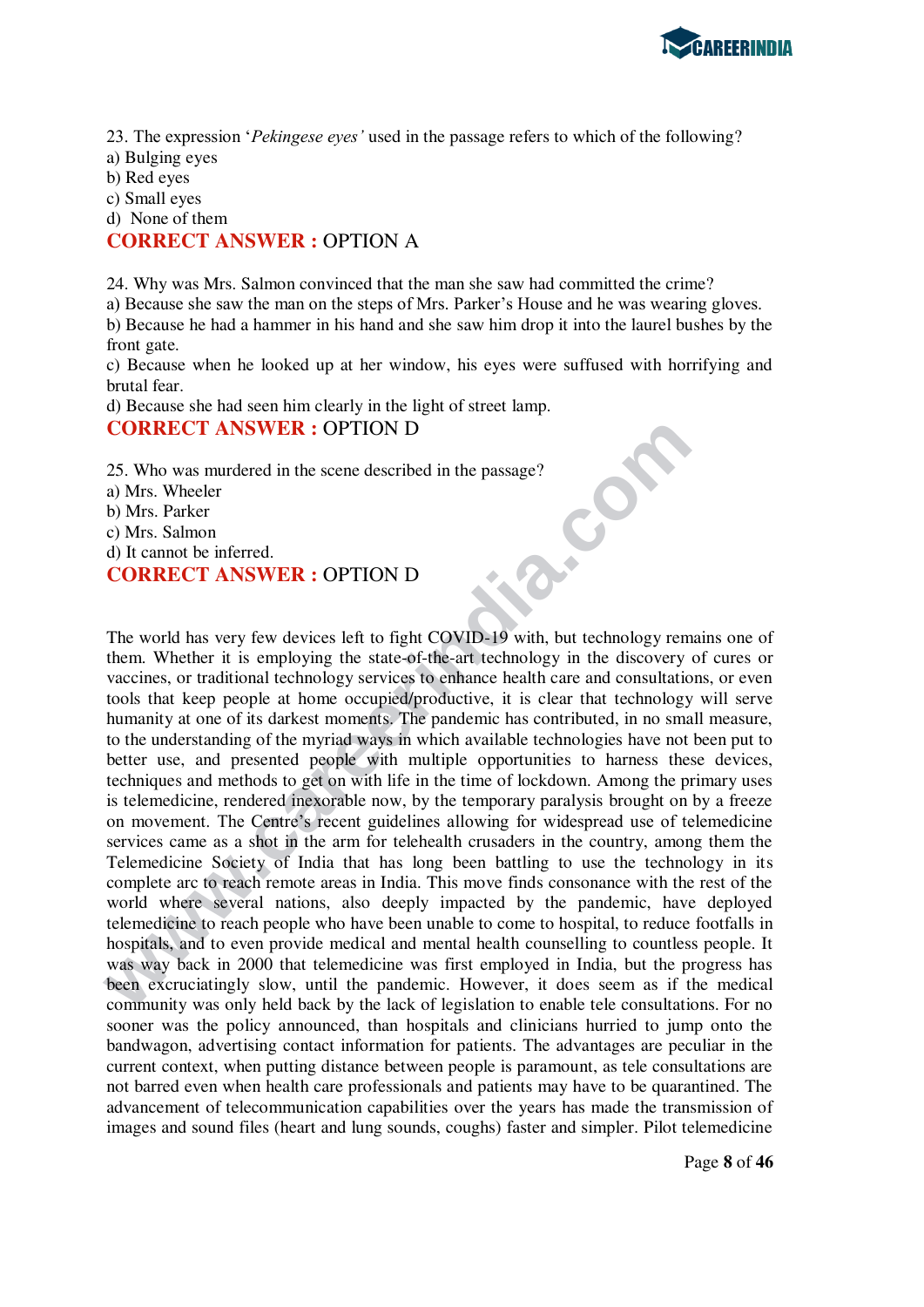23. The expression '*Pekingese eyes*' used in the passage refers to which of the following?
a) Bulging eyes
b) Red eyes
c) Small eyes
d) None of them

**CORRECT ANSWER :** OPTION A

24. Why was Mrs. Salmon convinced that the man she saw had committed the crime?
a) Because she saw the man on the steps of Mrs. Parker's House and he was wearing gloves.
b) Because he had a hammer in his hand and she saw him drop it into the laurel bushes by the front gate.
c) Because when he looked up at her window, his eyes were suffused with horrifying and brutal fear.
d) Because she had seen him clearly in the light of street lamp.

**CORRECT ANSWER :** OPTION D

25. Who was murdered in the scene described in the passage?
a) Mrs. Wheeler
b) Mrs. Parker
c) Mrs. Salmon
d) It cannot be inferred.

**CORRECT ANSWER :** OPTION D

The world has very few devices left to fight COVID-19 with, but technology remains one of them. Whether it is employing the state-of-the-art technology in the discovery of cures or vaccines, or traditional technology services to enhance health care and consultations, or even tools that keep people at home occupied/productive, it is clear that technology will serve humanity at one of its darkest moments. The pandemic has contributed, in no small measure, to the understanding of the myriad ways in which available technologies have not been put to better use, and presented people with multiple opportunities to harness these devices, techniques and methods to get on with life in the time of lockdown. Among the primary uses is telemedicine, rendered inexorable now, by the temporary paralysis brought on by a freeze on movement. The Centre's recent guidelines allowing for widespread use of telemedicine services came as a shot in the arm for telehealth crusaders in the country, among them the Telemedicine Society of India that has long been battling to use the technology in its complete arc to reach remote areas in India. This move finds consonance with the rest of the world where several nations, also deeply impacted by the pandemic, have deployed telemedicine to reach people who have been unable to come to hospital, to reduce footfalls in hospitals, and to even provide medical and mental health counselling to countless people. It was way back in 2000 that telemedicine was first employed in India, but the progress has been excruciatingly slow, until the pandemic. However, it does seem as if the medical community was only held back by the lack of legislation to enable tele consultations. For no sooner was the policy announced, than hospitals and clinicians hurried to jump onto the bandwagon, advertising contact information for patients. The advantages are peculiar in the current context, when putting distance between people is paramount, as tele consultations are not barred even when health care professionals and patients may have to be quarantined. The advancement of telecommunication capabilities over the years has made the transmission of images and sound files (heart and lung sounds, coughs) faster and simpler. Pilot telemedicine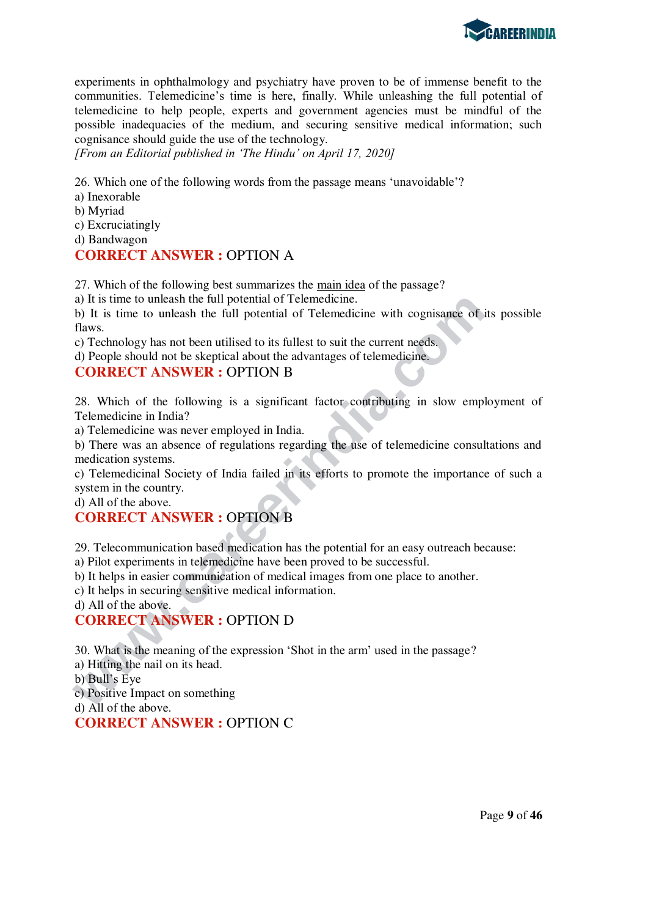experiments in ophthalmology and psychiatry have proven to be of immense benefit to the communities. Telemedicine's time is here, finally. While unleashing the full potential of telemedicine to help people, experts and government agencies must be mindful of the possible inadequacies of the medium, and securing sensitive medical information; such cognisance should guide the use of the technology.

*[From an Editorial published in 'The Hindu' on April 17, 2020]*

26. Which one of the following words from the passage means 'unavoidable'?

a) Inexorable
b) Myriad
c) Excruciatingly
d) Bandwagon

**CORRECT ANSWER :** OPTION A

27. Which of the following best summarizes the main idea of the passage?

a) It is time to unleash the full potential of Telemedicine.
b) It is time to unleash the full potential of Telemedicine with cognisance of its possible flaws.
c) Technology has not been utilised to its fullest to suit the current needs.
d) People should not be skeptical about the advantages of telemedicine.

**CORRECT ANSWER :** OPTION B

28. Which of the following is a significant factor contributing in slow employment of Telemedicine in India?

a) Telemedicine was never employed in India.
b) There was an absence of regulations regarding the use of telemedicine consultations and medication systems.
c) Telemedicinal Society of India failed in its efforts to promote the importance of such a system in the country.
d) All of the above.

**CORRECT ANSWER :** OPTION B

29. Telecommunication based medication has the potential for an easy outreach because:

a) Pilot experiments in telemedicine have been proved to be successful.
b) It helps in easier communication of medical images from one place to another.
c) It helps in securing sensitive medical information.
d) All of the above.

**CORRECT ANSWER :** OPTION D

30. What is the meaning of the expression 'Shot in the arm' used in the passage?

a) Hitting the nail on its head.
b) Bull's Eye
c) Positive Impact on something
d) All of the above.

**CORRECT ANSWER :** OPTION C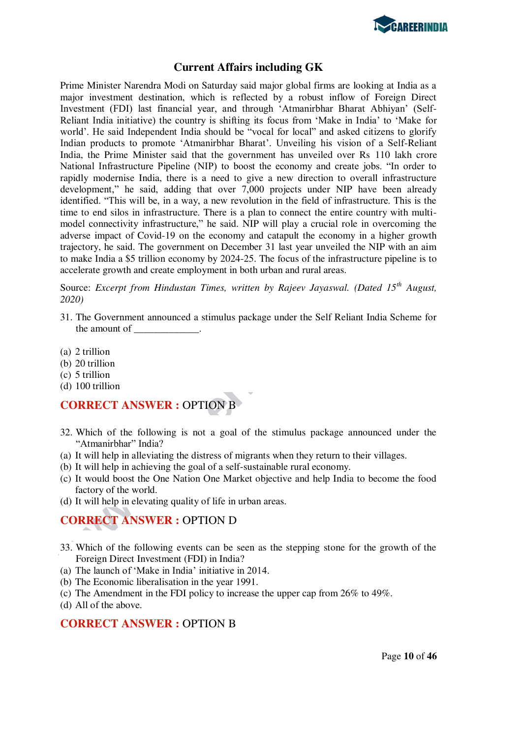## Current Affairs including GK

Prime Minister Narendra Modi on Saturday said major global firms are looking at India as a major investment destination, which is reflected by a robust inflow of Foreign Direct Investment (FDI) last financial year, and through 'Atmanirbhar Bharat Abhiyan' (Self-Reliant India initiative) the country is shifting its focus from 'Make in India' to 'Make for world'. He said Independent India should be "vocal for local" and asked citizens to glorify Indian products to promote 'Atmanirbhar Bharat'. Unveiling his vision of a Self-Reliant India, the Prime Minister said that the government has unveiled over Rs 110 lakh crore National Infrastructure Pipeline (NIP) to boost the economy and create jobs. "In order to rapidly modernise India, there is a need to give a new direction to overall infrastructure development," he said, adding that over 7,000 projects under NIP have been already identified. "This will be, in a way, a new revolution in the field of infrastructure. This is the time to end silos in infrastructure. There is a plan to connect the entire country with multi-model connectivity infrastructure," he said. NIP will play a crucial role in overcoming the adverse impact of Covid-19 on the economy and catapult the economy in a higher growth trajectory, he said. The government on December 31 last year unveiled the NIP with an aim to make India a $5 trillion economy by 2024-25. The focus of the infrastructure pipeline is to accelerate growth and create employment in both urban and rural areas.

Source: *Excerpt from Hindustan Times, written by Rajeev Jayaswal. (Dated 15th August, 2020)*

31. The Government announced a stimulus package under the Self Reliant India Scheme for the amount of _____________.

(a) 2 trillion
(b) 20 trillion
(c) 5 trillion
(d) 100 trillion

**CORRECT ANSWER :** OPTION B

32. Which of the following is not a goal of the stimulus package announced under the "Atmanirbhar" India?

(a) It will help in alleviating the distress of migrants when they return to their villages.
(b) It will help in achieving the goal of a self-sustainable rural economy.
(c) It would boost the One Nation One Market objective and help India to become the food factory of the world.
(d) It will help in elevating quality of life in urban areas.

**CORRECT ANSWER :** OPTION D

33. Which of the following events can be seen as the stepping stone for the growth of the Foreign Direct Investment (FDI) in India?

(a) The launch of 'Make in India' initiative in 2014.
(b) The Economic liberalisation in the year 1991.
(c) The Amendment in the FDI policy to increase the upper cap from 26% to 49%.
(d) All of the above.

**CORRECT ANSWER :** OPTION B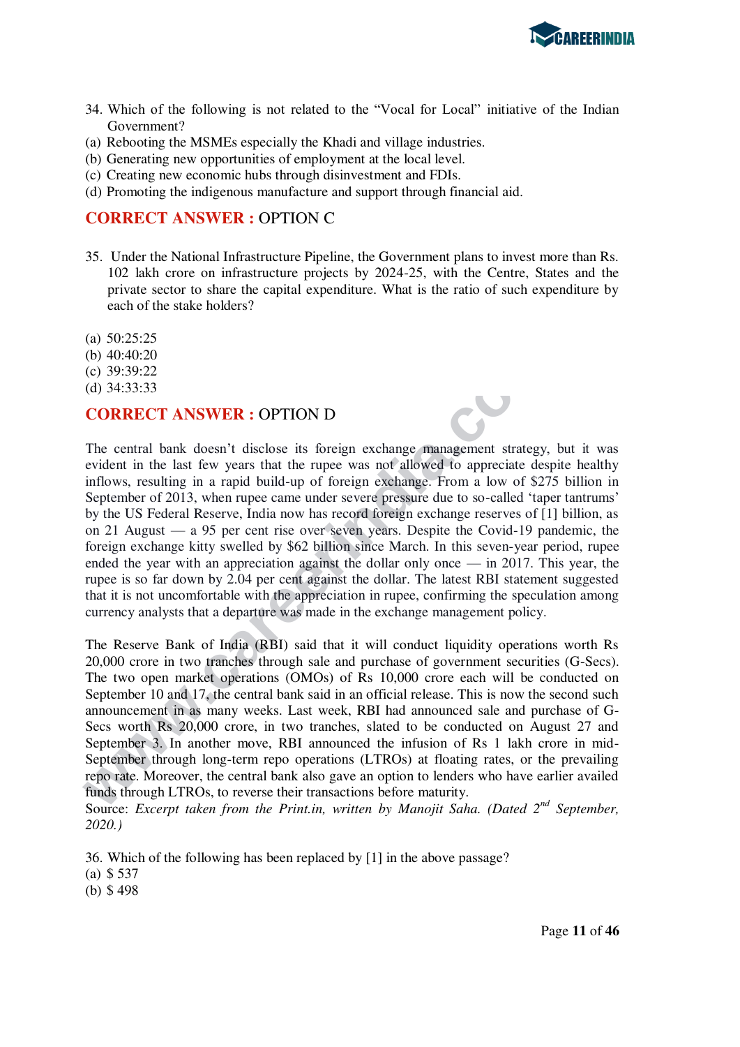34. Which of the following is not related to the "Vocal for Local" initiative of the Indian Government?

(a) Rebooting the MSMEs especially the Khadi and village industries.
(b) Generating new opportunities of employment at the local level.
(c) Creating new economic hubs through disinvestment and FDIs.
(d) Promoting the indigenous manufacture and support through financial aid.

**CORRECT ANSWER :** OPTION C

35. Under the National Infrastructure Pipeline, the Government plans to invest more than Rs. 102 lakh crore on infrastructure projects by 2024-25, with the Centre, States and the private sector to share the capital expenditure. What is the ratio of such expenditure by each of the stake holders?

(a) 50:25:25
(b) 40:40:20
(c) 39:39:22
(d) 34:33:33

**CORRECT ANSWER :** OPTION D

The central bank doesn't disclose its foreign exchange management strategy, but it was evident in the last few years that the rupee was not allowed to appreciate despite healthy inflows, resulting in a rapid build-up of foreign exchange. From a low of $275 billion in September of 2013, when rupee came under severe pressure due to so-called 'taper tantrums' by the US Federal Reserve, India now has record foreign exchange reserves of [1] billion, as on 21 August — a 95 per cent rise over seven years. Despite the Covid-19 pandemic, the foreign exchange kitty swelled by $62 billion since March. In this seven-year period, rupee ended the year with an appreciation against the dollar only once — in 2017. This year, the rupee is so far down by 2.04 per cent against the dollar. The latest RBI statement suggested that it is not uncomfortable with the appreciation in rupee, confirming the speculation among currency analysts that a departure was made in the exchange management policy.

The Reserve Bank of India (RBI) said that it will conduct liquidity operations worth Rs 20,000 crore in two tranches through sale and purchase of government securities (G-Secs). The two open market operations (OMOs) of Rs 10,000 crore each will be conducted on September 10 and 17, the central bank said in an official release. This is now the second such announcement in as many weeks. Last week, RBI had announced sale and purchase of G-Secs worth Rs 20,000 crore, in two tranches, slated to be conducted on August 27 and September 3. In another move, RBI announced the infusion of Rs 1 lakh crore in mid-September through long-term repo operations (LTROs) at floating rates, or the prevailing repo rate. Moreover, the central bank also gave an option to lenders who have earlier availed funds through LTROs, to reverse their transactions before maturity.
Source: *Excerpt taken from the Print.in, written by Manojit Saha. (Dated 2nd September, 2020.)*

36. Which of the following has been replaced by [1] in the above passage?

(a) $ 537
(b) $ 498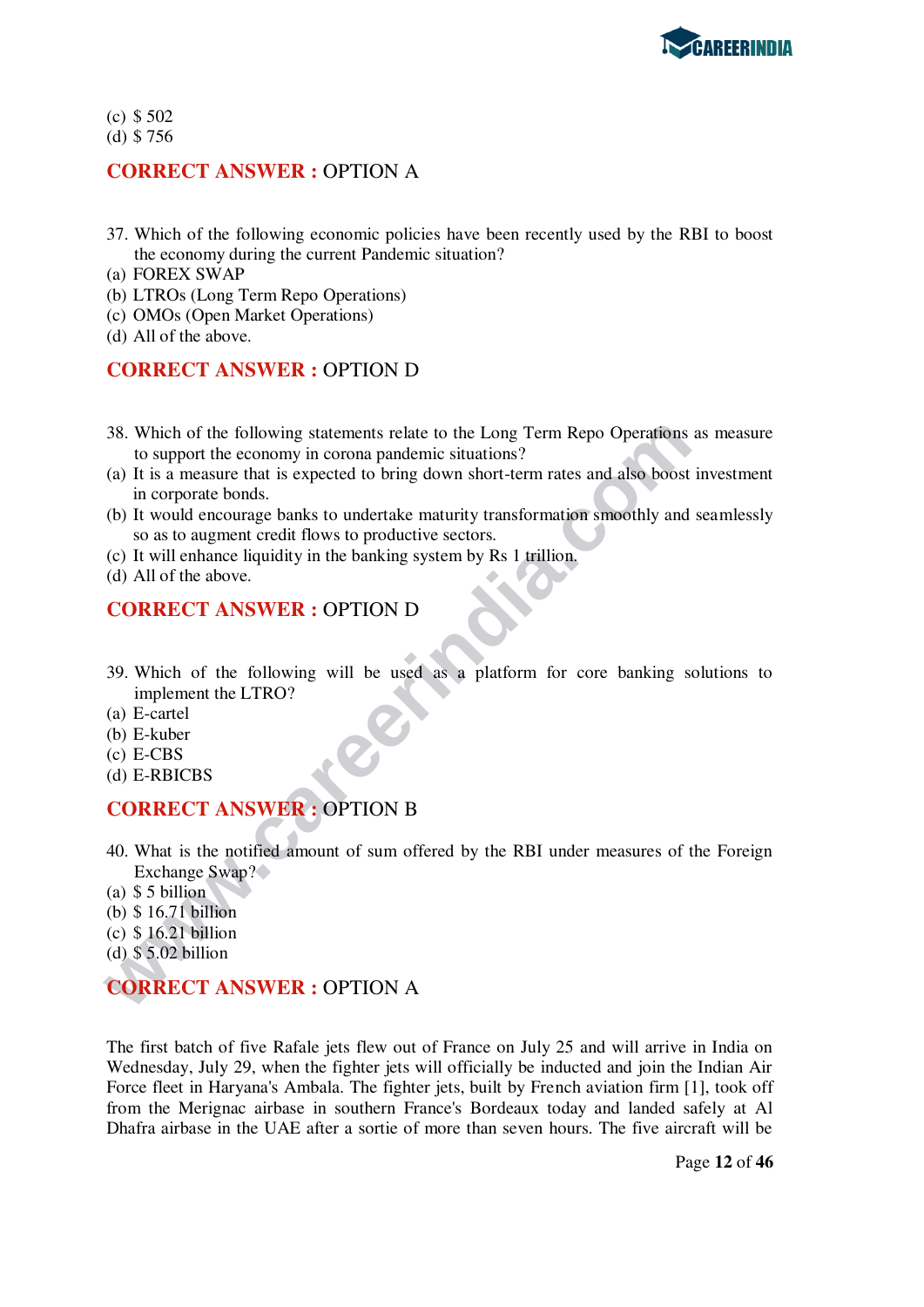(c) $ 502
(d) $ 756

**CORRECT ANSWER :** OPTION A

37. Which of the following economic policies have been recently used by the RBI to boost the economy during the current Pandemic situation?
(a) FOREX SWAP
(b) LTROs (Long Term Repo Operations)
(c) OMOs (Open Market Operations)
(d) All of the above.

**CORRECT ANSWER :** OPTION D

38. Which of the following statements relate to the Long Term Repo Operations as measure to support the economy in corona pandemic situations?
(a) It is a measure that is expected to bring down short-term rates and also boost investment in corporate bonds.
(b) It would encourage banks to undertake maturity transformation smoothly and seamlessly so as to augment credit flows to productive sectors.
(c) It will enhance liquidity in the banking system by Rs 1 trillion.
(d) All of the above.

**CORRECT ANSWER :** OPTION D

39. Which of the following will be used as a platform for core banking solutions to implement the LTRO?
(a) E-cartel
(b) E-kuber
(c) E-CBS
(d) E-RBICBS

**CORRECT ANSWER :** OPTION B

40. What is the notified amount of sum offered by the RBI under measures of the Foreign Exchange Swap?
(a) $ 5 billion
(b) $ 16.71 billion
(c) $ 16.21 billion
(d) $ 5.02 billion

**CORRECT ANSWER :** OPTION A

The first batch of five Rafale jets flew out of France on July 25 and will arrive in India on Wednesday, July 29, when the fighter jets will officially be inducted and join the Indian Air Force fleet in Haryana's Ambala. The fighter jets, built by French aviation firm [1], took off from the Merignac airbase in southern France's Bordeaux today and landed safely at Al Dhafra airbase in the UAE after a sortie of more than seven hours. The five aircraft will be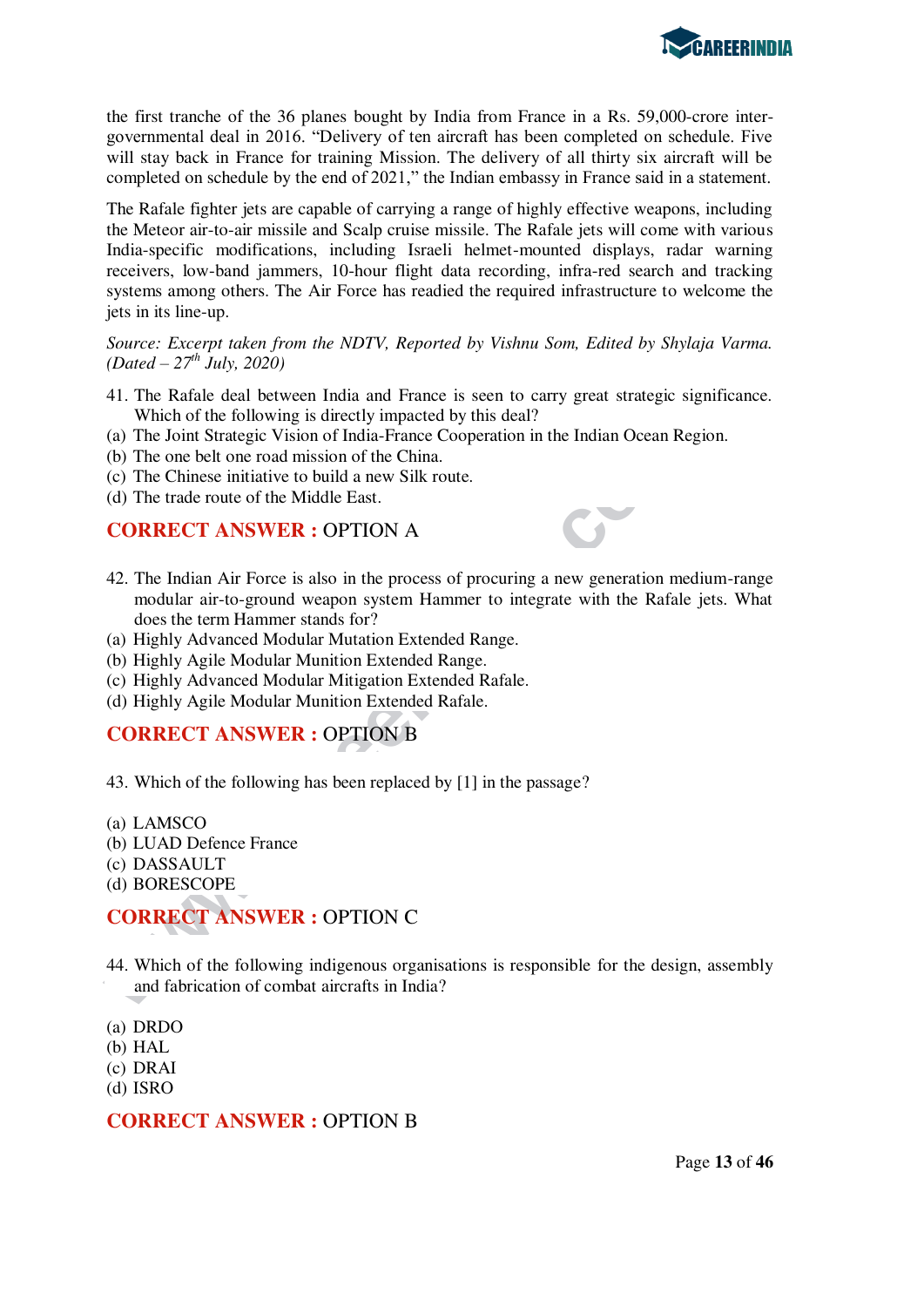the first tranche of the 36 planes bought by India from France in a Rs. 59,000-crore inter-governmental deal in 2016. "Delivery of ten aircraft has been completed on schedule. Five will stay back in France for training Mission. The delivery of all thirty six aircraft will be completed on schedule by the end of 2021," the Indian embassy in France said in a statement.

The Rafale fighter jets are capable of carrying a range of highly effective weapons, including the Meteor air-to-air missile and Scalp cruise missile. The Rafale jets will come with various India-specific modifications, including Israeli helmet-mounted displays, radar warning receivers, low-band jammers, 10-hour flight data recording, infra-red search and tracking systems among others. The Air Force has readied the required infrastructure to welcome the jets in its line-up.

*Source: Excerpt taken from the NDTV, Reported by Vishnu Som, Edited by Shylaja Varma. (Dated – 27th July, 2020)*

41. The Rafale deal between India and France is seen to carry great strategic significance. Which of the following is directly impacted by this deal?

(a) The Joint Strategic Vision of India-France Cooperation in the Indian Ocean Region.
(b) The one belt one road mission of the China.
(c) The Chinese initiative to build a new Silk route.
(d) The trade route of the Middle East.

**CORRECT ANSWER :** OPTION A

42. The Indian Air Force is also in the process of procuring a new generation medium-range modular air-to-ground weapon system Hammer to integrate with the Rafale jets. What does the term Hammer stands for?

(a) Highly Advanced Modular Mutation Extended Range.
(b) Highly Agile Modular Munition Extended Range.
(c) Highly Advanced Modular Mitigation Extended Rafale.
(d) Highly Agile Modular Munition Extended Rafale.

**CORRECT ANSWER :** OPTION B

43. Which of the following has been replaced by [1] in the passage?

(a) LAMSCO
(b) LUAD Defence France
(c) DASSAULT
(d) BORESCOPE

**CORRECT ANSWER :** OPTION C

44. Which of the following indigenous organisations is responsible for the design, assembly and fabrication of combat aircrafts in India?

(a) DRDO
(b) HAL
(c) DRAI
(d) ISRO

**CORRECT ANSWER :** OPTION B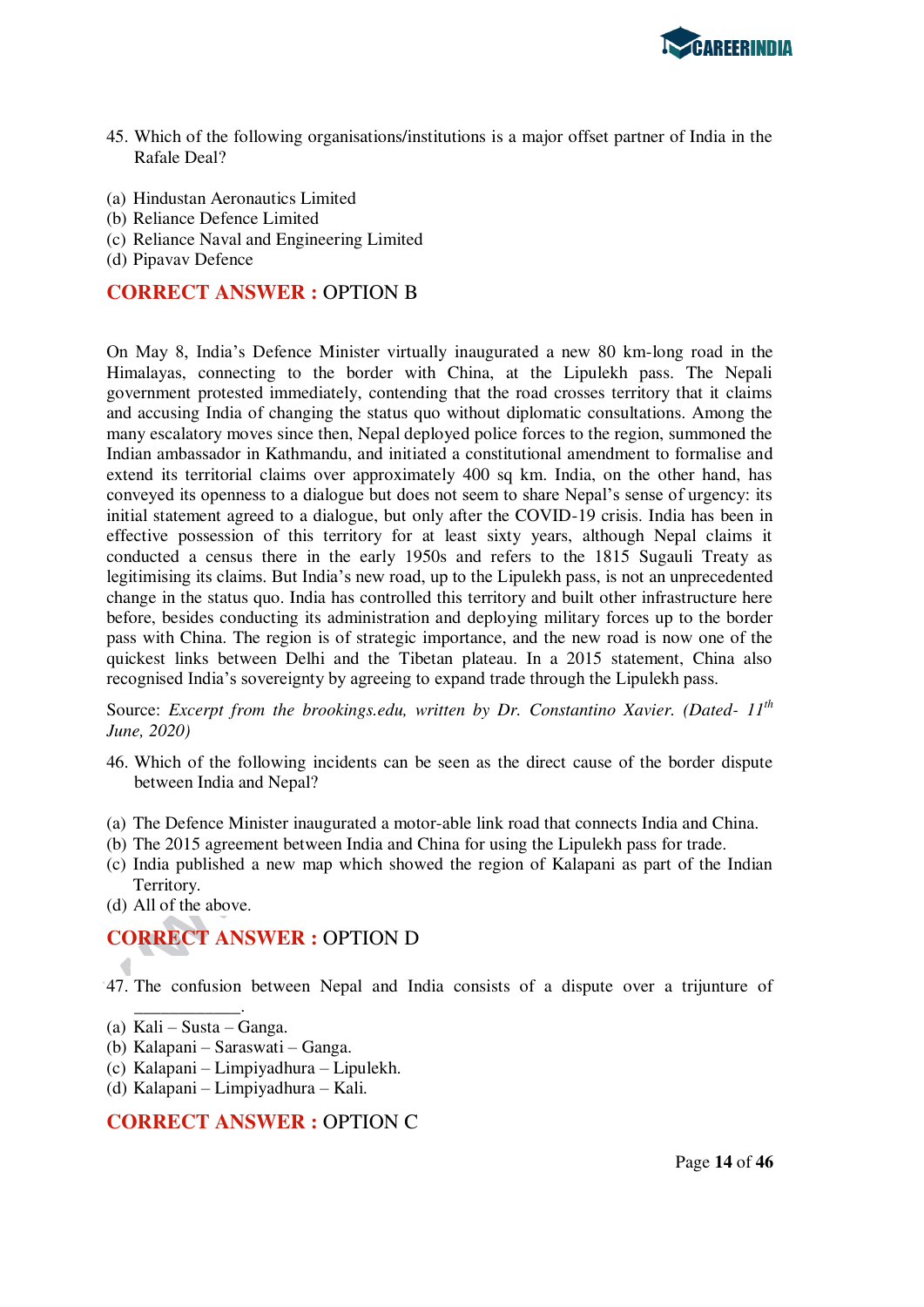45. Which of the following organisations/institutions is a major offset partner of India in the Rafale Deal?

(a) Hindustan Aeronautics Limited
(b) Reliance Defence Limited
(c) Reliance Naval and Engineering Limited
(d) Pipavav Defence

**CORRECT ANSWER :** OPTION B

On May 8, India's Defence Minister virtually inaugurated a new 80 km-long road in the Himalayas, connecting to the border with China, at the Lipulekh pass. The Nepali government protested immediately, contending that the road crosses territory that it claims and accusing India of changing the status quo without diplomatic consultations. Among the many escalatory moves since then, Nepal deployed police forces to the region, summoned the Indian ambassador in Kathmandu, and initiated a constitutional amendment to formalise and extend its territorial claims over approximately 400 sq km. India, on the other hand, has conveyed its openness to a dialogue but does not seem to share Nepal's sense of urgency: its initial statement agreed to a dialogue, but only after the COVID-19 crisis. India has been in effective possession of this territory for at least sixty years, although Nepal claims it conducted a census there in the early 1950s and refers to the 1815 Sugauli Treaty as legitimising its claims. But India's new road, up to the Lipulekh pass, is not an unprecedented change in the status quo. India has controlled this territory and built other infrastructure here before, besides conducting its administration and deploying military forces up to the border pass with China. The region is of strategic importance, and the new road is now one of the quickest links between Delhi and the Tibetan plateau. In a 2015 statement, China also recognised India's sovereignty by agreeing to expand trade through the Lipulekh pass.

Source: *Excerpt from the brookings.edu, written by Dr. Constantino Xavier. (Dated- 11th June, 2020)*

46. Which of the following incidents can be seen as the direct cause of the border dispute between India and Nepal?

(a) The Defence Minister inaugurated a motor-able link road that connects India and China.
(b) The 2015 agreement between India and China for using the Lipulekh pass for trade.
(c) India published a new map which showed the region of Kalapani as part of the Indian Territory.
(d) All of the above.

**CORRECT ANSWER :** OPTION D

47. The confusion between Nepal and India consists of a dispute over a trijunture of ____________.

(a) Kali – Susta – Ganga.
(b) Kalapani – Saraswati – Ganga.
(c) Kalapani – Limpiyadhura – Lipulekh.
(d) Kalapani – Limpiyadhura – Kali.

**CORRECT ANSWER :** OPTION C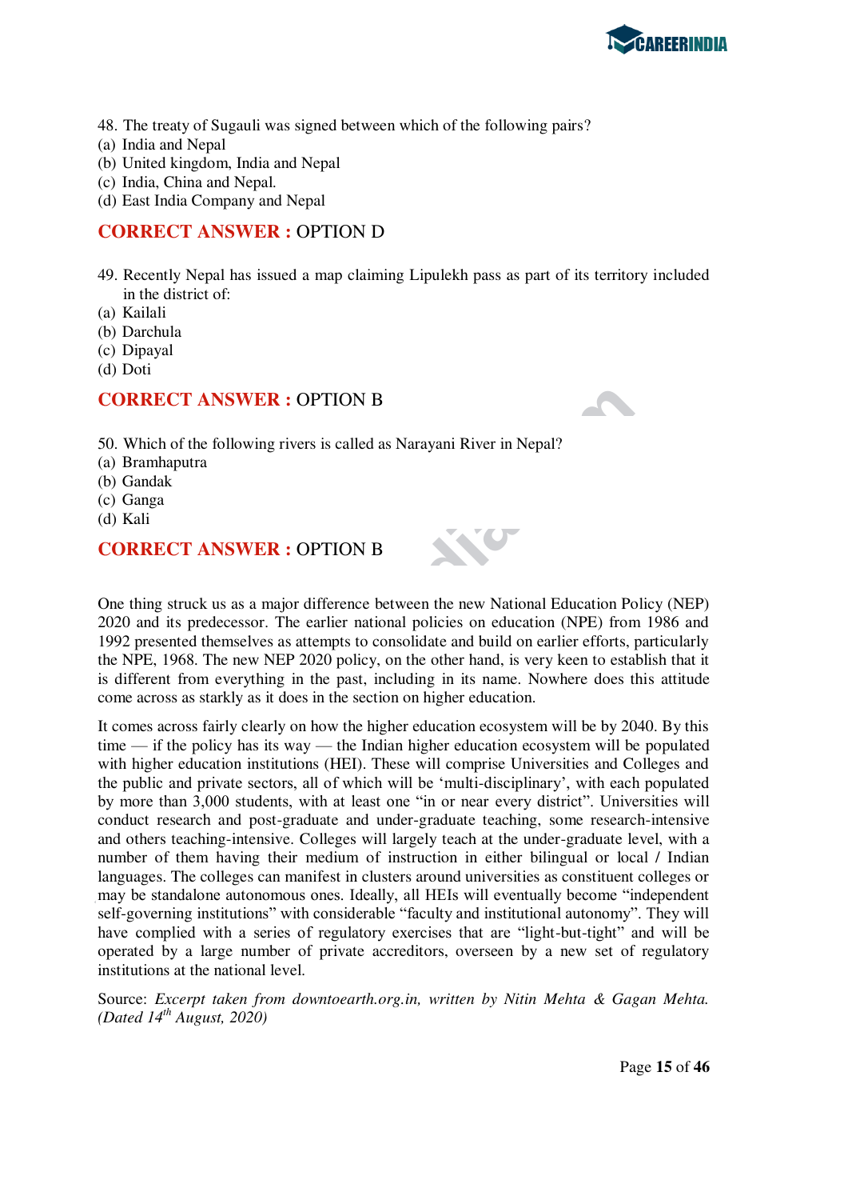48. The treaty of Sugauli was signed between which of the following pairs?
(a) India and Nepal
(b) United kingdom, India and Nepal
(c) India, China and Nepal.
(d) East India Company and Nepal

**CORRECT ANSWER :** OPTION D

49. Recently Nepal has issued a map claiming Lipulekh pass as part of its territory included in the district of:
(a) Kailali
(b) Darchula
(c) Dipayal
(d) Doti

**CORRECT ANSWER :** OPTION B

50. Which of the following rivers is called as Narayani River in Nepal?
(a) Bramhaputra
(b) Gandak
(c) Ganga
(d) Kali

**CORRECT ANSWER :** OPTION B

One thing struck us as a major difference between the new National Education Policy (NEP) 2020 and its predecessor. The earlier national policies on education (NPE) from 1986 and 1992 presented themselves as attempts to consolidate and build on earlier efforts, particularly the NPE, 1968. The new NEP 2020 policy, on the other hand, is very keen to establish that it is different from everything in the past, including in its name. Nowhere does this attitude come across as starkly as it does in the section on higher education.

It comes across fairly clearly on how the higher education ecosystem will be by 2040. By this time — if the policy has its way — the Indian higher education ecosystem will be populated with higher education institutions (HEI). These will comprise Universities and Colleges and the public and private sectors, all of which will be 'multi-disciplinary', with each populated by more than 3,000 students, with at least one "in or near every district". Universities will conduct research and post-graduate and under-graduate teaching, some research-intensive and others teaching-intensive. Colleges will largely teach at the under-graduate level, with a number of them having their medium of instruction in either bilingual or local / Indian languages. The colleges can manifest in clusters around universities as constituent colleges or may be standalone autonomous ones. Ideally, all HEIs will eventually become "independent self-governing institutions" with considerable "faculty and institutional autonomy". They will have complied with a series of regulatory exercises that are "light-but-tight" and will be operated by a large number of private accreditors, overseen by a new set of regulatory institutions at the national level.

Source: *Excerpt taken from downtoearth.org.in, written by Nitin Mehta & Gagan Mehta. (Dated 14th August, 2020)*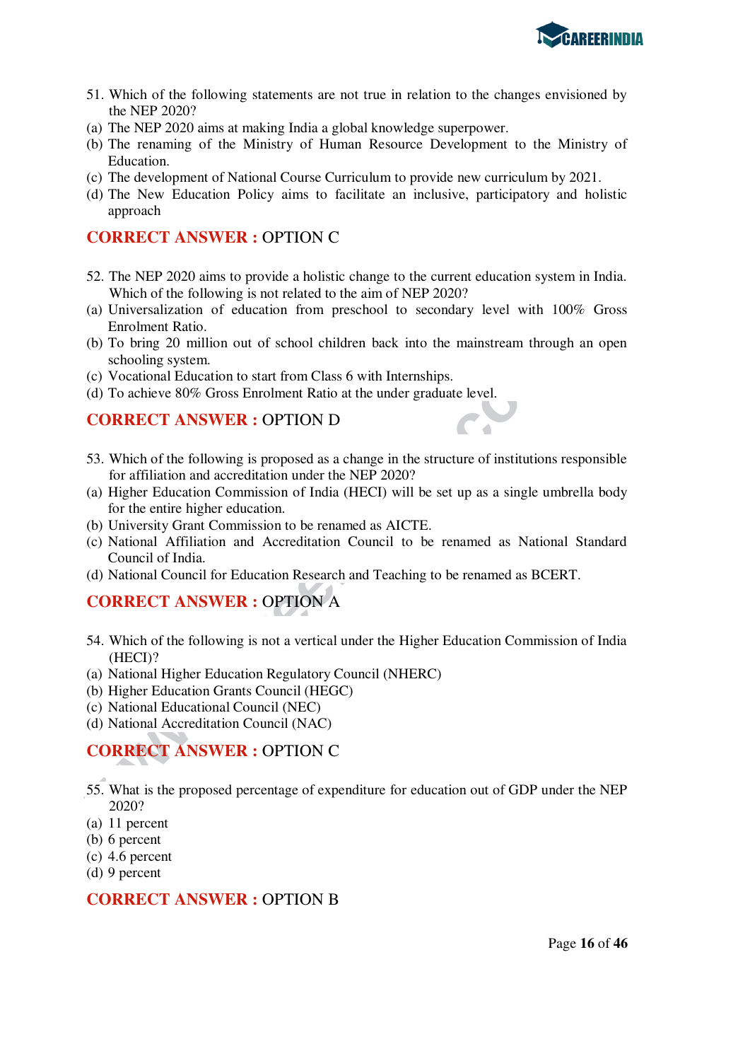51. Which of the following statements are not true in relation to the changes envisioned by the NEP 2020?
(a) The NEP 2020 aims at making India a global knowledge superpower.
(b) The renaming of the Ministry of Human Resource Development to the Ministry of Education.
(c) The development of National Course Curriculum to provide new curriculum by 2021.
(d) The New Education Policy aims to facilitate an inclusive, participatory and holistic approach

**CORRECT ANSWER :** OPTION C

52. The NEP 2020 aims to provide a holistic change to the current education system in India. Which of the following is not related to the aim of NEP 2020?
(a) Universalization of education from preschool to secondary level with 100% Gross Enrolment Ratio.
(b) To bring 20 million out of school children back into the mainstream through an open schooling system.
(c) Vocational Education to start from Class 6 with Internships.
(d) To achieve 80% Gross Enrolment Ratio at the under graduate level.

**CORRECT ANSWER :** OPTION D

53. Which of the following is proposed as a change in the structure of institutions responsible for affiliation and accreditation under the NEP 2020?
(a) Higher Education Commission of India (HECI) will be set up as a single umbrella body for the entire higher education.
(b) University Grant Commission to be renamed as AICTE.
(c) National Affiliation and Accreditation Council to be renamed as National Standard Council of India.
(d) National Council for Education Research and Teaching to be renamed as BCERT.

**CORRECT ANSWER :** OPTION A

54. Which of the following is not a vertical under the Higher Education Commission of India (HECI)?
(a) National Higher Education Regulatory Council (NHERC)
(b) Higher Education Grants Council (HEGC)
(c) National Educational Council (NEC)
(d) National Accreditation Council (NAC)

**CORRECT ANSWER :** OPTION C

55. What is the proposed percentage of expenditure for education out of GDP under the NEP 2020?
(a) 11 percent
(b) 6 percent
(c) 4.6 percent
(d) 9 percent

**CORRECT ANSWER :** OPTION B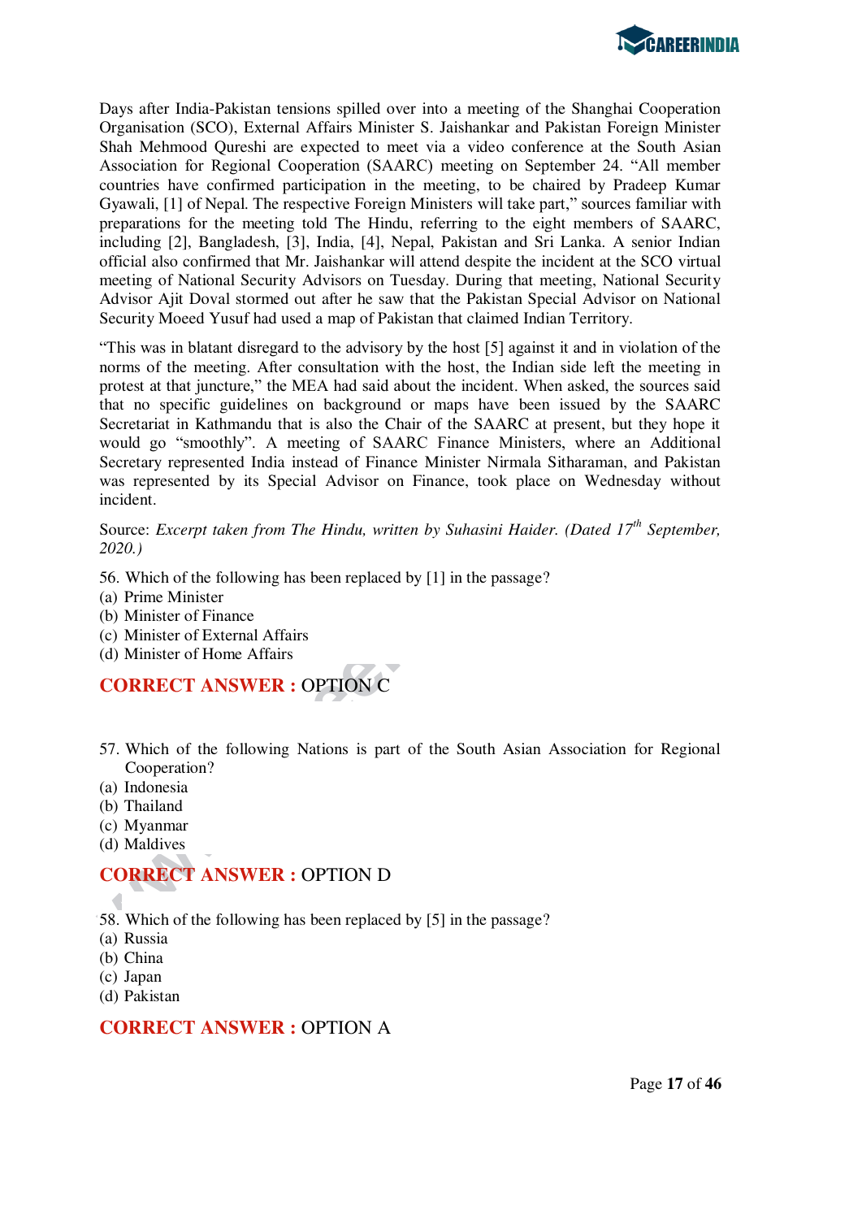Days after India-Pakistan tensions spilled over into a meeting of the Shanghai Cooperation Organisation (SCO), External Affairs Minister S. Jaishankar and Pakistan Foreign Minister Shah Mehmood Qureshi are expected to meet via a video conference at the South Asian Association for Regional Cooperation (SAARC) meeting on September 24. "All member countries have confirmed participation in the meeting, to be chaired by Pradeep Kumar Gyawali, [1] of Nepal. The respective Foreign Ministers will take part," sources familiar with preparations for the meeting told The Hindu, referring to the eight members of SAARC, including [2], Bangladesh, [3], India, [4], Nepal, Pakistan and Sri Lanka. A senior Indian official also confirmed that Mr. Jaishankar will attend despite the incident at the SCO virtual meeting of National Security Advisors on Tuesday. During that meeting, National Security Advisor Ajit Doval stormed out after he saw that the Pakistan Special Advisor on National Security Moeed Yusuf had used a map of Pakistan that claimed Indian Territory.

"This was in blatant disregard to the advisory by the host [5] against it and in violation of the norms of the meeting. After consultation with the host, the Indian side left the meeting in protest at that juncture," the MEA had said about the incident. When asked, the sources said that no specific guidelines on background or maps have been issued by the SAARC Secretariat in Kathmandu that is also the Chair of the SAARC at present, but they hope it would go "smoothly". A meeting of SAARC Finance Ministers, where an Additional Secretary represented India instead of Finance Minister Nirmala Sitharaman, and Pakistan was represented by its Special Advisor on Finance, took place on Wednesday without incident.

Source: *Excerpt taken from The Hindu, written by Suhasini Haider. (Dated 17th September, 2020.)*

56. Which of the following has been replaced by [1] in the passage?
(a) Prime Minister
(b) Minister of Finance
(c) Minister of External Affairs
(d) Minister of Home Affairs

**CORRECT ANSWER :** OPTION C

57. Which of the following Nations is part of the South Asian Association for Regional Cooperation?
(a) Indonesia
(b) Thailand
(c) Myanmar
(d) Maldives

**CORRECT ANSWER :** OPTION D

58. Which of the following has been replaced by [5] in the passage?
(a) Russia
(b) China
(c) Japan
(d) Pakistan

**CORRECT ANSWER :** OPTION A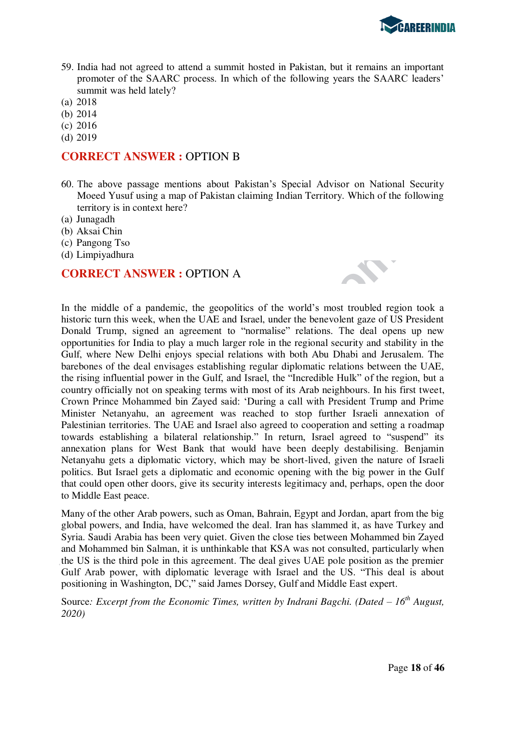59. India had not agreed to attend a summit hosted in Pakistan, but it remains an important promoter of the SAARC process. In which of the following years the SAARC leaders' summit was held lately?

(a) 2018
(b) 2014
(c) 2016
(d) 2019

**CORRECT ANSWER :** OPTION B

60. The above passage mentions about Pakistan's Special Advisor on National Security Moeed Yusuf using a map of Pakistan claiming Indian Territory. Which of the following territory is in context here?

(a) Junagadh
(b) Aksai Chin
(c) Pangong Tso
(d) Limpiyadhura

**CORRECT ANSWER :** OPTION A

In the middle of a pandemic, the geopolitics of the world's most troubled region took a historic turn this week, when the UAE and Israel, under the benevolent gaze of US President Donald Trump, signed an agreement to "normalise" relations. The deal opens up new opportunities for India to play a much larger role in the regional security and stability in the Gulf, where New Delhi enjoys special relations with both Abu Dhabi and Jerusalem. The barebones of the deal envisages establishing regular diplomatic relations between the UAE, the rising influential power in the Gulf, and Israel, the "Incredible Hulk" of the region, but a country officially not on speaking terms with most of its Arab neighbours. In his first tweet, Crown Prince Mohammed bin Zayed said: 'During a call with President Trump and Prime Minister Netanyahu, an agreement was reached to stop further Israeli annexation of Palestinian territories. The UAE and Israel also agreed to cooperation and setting a roadmap towards establishing a bilateral relationship." In return, Israel agreed to "suspend" its annexation plans for West Bank that would have been deeply destabilising. Benjamin Netanyahu gets a diplomatic victory, which may be short-lived, given the nature of Israeli politics. But Israel gets a diplomatic and economic opening with the big power in the Gulf that could open other doors, give its security interests legitimacy and, perhaps, open the door to Middle East peace.

Many of the other Arab powers, such as Oman, Bahrain, Egypt and Jordan, apart from the big global powers, and India, have welcomed the deal. Iran has slammed it, as have Turkey and Syria. Saudi Arabia has been very quiet. Given the close ties between Mohammed bin Zayed and Mohammed bin Salman, it is unthinkable that KSA was not consulted, particularly when the US is the third pole in this agreement. The deal gives UAE pole position as the premier Gulf Arab power, with diplomatic leverage with Israel and the US. "This deal is about positioning in Washington, DC," said James Dorsey, Gulf and Middle East expert.

Source*: Excerpt from the Economic Times, written by Indrani Bagchi. (Dated – 16th August, 2020)*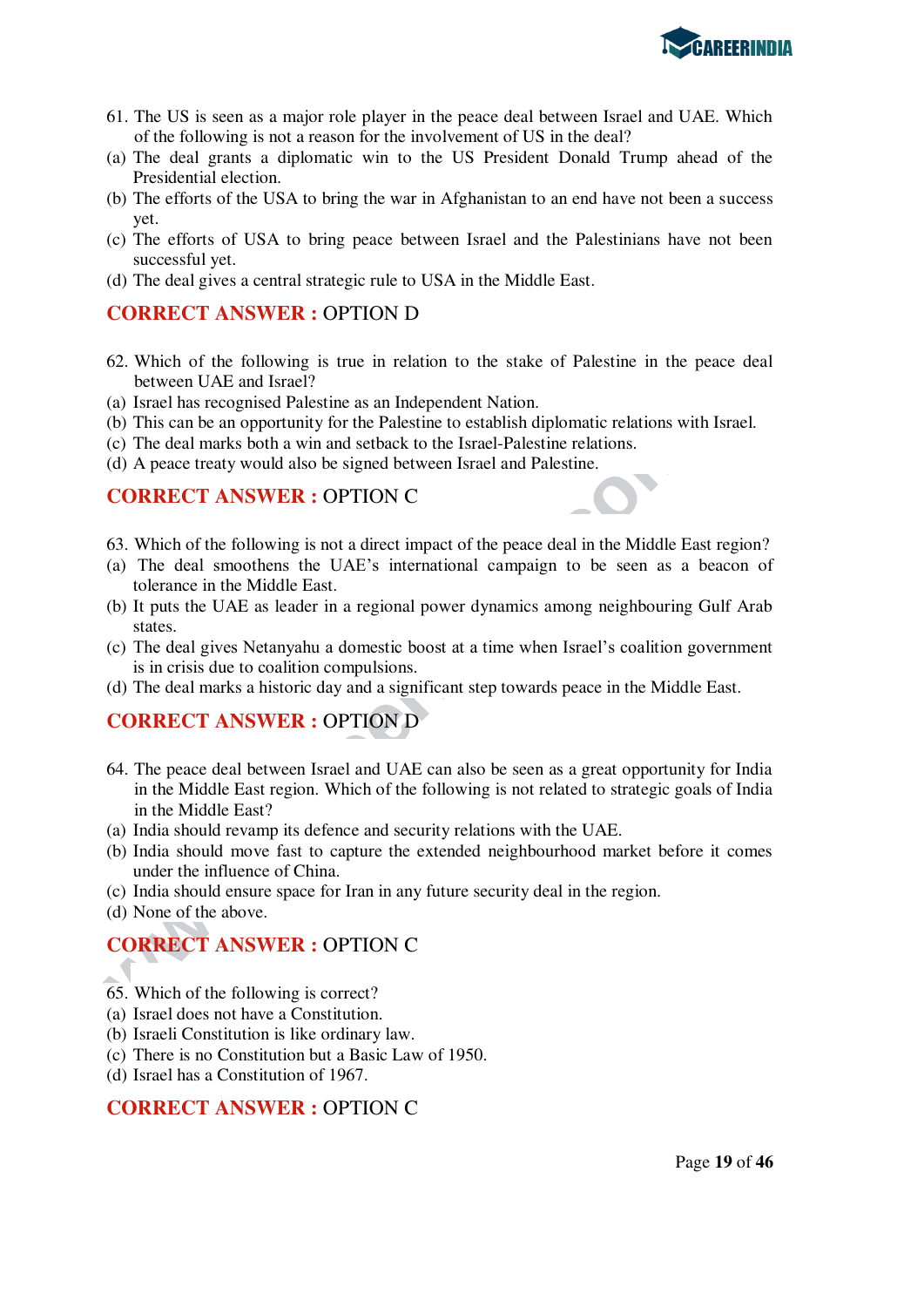61. The US is seen as a major role player in the peace deal between Israel and UAE. Which of the following is not a reason for the involvement of US in the deal?
(a) The deal grants a diplomatic win to the US President Donald Trump ahead of the Presidential election.
(b) The efforts of the USA to bring the war in Afghanistan to an end have not been a success yet.
(c) The efforts of USA to bring peace between Israel and the Palestinians have not been successful yet.
(d) The deal gives a central strategic rule to USA in the Middle East.

**CORRECT ANSWER :** OPTION D

62. Which of the following is true in relation to the stake of Palestine in the peace deal between UAE and Israel?
(a) Israel has recognised Palestine as an Independent Nation.
(b) This can be an opportunity for the Palestine to establish diplomatic relations with Israel.
(c) The deal marks both a win and setback to the Israel-Palestine relations.
(d) A peace treaty would also be signed between Israel and Palestine.

**CORRECT ANSWER :** OPTION C

63. Which of the following is not a direct impact of the peace deal in the Middle East region?
(a) The deal smoothens the UAE's international campaign to be seen as a beacon of tolerance in the Middle East.
(b) It puts the UAE as leader in a regional power dynamics among neighbouring Gulf Arab states.
(c) The deal gives Netanyahu a domestic boost at a time when Israel's coalition government is in crisis due to coalition compulsions.
(d) The deal marks a historic day and a significant step towards peace in the Middle East.

**CORRECT ANSWER :** OPTION D

64. The peace deal between Israel and UAE can also be seen as a great opportunity for India in the Middle East region. Which of the following is not related to strategic goals of India in the Middle East?
(a) India should revamp its defence and security relations with the UAE.
(b) India should move fast to capture the extended neighbourhood market before it comes under the influence of China.
(c) India should ensure space for Iran in any future security deal in the region.
(d) None of the above.

**CORRECT ANSWER :** OPTION C

65. Which of the following is correct?
(a) Israel does not have a Constitution.
(b) Israeli Constitution is like ordinary law.
(c) There is no Constitution but a Basic Law of 1950.
(d) Israel has a Constitution of 1967.

**CORRECT ANSWER :** OPTION C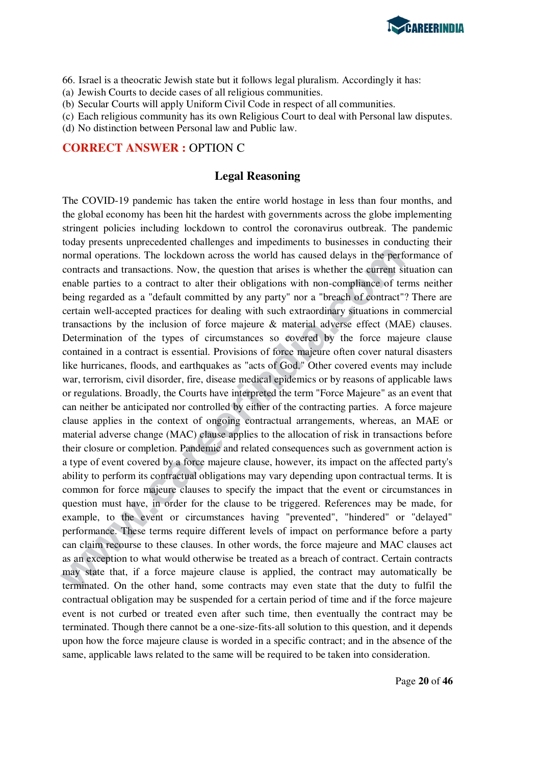66. Israel is a theocratic Jewish state but it follows legal pluralism. Accordingly it has:
(a) Jewish Courts to decide cases of all religious communities.
(b) Secular Courts will apply Uniform Civil Code in respect of all communities.
(c) Each religious community has its own Religious Court to deal with Personal law disputes.
(d) No distinction between Personal law and Public law.

**CORRECT ANSWER :** OPTION C

## Legal Reasoning

The COVID-19 pandemic has taken the entire world hostage in less than four months, and the global economy has been hit the hardest with governments across the globe implementing stringent policies including lockdown to control the coronavirus outbreak. The pandemic today presents unprecedented challenges and impediments to businesses in conducting their normal operations. The lockdown across the world has caused delays in the performance of contracts and transactions. Now, the question that arises is whether the current situation can enable parties to a contract to alter their obligations with non-compliance of terms neither being regarded as a "default committed by any party" nor a "breach of contract"? There are certain well-accepted practices for dealing with such extraordinary situations in commercial transactions by the inclusion of force majeure & material adverse effect (MAE) clauses. Determination of the types of circumstances so covered by the force majeure clause contained in a contract is essential. Provisions of force majeure often cover natural disasters like hurricanes, floods, and earthquakes as "acts of God." Other covered events may include war, terrorism, civil disorder, fire, disease medical epidemics or by reasons of applicable laws or regulations. Broadly, the Courts have interpreted the term "Force Majeure" as an event that can neither be anticipated nor controlled by either of the contracting parties. A force majeure clause applies in the context of ongoing contractual arrangements, whereas, an MAE or material adverse change (MAC) clause applies to the allocation of risk in transactions before their closure or completion. Pandemic and related consequences such as government action is a type of event covered by a force majeure clause, however, its impact on the affected party's ability to perform its contractual obligations may vary depending upon contractual terms. It is common for force majeure clauses to specify the impact that the event or circumstances in question must have, in order for the clause to be triggered. References may be made, for example, to the event or circumstances having "prevented", "hindered" or "delayed" performance. These terms require different levels of impact on performance before a party can claim recourse to these clauses. In other words, the force majeure and MAC clauses act as an exception to what would otherwise be treated as a breach of contract. Certain contracts may state that, if a force majeure clause is applied, the contract may automatically be terminated. On the other hand, some contracts may even state that the duty to fulfil the contractual obligation may be suspended for a certain period of time and if the force majeure event is not curbed or treated even after such time, then eventually the contract may be terminated. Though there cannot be a one-size-fits-all solution to this question, and it depends upon how the force majeure clause is worded in a specific contract; and in the absence of the same, applicable laws related to the same will be required to be taken into consideration.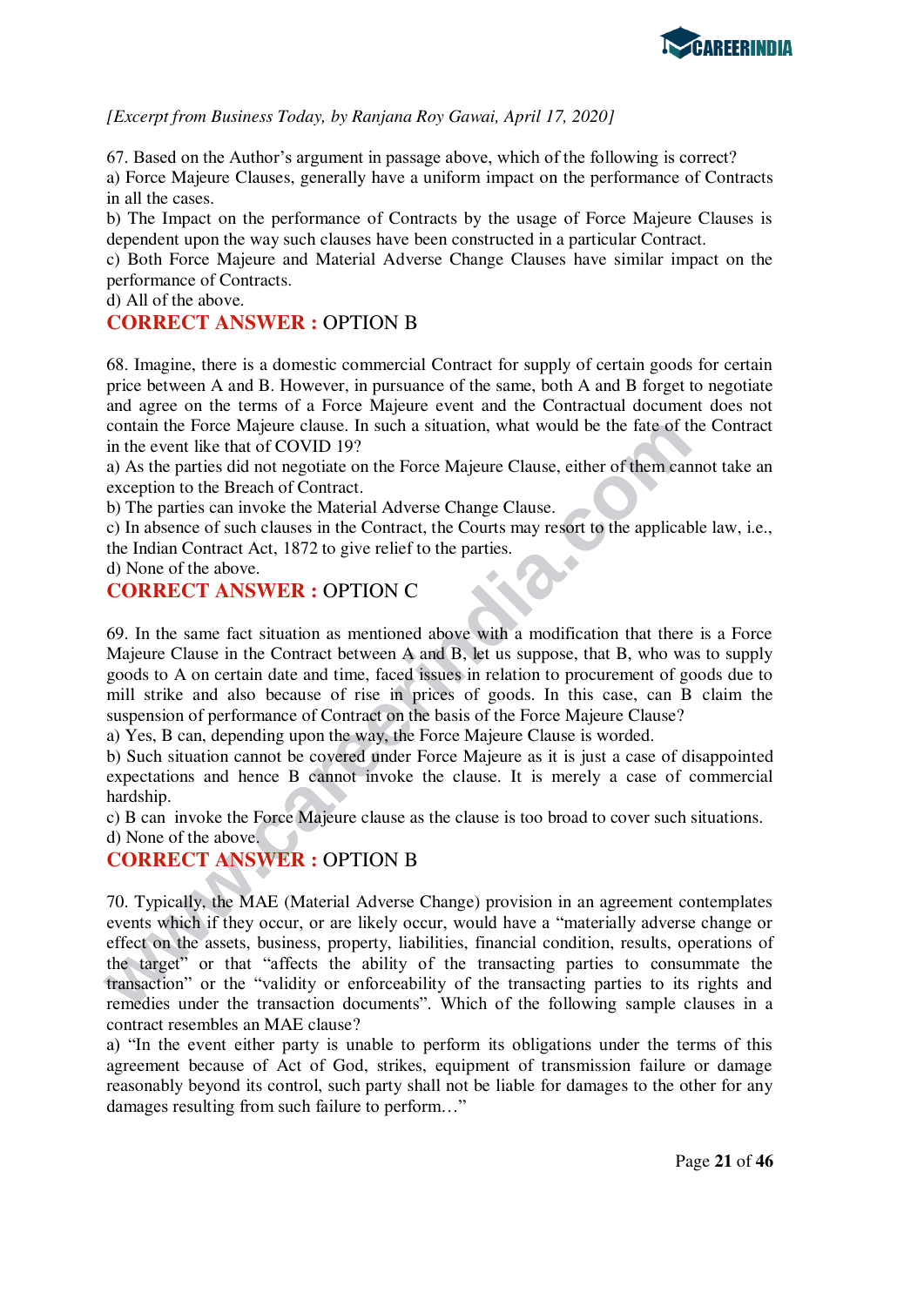*[Excerpt from Business Today, by Ranjana Roy Gawai, April 17, 2020]*

67. Based on the Author's argument in passage above, which of the following is correct?

a) Force Majeure Clauses, generally have a uniform impact on the performance of Contracts in all the cases.

b) The Impact on the performance of Contracts by the usage of Force Majeure Clauses is dependent upon the way such clauses have been constructed in a particular Contract.

c) Both Force Majeure and Material Adverse Change Clauses have similar impact on the performance of Contracts.

d) All of the above.

**CORRECT ANSWER :** OPTION B

68. Imagine, there is a domestic commercial Contract for supply of certain goods for certain price between A and B. However, in pursuance of the same, both A and B forget to negotiate and agree on the terms of a Force Majeure event and the Contractual document does not contain the Force Majeure clause. In such a situation, what would be the fate of the Contract in the event like that of COVID 19?

a) As the parties did not negotiate on the Force Majeure Clause, either of them cannot take an exception to the Breach of Contract.

b) The parties can invoke the Material Adverse Change Clause.

c) In absence of such clauses in the Contract, the Courts may resort to the applicable law, i.e., the Indian Contract Act, 1872 to give relief to the parties.

d) None of the above.

**CORRECT ANSWER :** OPTION C

69. In the same fact situation as mentioned above with a modification that there is a Force Majeure Clause in the Contract between A and B, let us suppose, that B, who was to supply goods to A on certain date and time, faced issues in relation to procurement of goods due to mill strike and also because of rise in prices of goods. In this case, can B claim the suspension of performance of Contract on the basis of the Force Majeure Clause?

a) Yes, B can, depending upon the way, the Force Majeure Clause is worded.

b) Such situation cannot be covered under Force Majeure as it is just a case of disappointed expectations and hence B cannot invoke the clause. It is merely a case of commercial hardship.

c) B can invoke the Force Majeure clause as the clause is too broad to cover such situations.

d) None of the above.

**CORRECT ANSWER :** OPTION B

70. Typically, the MAE (Material Adverse Change) provision in an agreement contemplates events which if they occur, or are likely occur, would have a "materially adverse change or effect on the assets, business, property, liabilities, financial condition, results, operations of the target" or that "affects the ability of the transacting parties to consummate the transaction" or the "validity or enforceability of the transacting parties to its rights and remedies under the transaction documents". Which of the following sample clauses in a contract resembles an MAE clause?

a) "In the event either party is unable to perform its obligations under the terms of this agreement because of Act of God, strikes, equipment of transmission failure or damage reasonably beyond its control, such party shall not be liable for damages to the other for any damages resulting from such failure to perform…"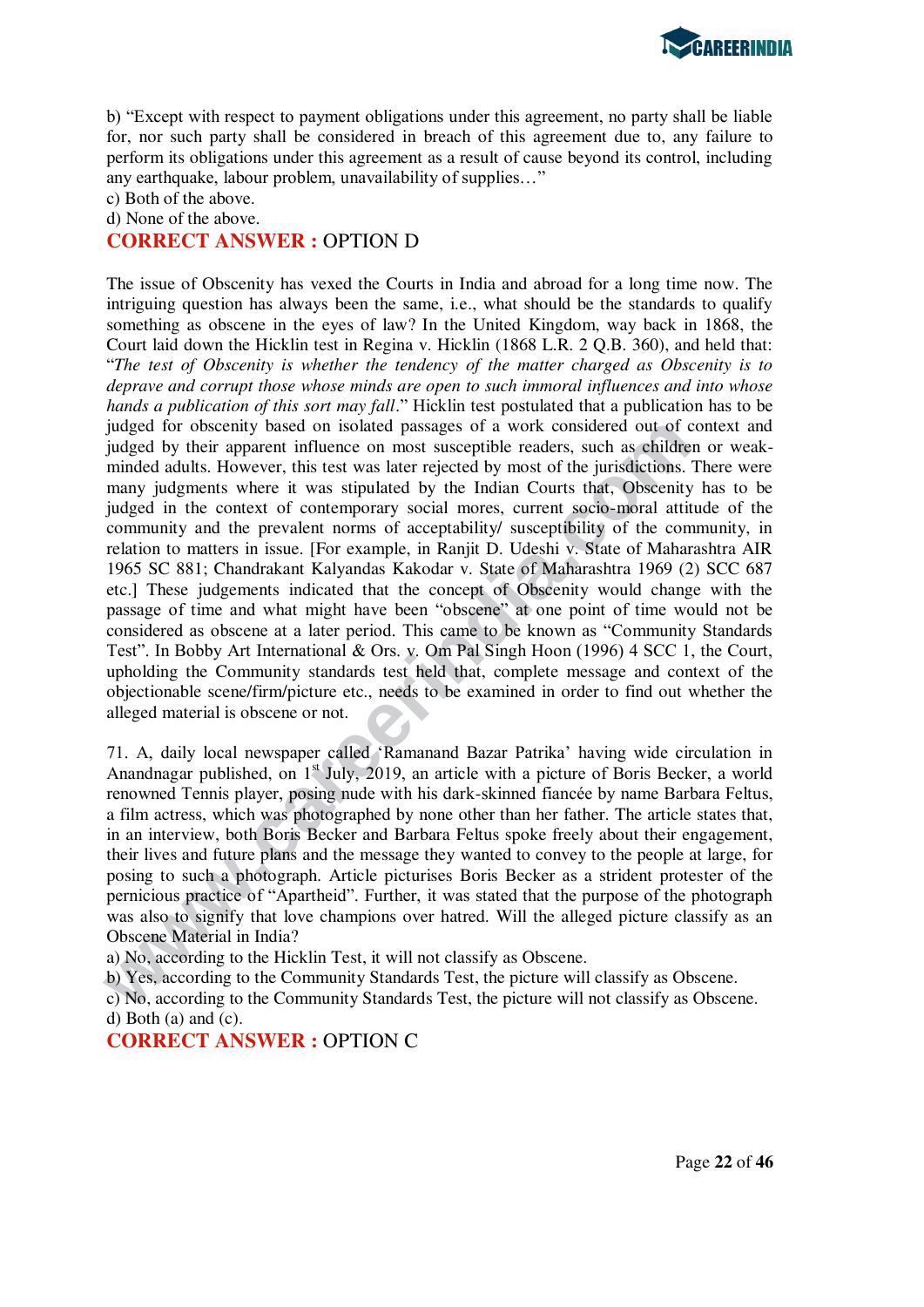b) "Except with respect to payment obligations under this agreement, no party shall be liable for, nor such party shall be considered in breach of this agreement due to, any failure to perform its obligations under this agreement as a result of cause beyond its control, including any earthquake, labour problem, unavailability of supplies…"

c) Both of the above.

d) None of the above.

**CORRECT ANSWER :** OPTION D

The issue of Obscenity has vexed the Courts in India and abroad for a long time now. The intriguing question has always been the same, i.e., what should be the standards to qualify something as obscene in the eyes of law? In the United Kingdom, way back in 1868, the Court laid down the Hicklin test in Regina v. Hicklin (1868 L.R. 2 Q.B. 360), and held that: "*The test of Obscenity is whether the tendency of the matter charged as Obscenity is to deprave and corrupt those whose minds are open to such immoral influences and into whose hands a publication of this sort may fall*." Hicklin test postulated that a publication has to be judged for obscenity based on isolated passages of a work considered out of context and judged by their apparent influence on most susceptible readers, such as children or weak-minded adults. However, this test was later rejected by most of the jurisdictions. There were many judgments where it was stipulated by the Indian Courts that, Obscenity has to be judged in the context of contemporary social mores, current socio-moral attitude of the community and the prevalent norms of acceptability/ susceptibility of the community, in relation to matters in issue. [For example, in Ranjit D. Udeshi v. State of Maharashtra AIR 1965 SC 881; Chandrakant Kalyandas Kakodar v. State of Maharashtra 1969 (2) SCC 687 etc.] These judgements indicated that the concept of Obscenity would change with the passage of time and what might have been "obscene" at one point of time would not be considered as obscene at a later period. This came to be known as "Community Standards Test". In Bobby Art International & Ors. v. Om Pal Singh Hoon (1996) 4 SCC 1, the Court, upholding the Community standards test held that, complete message and context of the objectionable scene/firm/picture etc., needs to be examined in order to find out whether the alleged material is obscene or not.

71. A, daily local newspaper called 'Ramanand Bazar Patrika' having wide circulation in Anandnagar published, on 1st July, 2019, an article with a picture of Boris Becker, a world renowned Tennis player, posing nude with his dark-skinned fiancée by name Barbara Feltus, a film actress, which was photographed by none other than her father. The article states that, in an interview, both Boris Becker and Barbara Feltus spoke freely about their engagement, their lives and future plans and the message they wanted to convey to the people at large, for posing to such a photograph. Article picturises Boris Becker as a strident protester of the pernicious practice of "Apartheid". Further, it was stated that the purpose of the photograph was also to signify that love champions over hatred. Will the alleged picture classify as an Obscene Material in India?

a) No, according to the Hicklin Test, it will not classify as Obscene.

b) Yes, according to the Community Standards Test, the picture will classify as Obscene.

c) No, according to the Community Standards Test, the picture will not classify as Obscene.

d) Both (a) and (c).

**CORRECT ANSWER :** OPTION C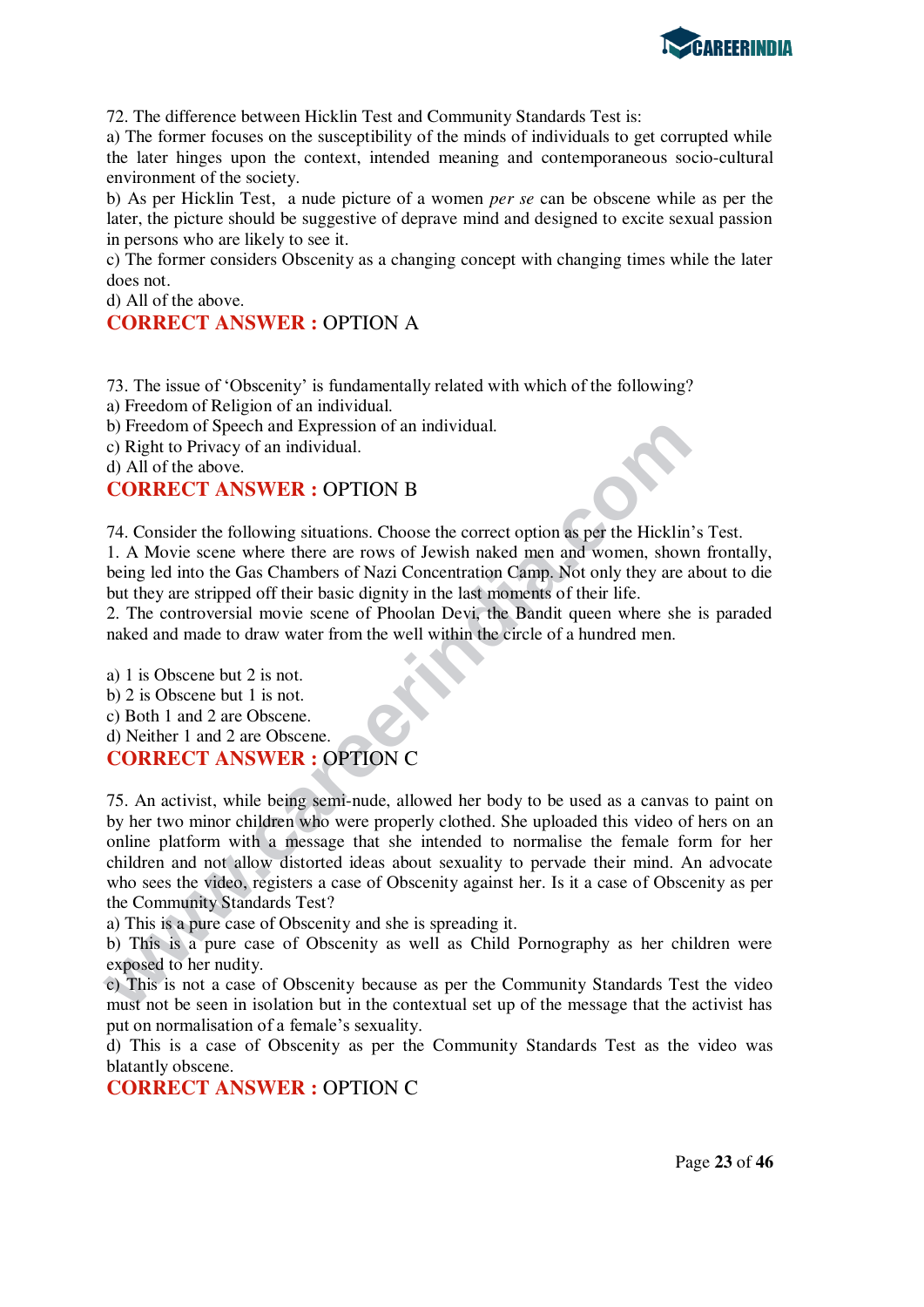72. The difference between Hicklin Test and Community Standards Test is:

a) The former focuses on the susceptibility of the minds of individuals to get corrupted while the later hinges upon the context, intended meaning and contemporaneous socio-cultural environment of the society.

b) As per Hicklin Test, a nude picture of a women *per se* can be obscene while as per the later, the picture should be suggestive of deprave mind and designed to excite sexual passion in persons who are likely to see it.

c) The former considers Obscenity as a changing concept with changing times while the later does not.

d) All of the above.

**CORRECT ANSWER :** OPTION A

73. The issue of 'Obscenity' is fundamentally related with which of the following?

a) Freedom of Religion of an individual.

b) Freedom of Speech and Expression of an individual.

c) Right to Privacy of an individual.

d) All of the above.

**CORRECT ANSWER :** OPTION B

74. Consider the following situations. Choose the correct option as per the Hicklin's Test.

1. A Movie scene where there are rows of Jewish naked men and women, shown frontally, being led into the Gas Chambers of Nazi Concentration Camp. Not only they are about to die but they are stripped off their basic dignity in the last moments of their life.

2. The controversial movie scene of Phoolan Devi, the Bandit queen where she is paraded naked and made to draw water from the well within the circle of a hundred men.

a) 1 is Obscene but 2 is not.

b) 2 is Obscene but 1 is not.

c) Both 1 and 2 are Obscene.

d) Neither 1 and 2 are Obscene.

**CORRECT ANSWER :** OPTION C

75. An activist, while being semi-nude, allowed her body to be used as a canvas to paint on by her two minor children who were properly clothed. She uploaded this video of hers on an online platform with a message that she intended to normalise the female form for her children and not allow distorted ideas about sexuality to pervade their mind. An advocate who sees the video, registers a case of Obscenity against her. Is it a case of Obscenity as per the Community Standards Test?

a) This is a pure case of Obscenity and she is spreading it.

b) This is a pure case of Obscenity as well as Child Pornography as her children were exposed to her nudity.

c) This is not a case of Obscenity because as per the Community Standards Test the video must not be seen in isolation but in the contextual set up of the message that the activist has put on normalisation of a female's sexuality.

d) This is a case of Obscenity as per the Community Standards Test as the video was blatantly obscene.

**CORRECT ANSWER :** OPTION C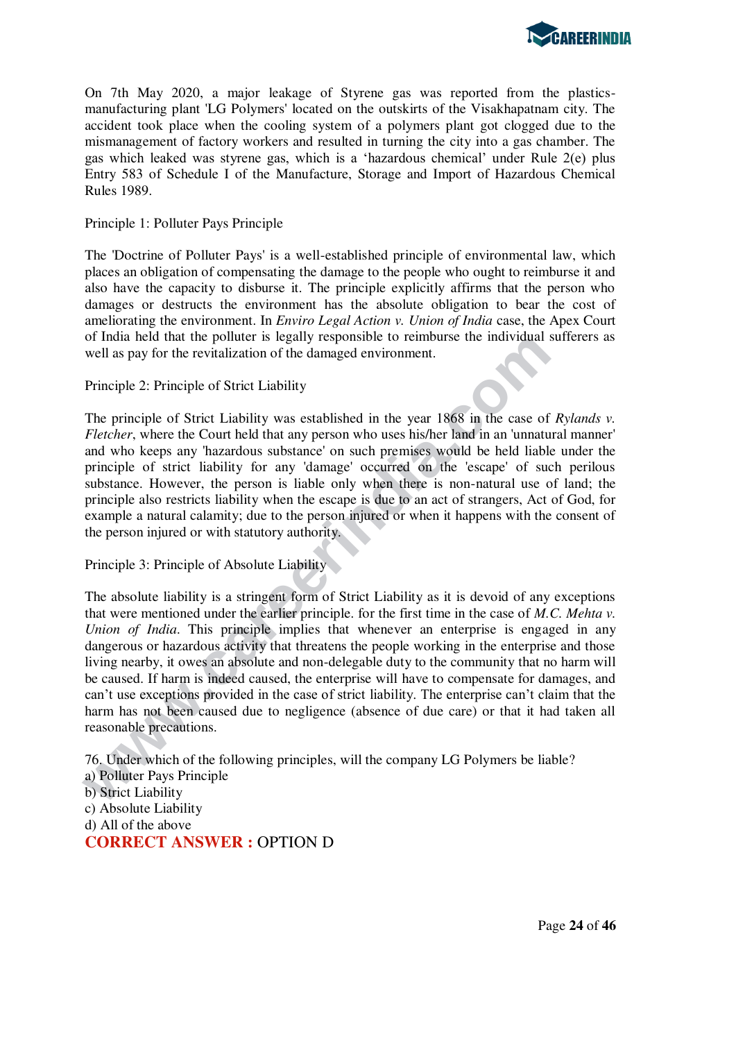On 7th May 2020, a major leakage of Styrene gas was reported from the plastics-manufacturing plant 'LG Polymers' located on the outskirts of the Visakhapatnam city. The accident took place when the cooling system of a polymers plant got clogged due to the mismanagement of factory workers and resulted in turning the city into a gas chamber. The gas which leaked was styrene gas, which is a 'hazardous chemical' under Rule 2(e) plus Entry 583 of Schedule I of the Manufacture, Storage and Import of Hazardous Chemical Rules 1989.

Principle 1: Polluter Pays Principle

The 'Doctrine of Polluter Pays' is a well-established principle of environmental law, which places an obligation of compensating the damage to the people who ought to reimburse it and also have the capacity to disburse it. The principle explicitly affirms that the person who damages or destructs the environment has the absolute obligation to bear the cost of ameliorating the environment. In *Enviro Legal Action v. Union of India* case, the Apex Court of India held that the polluter is legally responsible to reimburse the individual sufferers as well as pay for the revitalization of the damaged environment.

Principle 2: Principle of Strict Liability

The principle of Strict Liability was established in the year 1868 in the case of *Rylands v. Fletcher*, where the Court held that any person who uses his/her land in an 'unnatural manner' and who keeps any 'hazardous substance' on such premises would be held liable under the principle of strict liability for any 'damage' occurred on the 'escape' of such perilous substance. However, the person is liable only when there is non-natural use of land; the principle also restricts liability when the escape is due to an act of strangers, Act of God, for example a natural calamity; due to the person injured or when it happens with the consent of the person injured or with statutory authority.

Principle 3: Principle of Absolute Liability

The absolute liability is a stringent form of Strict Liability as it is devoid of any exceptions that were mentioned under the earlier principle. for the first time in the case of *M.C. Mehta v. Union of India*. This principle implies that whenever an enterprise is engaged in any dangerous or hazardous activity that threatens the people working in the enterprise and those living nearby, it owes an absolute and non-delegable duty to the community that no harm will be caused. If harm is indeed caused, the enterprise will have to compensate for damages, and can't use exceptions provided in the case of strict liability. The enterprise can't claim that the harm has not been caused due to negligence (absence of due care) or that it had taken all reasonable precautions.

76. Under which of the following principles, will the company LG Polymers be liable?
a) Polluter Pays Principle
b) Strict Liability
c) Absolute Liability
d) All of the above

**CORRECT ANSWER :** OPTION D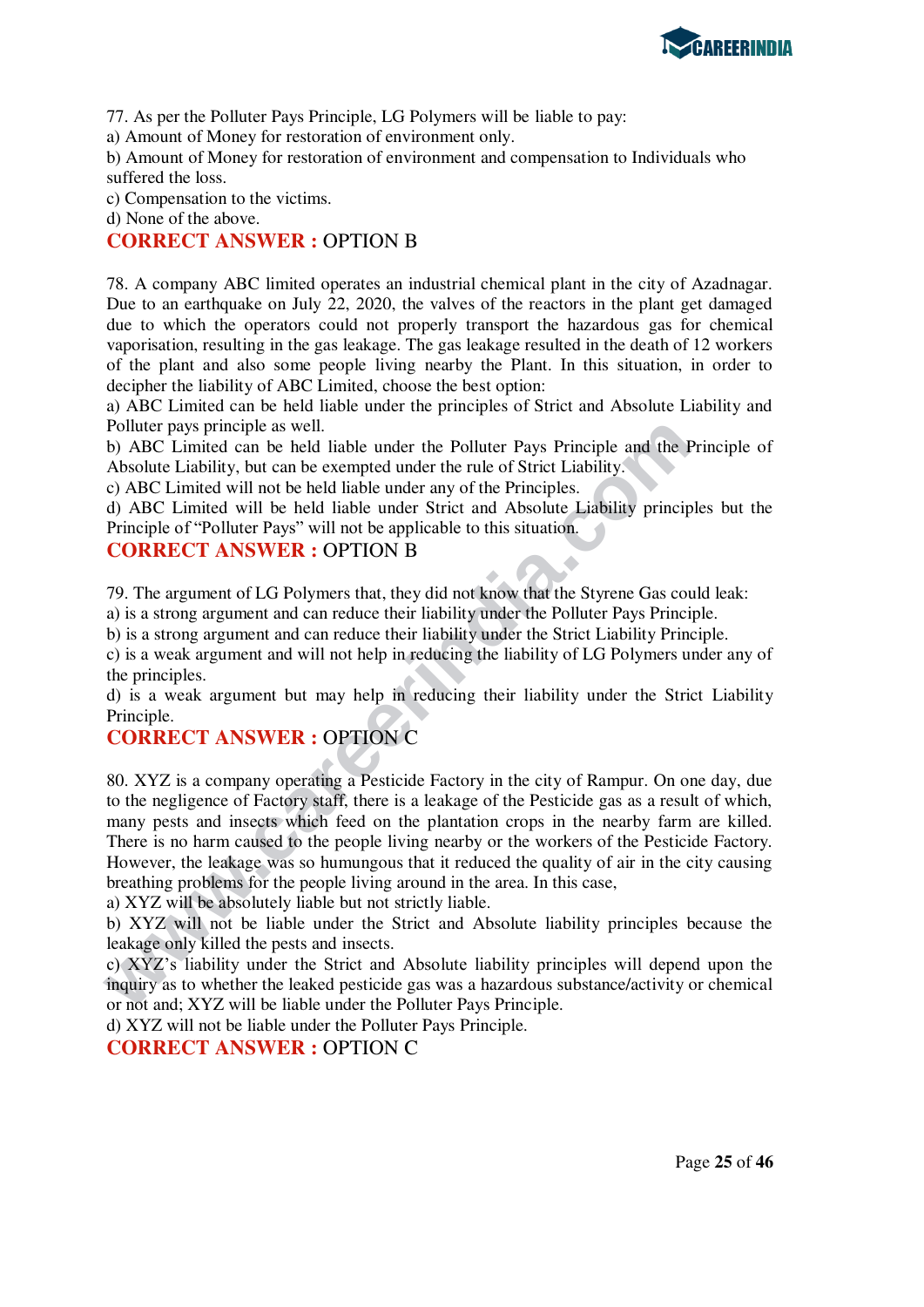77. As per the Polluter Pays Principle, LG Polymers will be liable to pay:

a) Amount of Money for restoration of environment only.

b) Amount of Money for restoration of environment and compensation to Individuals who suffered the loss.

c) Compensation to the victims.

d) None of the above.

**CORRECT ANSWER :** OPTION B

78. A company ABC limited operates an industrial chemical plant in the city of Azadnagar. Due to an earthquake on July 22, 2020, the valves of the reactors in the plant get damaged due to which the operators could not properly transport the hazardous gas for chemical vaporisation, resulting in the gas leakage. The gas leakage resulted in the death of 12 workers of the plant and also some people living nearby the Plant. In this situation, in order to decipher the liability of ABC Limited, choose the best option:

a) ABC Limited can be held liable under the principles of Strict and Absolute Liability and Polluter pays principle as well.

b) ABC Limited can be held liable under the Polluter Pays Principle and the Principle of Absolute Liability, but can be exempted under the rule of Strict Liability.

c) ABC Limited will not be held liable under any of the Principles.

d) ABC Limited will be held liable under Strict and Absolute Liability principles but the Principle of "Polluter Pays" will not be applicable to this situation.

**CORRECT ANSWER :** OPTION B

79. The argument of LG Polymers that, they did not know that the Styrene Gas could leak:

a) is a strong argument and can reduce their liability under the Polluter Pays Principle.

b) is a strong argument and can reduce their liability under the Strict Liability Principle.

c) is a weak argument and will not help in reducing the liability of LG Polymers under any of the principles.

d) is a weak argument but may help in reducing their liability under the Strict Liability Principle.

**CORRECT ANSWER :** OPTION C

80. XYZ is a company operating a Pesticide Factory in the city of Rampur. On one day, due to the negligence of Factory staff, there is a leakage of the Pesticide gas as a result of which, many pests and insects which feed on the plantation crops in the nearby farm are killed. There is no harm caused to the people living nearby or the workers of the Pesticide Factory. However, the leakage was so humungous that it reduced the quality of air in the city causing breathing problems for the people living around in the area. In this case,

a) XYZ will be absolutely liable but not strictly liable.

b) XYZ will not be liable under the Strict and Absolute liability principles because the leakage only killed the pests and insects.

c) XYZ's liability under the Strict and Absolute liability principles will depend upon the inquiry as to whether the leaked pesticide gas was a hazardous substance/activity or chemical or not and; XYZ will be liable under the Polluter Pays Principle.

d) XYZ will not be liable under the Polluter Pays Principle.

**CORRECT ANSWER :** OPTION C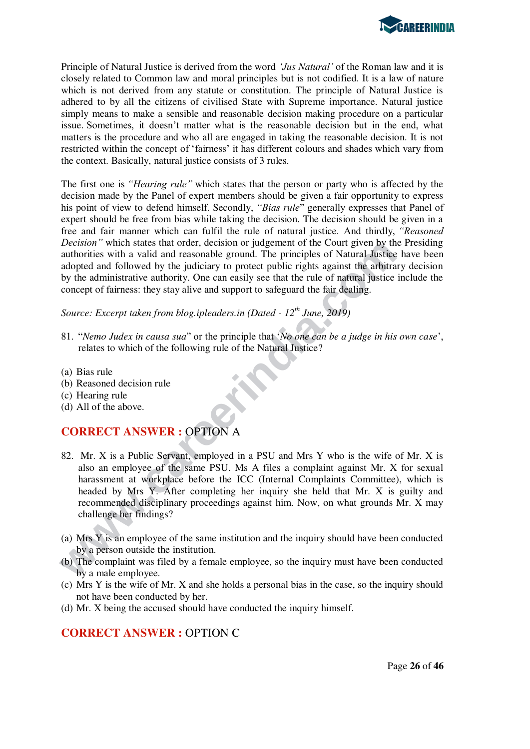Principle of Natural Justice is derived from the word *'Jus Natural'* of the Roman law and it is closely related to Common law and moral principles but is not codified. It is a law of nature which is not derived from any statute or constitution. The principle of Natural Justice is adhered to by all the citizens of civilised State with Supreme importance. Natural justice simply means to make a sensible and reasonable decision making procedure on a particular issue. Sometimes, it doesn't matter what is the reasonable decision but in the end, what matters is the procedure and who all are engaged in taking the reasonable decision. It is not restricted within the concept of 'fairness' it has different colours and shades which vary from the context. Basically, natural justice consists of 3 rules.

The first one is *"Hearing rule"* which states that the person or party who is affected by the decision made by the Panel of expert members should be given a fair opportunity to express his point of view to defend himself. Secondly, *"Bias rule*" generally expresses that Panel of expert should be free from bias while taking the decision. The decision should be given in a free and fair manner which can fulfil the rule of natural justice. And thirdly, *"Reasoned Decision"* which states that order, decision or judgement of the Court given by the Presiding authorities with a valid and reasonable ground. The principles of Natural Justice have been adopted and followed by the judiciary to protect public rights against the arbitrary decision by the administrative authority. One can easily see that the rule of natural justice include the concept of fairness: they stay alive and support to safeguard the fair dealing.

*Source: Excerpt taken from blog.ipleaders.in (Dated - 12th June, 2019)*

81. "*Nemo Judex in causa sua*" or the principle that '*No one can be a judge in his own case*', relates to which of the following rule of the Natural Justice?

(a) Bias rule
(b) Reasoned decision rule
(c) Hearing rule
(d) All of the above.

**CORRECT ANSWER :** OPTION A

82. Mr. X is a Public Servant, employed in a PSU and Mrs Y who is the wife of Mr. X is also an employee of the same PSU. Ms A files a complaint against Mr. X for sexual harassment at workplace before the ICC (Internal Complaints Committee), which is headed by Mrs Y. After completing her inquiry she held that Mr. X is guilty and recommended disciplinary proceedings against him. Now, on what grounds Mr. X may challenge her findings?

(a) Mrs Y is an employee of the same institution and the inquiry should have been conducted by a person outside the institution.
(b) The complaint was filed by a female employee, so the inquiry must have been conducted by a male employee.
(c) Mrs Y is the wife of Mr. X and she holds a personal bias in the case, so the inquiry should not have been conducted by her.
(d) Mr. X being the accused should have conducted the inquiry himself.

**CORRECT ANSWER :** OPTION C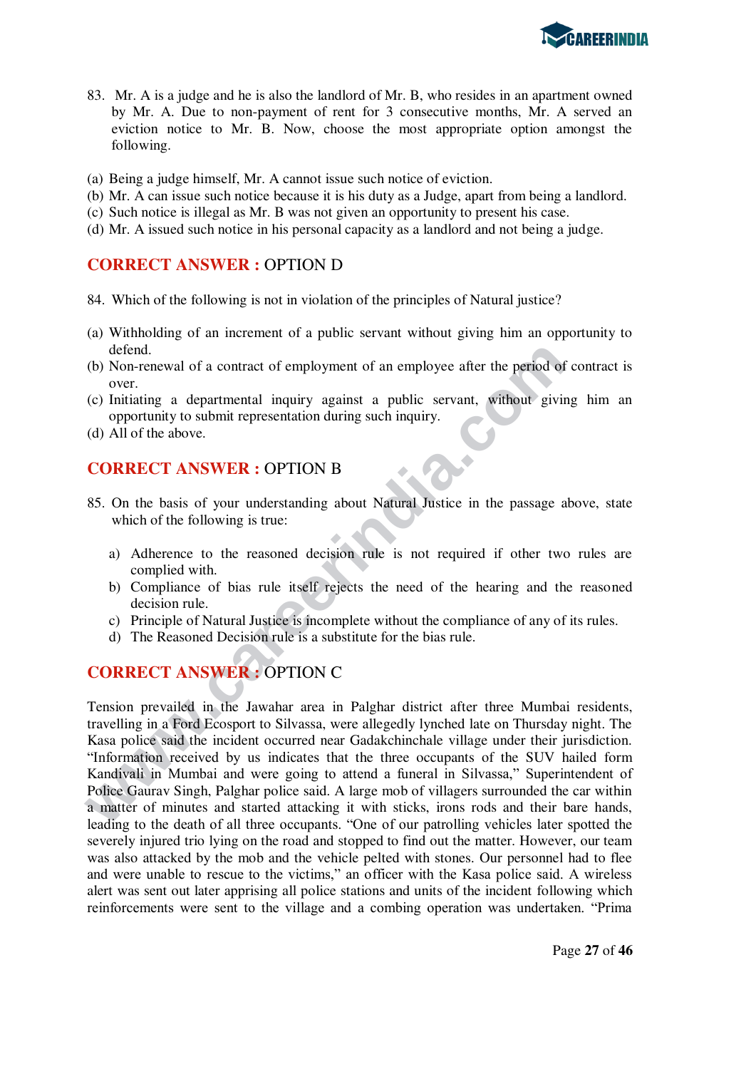83. Mr. A is a judge and he is also the landlord of Mr. B, who resides in an apartment owned by Mr. A. Due to non-payment of rent for 3 consecutive months, Mr. A served an eviction notice to Mr. B. Now, choose the most appropriate option amongst the following.

(a) Being a judge himself, Mr. A cannot issue such notice of eviction.
(b) Mr. A can issue such notice because it is his duty as a Judge, apart from being a landlord.
(c) Such notice is illegal as Mr. B was not given an opportunity to present his case.
(d) Mr. A issued such notice in his personal capacity as a landlord and not being a judge.

**CORRECT ANSWER :** OPTION D

84. Which of the following is not in violation of the principles of Natural justice?

(a) Withholding of an increment of a public servant without giving him an opportunity to defend.
(b) Non-renewal of a contract of employment of an employee after the period of contract is over.
(c) Initiating a departmental inquiry against a public servant, without giving him an opportunity to submit representation during such inquiry.
(d) All of the above.

**CORRECT ANSWER :** OPTION B

85. On the basis of your understanding about Natural Justice in the passage above, state which of the following is true:

a) Adherence to the reasoned decision rule is not required if other two rules are complied with.
b) Compliance of bias rule itself rejects the need of the hearing and the reasoned decision rule.
c) Principle of Natural Justice is incomplete without the compliance of any of its rules.
d) The Reasoned Decision rule is a substitute for the bias rule.

**CORRECT ANSWER :** OPTION C

Tension prevailed in the Jawahar area in Palghar district after three Mumbai residents, travelling in a Ford Ecosport to Silvassa, were allegedly lynched late on Thursday night. The Kasa police said the incident occurred near Gadakchinchale village under their jurisdiction. "Information received by us indicates that the three occupants of the SUV hailed form Kandivali in Mumbai and were going to attend a funeral in Silvassa," Superintendent of Police Gaurav Singh, Palghar police said. A large mob of villagers surrounded the car within a matter of minutes and started attacking it with sticks, irons rods and their bare hands, leading to the death of all three occupants. "One of our patrolling vehicles later spotted the severely injured trio lying on the road and stopped to find out the matter. However, our team was also attacked by the mob and the vehicle pelted with stones. Our personnel had to flee and were unable to rescue to the victims," an officer with the Kasa police said. A wireless alert was sent out later apprising all police stations and units of the incident following which reinforcements were sent to the village and a combing operation was undertaken. "Prima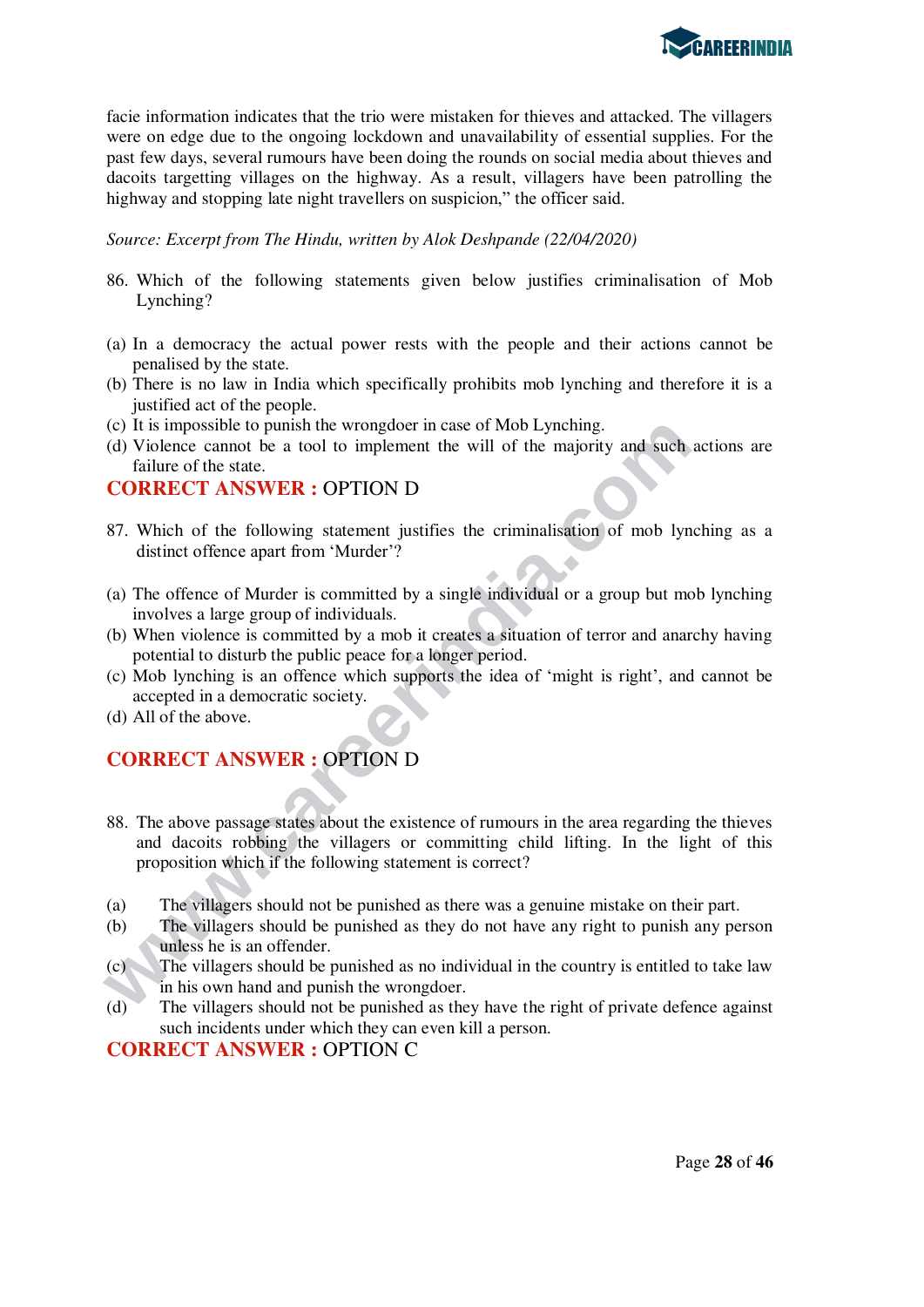facie information indicates that the trio were mistaken for thieves and attacked. The villagers were on edge due to the ongoing lockdown and unavailability of essential supplies. For the past few days, several rumours have been doing the rounds on social media about thieves and dacoits targetting villages on the highway. As a result, villagers have been patrolling the highway and stopping late night travellers on suspicion," the officer said.

*Source: Excerpt from The Hindu, written by Alok Deshpande (22/04/2020)*

86. Which of the following statements given below justifies criminalisation of Mob Lynching?

(a) In a democracy the actual power rests with the people and their actions cannot be penalised by the state.
(b) There is no law in India which specifically prohibits mob lynching and therefore it is a justified act of the people.
(c) It is impossible to punish the wrongdoer in case of Mob Lynching.
(d) Violence cannot be a tool to implement the will of the majority and such actions are failure of the state.

**CORRECT ANSWER :** OPTION D

87. Which of the following statement justifies the criminalisation of mob lynching as a distinct offence apart from 'Murder'?

(a) The offence of Murder is committed by a single individual or a group but mob lynching involves a large group of individuals.
(b) When violence is committed by a mob it creates a situation of terror and anarchy having potential to disturb the public peace for a longer period.
(c) Mob lynching is an offence which supports the idea of 'might is right', and cannot be accepted in a democratic society.
(d) All of the above.

**CORRECT ANSWER :** OPTION D

88. The above passage states about the existence of rumours in the area regarding the thieves and dacoits robbing the villagers or committing child lifting. In the light of this proposition which if the following statement is correct?

(a) The villagers should not be punished as there was a genuine mistake on their part.
(b) The villagers should be punished as they do not have any right to punish any person unless he is an offender.
(c) The villagers should be punished as no individual in the country is entitled to take law in his own hand and punish the wrongdoer.
(d) The villagers should not be punished as they have the right of private defence against such incidents under which they can even kill a person.

**CORRECT ANSWER :** OPTION C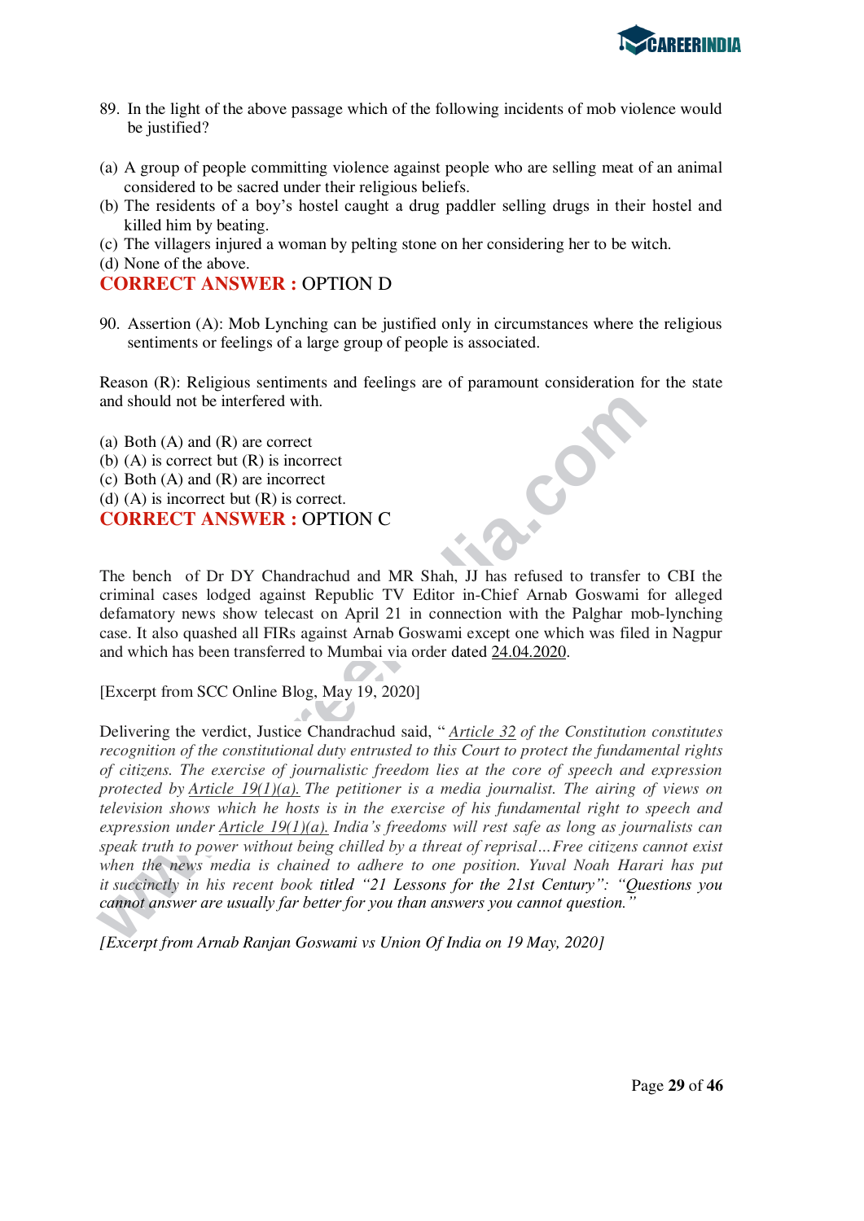89. In the light of the above passage which of the following incidents of mob violence would be justified?

(a) A group of people committing violence against people who are selling meat of an animal considered to be sacred under their religious beliefs.
(b) The residents of a boy's hostel caught a drug paddler selling drugs in their hostel and killed him by beating.
(c) The villagers injured a woman by pelting stone on her considering her to be witch.
(d) None of the above.

**CORRECT ANSWER :** OPTION D

90. Assertion (A): Mob Lynching can be justified only in circumstances where the religious sentiments or feelings of a large group of people is associated.

Reason (R): Religious sentiments and feelings are of paramount consideration for the state and should not be interfered with.

(a) Both (A) and (R) are correct
(b) (A) is correct but (R) is incorrect
(c) Both (A) and (R) are incorrect
(d) (A) is incorrect but (R) is correct.

**CORRECT ANSWER :** OPTION C

The bench of Dr DY Chandrachud and MR Shah, JJ has refused to transfer to CBI the criminal cases lodged against Republic TV Editor in-Chief Arnab Goswami for alleged defamatory news show telecast on April 21 in connection with the Palghar mob-lynching case. It also quashed all FIRs against Arnab Goswami except one which was filed in Nagpur and which has been transferred to Mumbai via order dated 24.04.2020.

[Excerpt from SCC Online Blog, May 19, 2020]

Delivering the verdict, Justice Chandrachud said, "*Article 32 of the Constitution constitutes recognition of the constitutional duty entrusted to this Court to protect the fundamental rights of citizens. The exercise of journalistic freedom lies at the core of speech and expression protected by Article 19(1)(a). The petitioner is a media journalist. The airing of views on television shows which he hosts is in the exercise of his fundamental right to speech and expression under Article 19(1)(a). India's freedoms will rest safe as long as journalists can speak truth to power without being chilled by a threat of reprisal…Free citizens cannot exist when the news media is chained to adhere to one position. Yuval Noah Harari has put it succinctly in his recent book titled "21 Lessons for the 21st Century": "Questions you cannot answer are usually far better for you than answers you cannot question."*"

*[Excerpt from Arnab Ranjan Goswami vs Union Of India on 19 May, 2020]*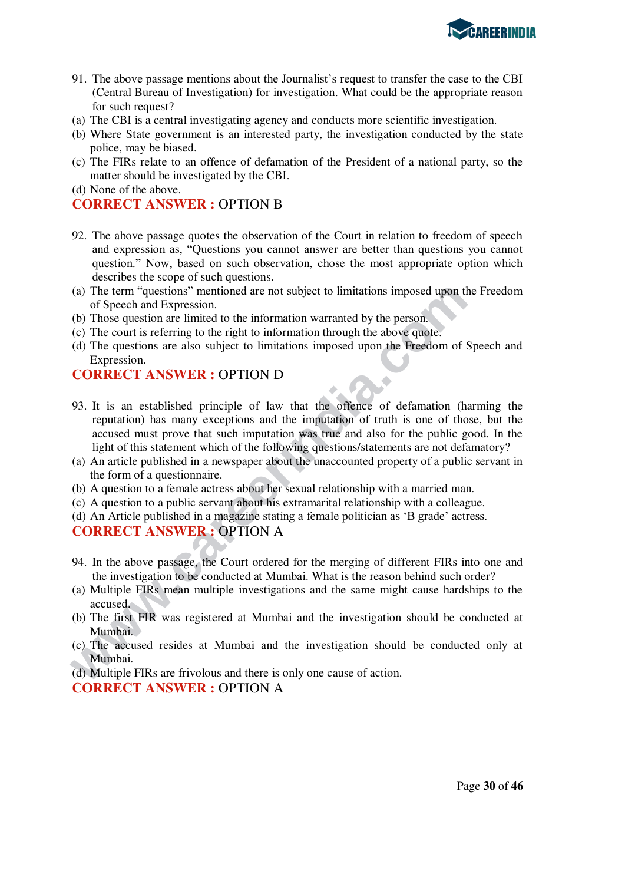91. The above passage mentions about the Journalist's request to transfer the case to the CBI (Central Bureau of Investigation) for investigation. What could be the appropriate reason for such request?

(a) The CBI is a central investigating agency and conducts more scientific investigation.
(b) Where State government is an interested party, the investigation conducted by the state police, may be biased.
(c) The FIRs relate to an offence of defamation of the President of a national party, so the matter should be investigated by the CBI.
(d) None of the above.

**CORRECT ANSWER :** OPTION B

92. The above passage quotes the observation of the Court in relation to freedom of speech and expression as, "Questions you cannot answer are better than questions you cannot question." Now, based on such observation, chose the most appropriate option which describes the scope of such questions.

(a) The term "questions" mentioned are not subject to limitations imposed upon the Freedom of Speech and Expression.
(b) Those question are limited to the information warranted by the person.
(c) The court is referring to the right to information through the above quote.
(d) The questions are also subject to limitations imposed upon the Freedom of Speech and Expression.

**CORRECT ANSWER :** OPTION D

93. It is an established principle of law that the offence of defamation (harming the reputation) has many exceptions and the imputation of truth is one of those, but the accused must prove that such imputation was true and also for the public good. In the light of this statement which of the following questions/statements are not defamatory?

(a) An article published in a newspaper about the unaccounted property of a public servant in the form of a questionnaire.
(b) A question to a female actress about her sexual relationship with a married man.
(c) A question to a public servant about his extramarital relationship with a colleague.
(d) An Article published in a magazine stating a female politician as 'B grade' actress.

**CORRECT ANSWER :** OPTION A

94. In the above passage, the Court ordered for the merging of different FIRs into one and the investigation to be conducted at Mumbai. What is the reason behind such order?

(a) Multiple FIRs mean multiple investigations and the same might cause hardships to the accused.
(b) The first FIR was registered at Mumbai and the investigation should be conducted at Mumbai.
(c) The accused resides at Mumbai and the investigation should be conducted only at Mumbai.
(d) Multiple FIRs are frivolous and there is only one cause of action.

**CORRECT ANSWER :** OPTION A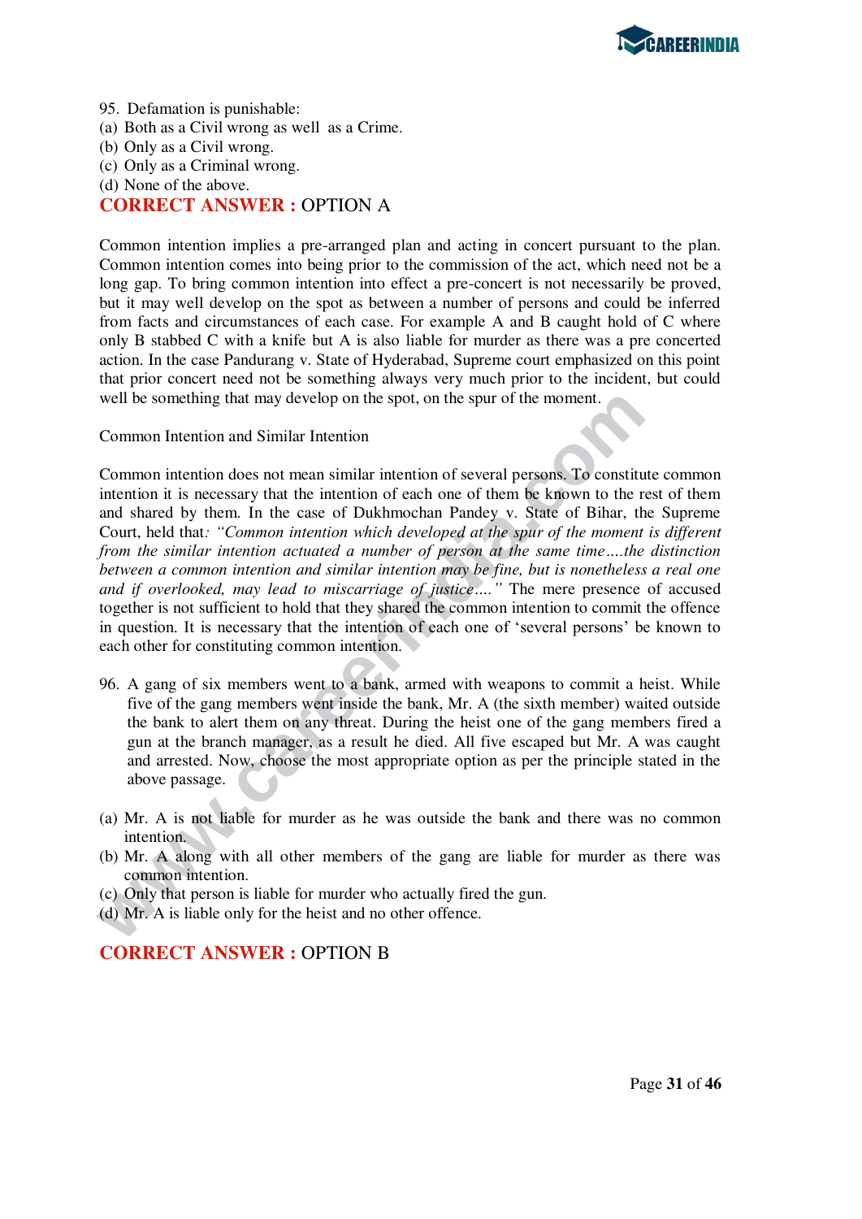95. Defamation is punishable:
(a) Both as a Civil wrong as well as a Crime.
(b) Only as a Civil wrong.
(c) Only as a Criminal wrong.
(d) None of the above.

**CORRECT ANSWER :** OPTION A

Common intention implies a pre-arranged plan and acting in concert pursuant to the plan. Common intention comes into being prior to the commission of the act, which need not be a long gap. To bring common intention into effect a pre-concert is not necessarily be proved, but it may well develop on the spot as between a number of persons and could be inferred from facts and circumstances of each case. For example A and B caught hold of C where only B stabbed C with a knife but A is also liable for murder as there was a pre concerted action. In the case Pandurang v. State of Hyderabad, Supreme court emphasized on this point that prior concert need not be something always very much prior to the incident, but could well be something that may develop on the spot, on the spur of the moment.

Common Intention and Similar Intention

Common intention does not mean similar intention of several persons. To constitute common intention it is necessary that the intention of each one of them be known to the rest of them and shared by them. In the case of Dukhmochan Pandey v. State of Bihar, the Supreme Court, held that*: "Common intention which developed at the spur of the moment is different from the similar intention actuated a number of person at the same time….the distinction between a common intention and similar intention may be fine, but is nonetheless a real one and if overlooked, may lead to miscarriage of justice…."* The mere presence of accused together is not sufficient to hold that they shared the common intention to commit the offence in question. It is necessary that the intention of each one of 'several persons' be known to each other for constituting common intention.

96. A gang of six members went to a bank, armed with weapons to commit a heist. While five of the gang members went inside the bank, Mr. A (the sixth member) waited outside the bank to alert them on any threat. During the heist one of the gang members fired a gun at the branch manager, as a result he died. All five escaped but Mr. A was caught and arrested. Now, choose the most appropriate option as per the principle stated in the above passage.

(a) Mr. A is not liable for murder as he was outside the bank and there was no common intention.
(b) Mr. A along with all other members of the gang are liable for murder as there was common intention.
(c) Only that person is liable for murder who actually fired the gun.
(d) Mr. A is liable only for the heist and no other offence.

**CORRECT ANSWER :** OPTION B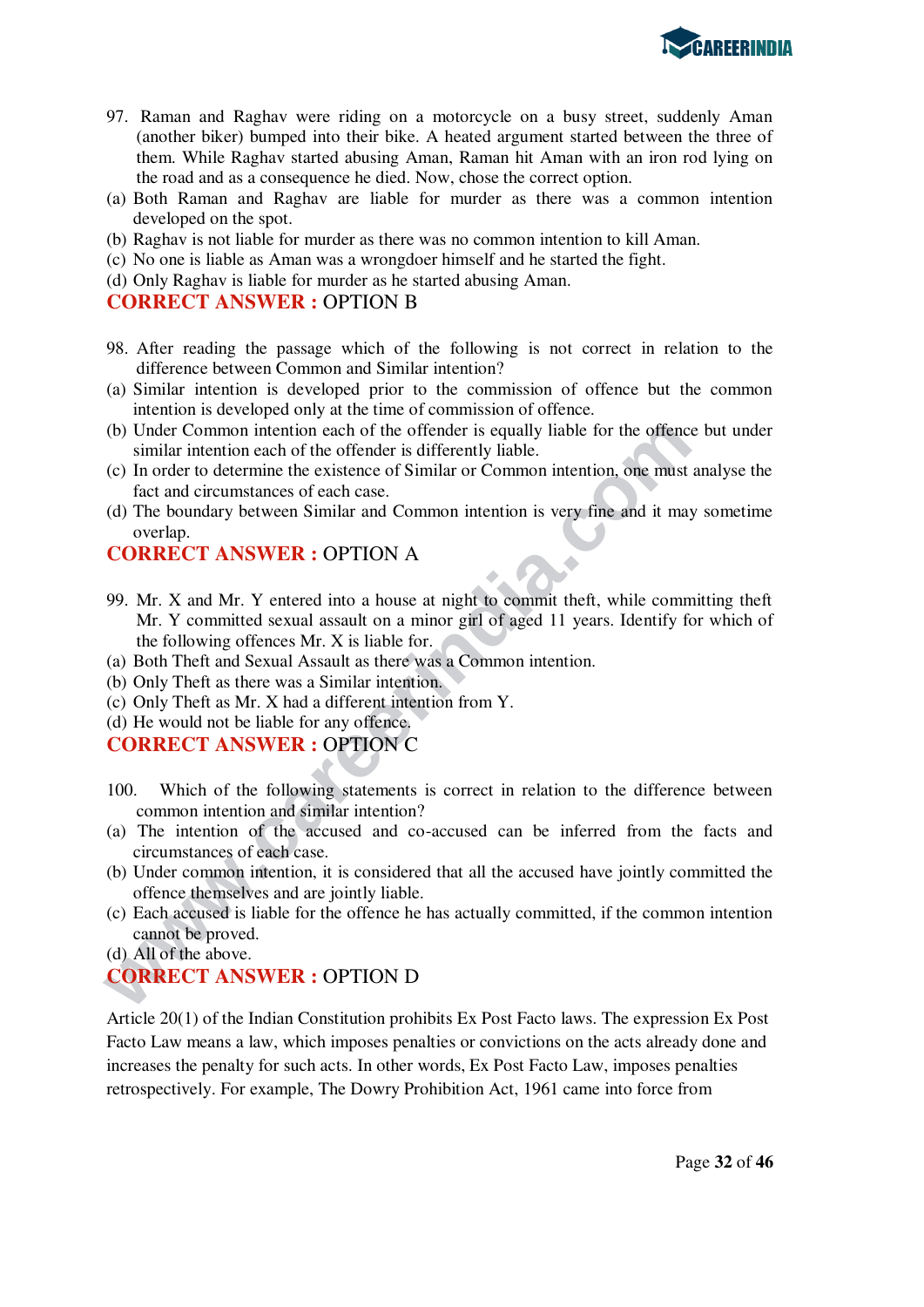97. Raman and Raghav were riding on a motorcycle on a busy street, suddenly Aman (another biker) bumped into their bike. A heated argument started between the three of them. While Raghav started abusing Aman, Raman hit Aman with an iron rod lying on the road and as a consequence he died. Now, chose the correct option.

(a) Both Raman and Raghav are liable for murder as there was a common intention developed on the spot.
(b) Raghav is not liable for murder as there was no common intention to kill Aman.
(c) No one is liable as Aman was a wrongdoer himself and he started the fight.
(d) Only Raghav is liable for murder as he started abusing Aman.

**CORRECT ANSWER :** OPTION B

98. After reading the passage which of the following is not correct in relation to the difference between Common and Similar intention?

(a) Similar intention is developed prior to the commission of offence but the common intention is developed only at the time of commission of offence.
(b) Under Common intention each of the offender is equally liable for the offence but under similar intention each of the offender is differently liable.
(c) In order to determine the existence of Similar or Common intention, one must analyse the fact and circumstances of each case.
(d) The boundary between Similar and Common intention is very fine and it may sometime overlap.

**CORRECT ANSWER :** OPTION A

99. Mr. X and Mr. Y entered into a house at night to commit theft, while committing theft Mr. Y committed sexual assault on a minor girl of aged 11 years. Identify for which of the following offences Mr. X is liable for.

(a) Both Theft and Sexual Assault as there was a Common intention.
(b) Only Theft as there was a Similar intention.
(c) Only Theft as Mr. X had a different intention from Y.
(d) He would not be liable for any offence.

**CORRECT ANSWER :** OPTION C

100. Which of the following statements is correct in relation to the difference between common intention and similar intention?

(a) The intention of the accused and co-accused can be inferred from the facts and circumstances of each case.
(b) Under common intention, it is considered that all the accused have jointly committed the offence themselves and are jointly liable.
(c) Each accused is liable for the offence he has actually committed, if the common intention cannot be proved.
(d) All of the above.

**CORRECT ANSWER :** OPTION D

Article 20(1) of the Indian Constitution prohibits Ex Post Facto laws. The expression Ex Post Facto Law means a law, which imposes penalties or convictions on the acts already done and increases the penalty for such acts. In other words, Ex Post Facto Law, imposes penalties retrospectively. For example, The Dowry Prohibition Act, 1961 came into force from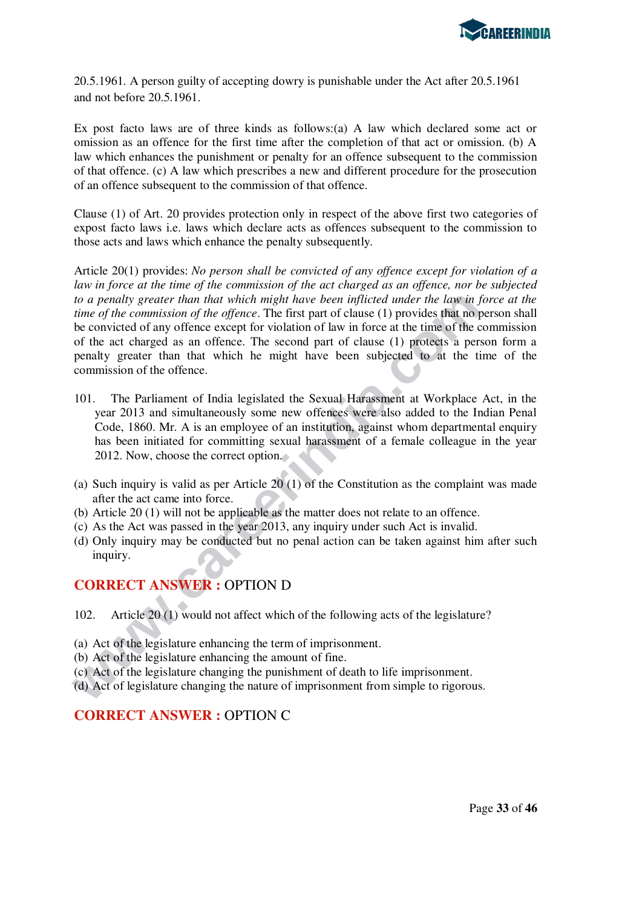20.5.1961. A person guilty of accepting dowry is punishable under the Act after 20.5.1961 and not before 20.5.1961.

Ex post facto laws are of three kinds as follows:(a) A law which declared some act or omission as an offence for the first time after the completion of that act or omission. (b) A law which enhances the punishment or penalty for an offence subsequent to the commission of that offence. (c) A law which prescribes a new and different procedure for the prosecution of an offence subsequent to the commission of that offence.

Clause (1) of Art. 20 provides protection only in respect of the above first two categories of expost facto laws i.e. laws which declare acts as offences subsequent to the commission to those acts and laws which enhance the penalty subsequently.

Article 20(1) provides: *No person shall be convicted of any offence except for violation of a law in force at the time of the commission of the act charged as an offence, nor be subjected to a penalty greater than that which might have been inflicted under the law in force at the time of the commission of the offence*. The first part of clause (1) provides that no person shall be convicted of any offence except for violation of law in force at the time of the commission of the act charged as an offence. The second part of clause (1) protects a person form a penalty greater than that which he might have been subjected to at the time of the commission of the offence.

101. The Parliament of India legislated the Sexual Harassment at Workplace Act, in the year 2013 and simultaneously some new offences were also added to the Indian Penal Code, 1860. Mr. A is an employee of an institution, against whom departmental enquiry has been initiated for committing sexual harassment of a female colleague in the year 2012. Now, choose the correct option.

(a) Such inquiry is valid as per Article 20 (1) of the Constitution as the complaint was made after the act came into force.
(b) Article 20 (1) will not be applicable as the matter does not relate to an offence.
(c) As the Act was passed in the year 2013, any inquiry under such Act is invalid.
(d) Only inquiry may be conducted but no penal action can be taken against him after such inquiry.

**CORRECT ANSWER :** OPTION D

102. Article 20 (1) would not affect which of the following acts of the legislature?

(a) Act of the legislature enhancing the term of imprisonment.
(b) Act of the legislature enhancing the amount of fine.
(c) Act of the legislature changing the punishment of death to life imprisonment.
(d) Act of legislature changing the nature of imprisonment from simple to rigorous.

**CORRECT ANSWER :** OPTION C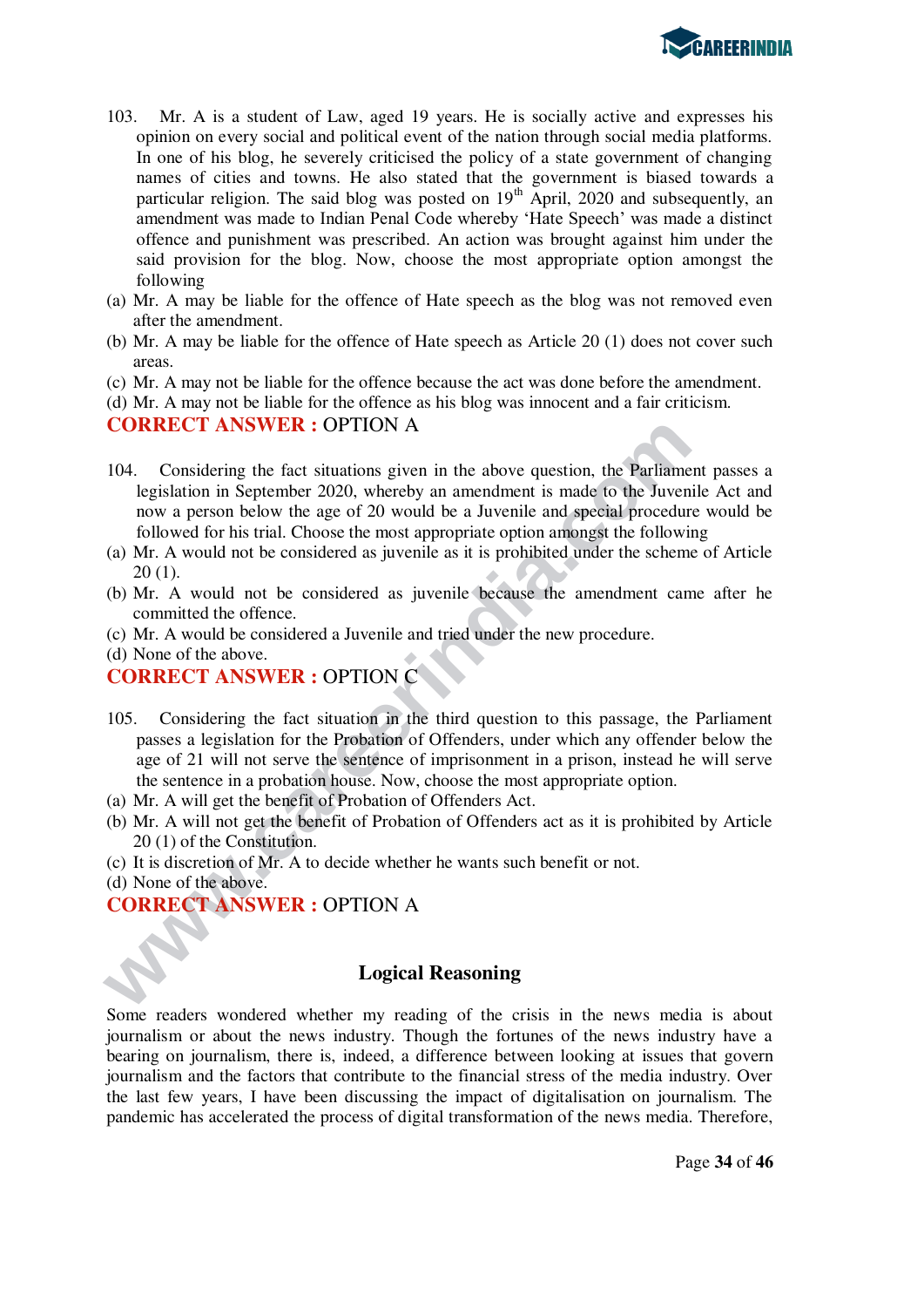103. Mr. A is a student of Law, aged 19 years. He is socially active and expresses his opinion on every social and political event of the nation through social media platforms. In one of his blog, he severely criticised the policy of a state government of changing names of cities and towns. He also stated that the government is biased towards a particular religion. The said blog was posted on 19th April, 2020 and subsequently, an amendment was made to Indian Penal Code whereby 'Hate Speech' was made a distinct offence and punishment was prescribed. An action was brought against him under the said provision for the blog. Now, choose the most appropriate option amongst the following

(a) Mr. A may be liable for the offence of Hate speech as the blog was not removed even after the amendment.
(b) Mr. A may be liable for the offence of Hate speech as Article 20 (1) does not cover such areas.
(c) Mr. A may not be liable for the offence because the act was done before the amendment.
(d) Mr. A may not be liable for the offence as his blog was innocent and a fair criticism.

**CORRECT ANSWER :** OPTION A

104. Considering the fact situations given in the above question, the Parliament passes a legislation in September 2020, whereby an amendment is made to the Juvenile Act and now a person below the age of 20 would be a Juvenile and special procedure would be followed for his trial. Choose the most appropriate option amongst the following

(a) Mr. A would not be considered as juvenile as it is prohibited under the scheme of Article 20 (1).
(b) Mr. A would not be considered as juvenile because the amendment came after he committed the offence.
(c) Mr. A would be considered a Juvenile and tried under the new procedure.
(d) None of the above.

**CORRECT ANSWER :** OPTION C

105. Considering the fact situation in the third question to this passage, the Parliament passes a legislation for the Probation of Offenders, under which any offender below the age of 21 will not serve the sentence of imprisonment in a prison, instead he will serve the sentence in a probation house. Now, choose the most appropriate option.

(a) Mr. A will get the benefit of Probation of Offenders Act.
(b) Mr. A will not get the benefit of Probation of Offenders act as it is prohibited by Article 20 (1) of the Constitution.
(c) It is discretion of Mr. A to decide whether he wants such benefit or not.
(d) None of the above.

**CORRECT ANSWER :** OPTION A

## Logical Reasoning

Some readers wondered whether my reading of the crisis in the news media is about journalism or about the news industry. Though the fortunes of the news industry have a bearing on journalism, there is, indeed, a difference between looking at issues that govern journalism and the factors that contribute to the financial stress of the media industry. Over the last few years, I have been discussing the impact of digitalisation on journalism. The pandemic has accelerated the process of digital transformation of the news media. Therefore,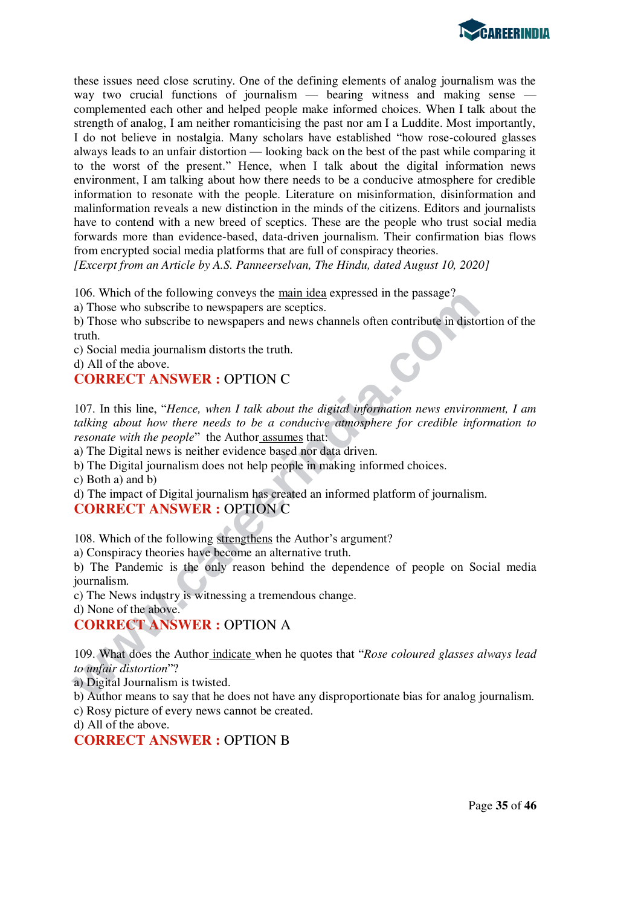these issues need close scrutiny. One of the defining elements of analog journalism was the way two crucial functions of journalism — bearing witness and making sense — complemented each other and helped people make informed choices. When I talk about the strength of analog, I am neither romanticising the past nor am I a Luddite. Most importantly, I do not believe in nostalgia. Many scholars have established "how rose-coloured glasses always leads to an unfair distortion — looking back on the best of the past while comparing it to the worst of the present." Hence, when I talk about the digital information news environment, I am talking about how there needs to be a conducive atmosphere for credible information to resonate with the people. Literature on misinformation, disinformation and malinformation reveals a new distinction in the minds of the citizens. Editors and journalists have to contend with a new breed of sceptics. These are the people who trust social media forwards more than evidence-based, data-driven journalism. Their confirmation bias flows from encrypted social media platforms that are full of conspiracy theories.

*[Excerpt from an Article by A.S. Panneerselvan, The Hindu, dated August 10, 2020]*

106. Which of the following conveys the main idea expressed in the passage?

a) Those who subscribe to newspapers are sceptics.

b) Those who subscribe to newspapers and news channels often contribute in distortion of the truth.

c) Social media journalism distorts the truth.

d) All of the above.

**CORRECT ANSWER :** OPTION C

107. In this line, "*Hence, when I talk about the digital information news environment, I am talking about how there needs to be a conducive atmosphere for credible information to resonate with the people*" the Author assumes that:

a) The Digital news is neither evidence based nor data driven.

b) The Digital journalism does not help people in making informed choices.

c) Both a) and b)

d) The impact of Digital journalism has created an informed platform of journalism.

**CORRECT ANSWER :** OPTION C

108. Which of the following strengthens the Author's argument?

a) Conspiracy theories have become an alternative truth.

b) The Pandemic is the only reason behind the dependence of people on Social media journalism.

c) The News industry is witnessing a tremendous change.

d) None of the above.

**CORRECT ANSWER :** OPTION A

109. What does the Author indicate when he quotes that "*Rose coloured glasses always lead to unfair distortion*"?

a) Digital Journalism is twisted.

b) Author means to say that he does not have any disproportionate bias for analog journalism.

c) Rosy picture of every news cannot be created.

d) All of the above.

**CORRECT ANSWER :** OPTION B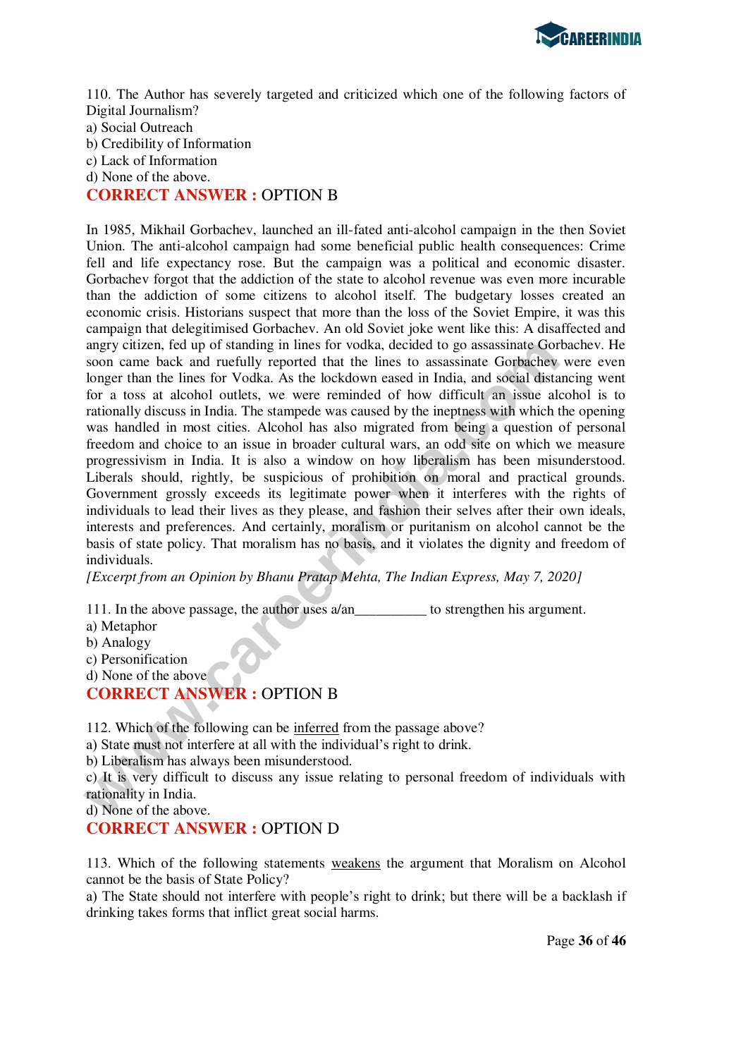110. The Author has severely targeted and criticized which one of the following factors of Digital Journalism?

a) Social Outreach
b) Credibility of Information
c) Lack of Information
d) None of the above.

**CORRECT ANSWER :** OPTION B

In 1985, Mikhail Gorbachev, launched an ill-fated anti-alcohol campaign in the then Soviet Union. The anti-alcohol campaign had some beneficial public health consequences: Crime fell and life expectancy rose. But the campaign was a political and economic disaster. Gorbachev forgot that the addiction of the state to alcohol revenue was even more incurable than the addiction of some citizens to alcohol itself. The budgetary losses created an economic crisis. Historians suspect that more than the loss of the Soviet Empire, it was this campaign that delegitimised Gorbachev. An old Soviet joke went like this: A disaffected and angry citizen, fed up of standing in lines for vodka, decided to go assassinate Gorbachev. He soon came back and ruefully reported that the lines to assassinate Gorbachev were even longer than the lines for Vodka. As the lockdown eased in India, and social distancing went for a toss at alcohol outlets, we were reminded of how difficult an issue alcohol is to rationally discuss in India. The stampede was caused by the ineptness with which the opening was handled in most cities. Alcohol has also migrated from being a question of personal freedom and choice to an issue in broader cultural wars, an odd site on which we measure progressivism in India. It is also a window on how liberalism has been misunderstood. Liberals should, rightly, be suspicious of prohibition on moral and practical grounds. Government grossly exceeds its legitimate power when it interferes with the rights of individuals to lead their lives as they please, and fashion their selves after their own ideals, interests and preferences. And certainly, moralism or puritanism on alcohol cannot be the basis of state policy. That moralism has no basis, and it violates the dignity and freedom of individuals.

*[Excerpt from an Opinion by Bhanu Pratap Mehta, The Indian Express, May 7, 2020]*

111. In the above passage, the author uses a/an__________ to strengthen his argument.

a) Metaphor
b) Analogy
c) Personification
d) None of the above

**CORRECT ANSWER :** OPTION B

112. Which of the following can be inferred from the passage above?

a) State must not interfere at all with the individual's right to drink.
b) Liberalism has always been misunderstood.
c) It is very difficult to discuss any issue relating to personal freedom of individuals with rationality in India.
d) None of the above.

**CORRECT ANSWER :** OPTION D

113. Which of the following statements weakens the argument that Moralism on Alcohol cannot be the basis of State Policy?

a) The State should not interfere with people's right to drink; but there will be a backlash if drinking takes forms that inflict great social harms.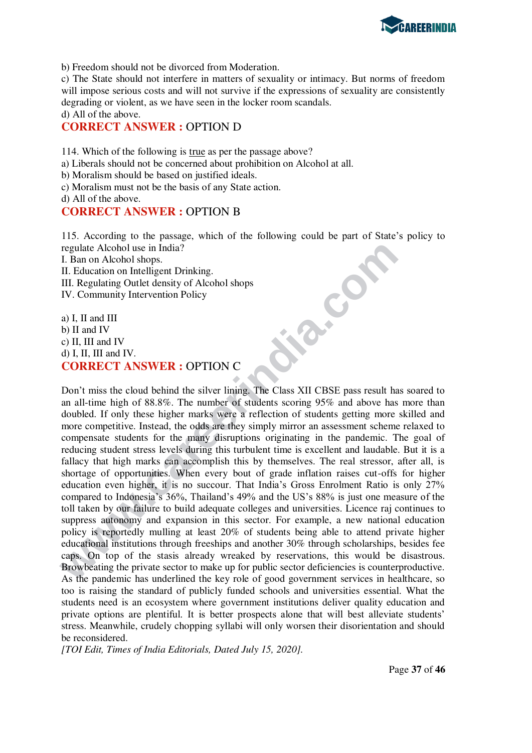b) Freedom should not be divorced from Moderation.
c) The State should not interfere in matters of sexuality or intimacy. But norms of freedom will impose serious costs and will not survive if the expressions of sexuality are consistently degrading or violent, as we have seen in the locker room scandals.
d) All of the above.

**CORRECT ANSWER :** OPTION D

114. Which of the following is <u>true</u> as per the passage above?
a) Liberals should not be concerned about prohibition on Alcohol at all.
b) Moralism should be based on justified ideals.
c) Moralism must not be the basis of any State action.
d) All of the above.

**CORRECT ANSWER :** OPTION B

115. According to the passage, which of the following could be part of State's policy to regulate Alcohol use in India?
I. Ban on Alcohol shops.
II. Education on Intelligent Drinking.
III. Regulating Outlet density of Alcohol shops
IV. Community Intervention Policy

a) I, II and III
b) II and IV
c) II, III and IV
d) I, II, III and IV.

**CORRECT ANSWER :** OPTION C

Don't miss the cloud behind the silver lining. The Class XII CBSE pass result has soared to an all-time high of 88.8%. The number of students scoring 95% and above has more than doubled. If only these higher marks were a reflection of students getting more skilled and more competitive. Instead, the odds are they simply mirror an assessment scheme relaxed to compensate students for the many disruptions originating in the pandemic. The goal of reducing student stress levels during this turbulent time is excellent and laudable. But it is a fallacy that high marks can accomplish this by themselves. The real stressor, after all, is shortage of opportunities. When every bout of grade inflation raises cut-offs for higher education even higher, it is no succour. That India's Gross Enrolment Ratio is only 27% compared to Indonesia's 36%, Thailand's 49% and the US's 88% is just one measure of the toll taken by our failure to build adequate colleges and universities. Licence raj continues to suppress autonomy and expansion in this sector. For example, a new national education policy is reportedly mulling at least 20% of students being able to attend private higher educational institutions through freeships and another 30% through scholarships, besides fee caps. On top of the stasis already wreaked by reservations, this would be disastrous. Browbeating the private sector to make up for public sector deficiencies is counterproductive. As the pandemic has underlined the key role of good government services in healthcare, so too is raising the standard of publicly funded schools and universities essential. What the students need is an ecosystem where government institutions deliver quality education and private options are plentiful. It is better prospects alone that will best alleviate students' stress. Meanwhile, crudely chopping syllabi will only worsen their disorientation and should be reconsidered.
*[TOI Edit, Times of India Editorials, Dated July 15, 2020].*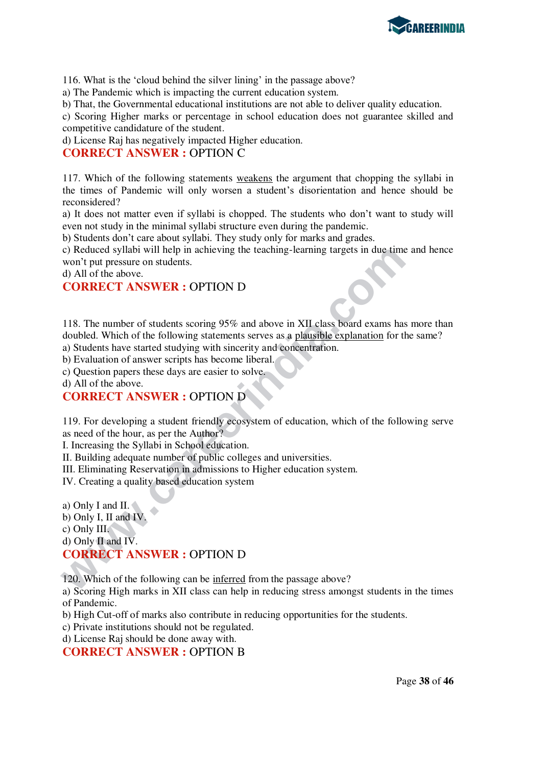116. What is the 'cloud behind the silver lining' in the passage above?
a) The Pandemic which is impacting the current education system.
b) That, the Governmental educational institutions are not able to deliver quality education.
c) Scoring Higher marks or percentage in school education does not guarantee skilled and competitive candidature of the student.
d) License Raj has negatively impacted Higher education.

**CORRECT ANSWER :** OPTION C

117. Which of the following statements <u>weakens</u> the argument that chopping the syllabi in the times of Pandemic will only worsen a student's disorientation and hence should be reconsidered?
a) It does not matter even if syllabi is chopped. The students who don't want to study will even not study in the minimal syllabi structure even during the pandemic.
b) Students don't care about syllabi. They study only for marks and grades.
c) Reduced syllabi will help in achieving the teaching-learning targets in due time and hence won't put pressure on students.
d) All of the above.

**CORRECT ANSWER :** OPTION D

118. The number of students scoring 95% and above in XII class board exams has more than doubled. Which of the following statements serves as a <u>plausible explanation</u> for the same?
a) Students have started studying with sincerity and concentration.
b) Evaluation of answer scripts has become liberal.
c) Question papers these days are easier to solve.
d) All of the above.

**CORRECT ANSWER :** OPTION D

119. For developing a student friendly ecosystem of education, which of the following serve as need of the hour, as per the Author?
I. Increasing the Syllabi in School education.
II. Building adequate number of public colleges and universities.
III. Eliminating Reservation in admissions to Higher education system.
IV. Creating a quality based education system

a) Only I and II.
b) Only I, II and IV.
c) Only III.
d) Only II and IV.

**CORRECT ANSWER :** OPTION D

120. Which of the following can be <u>inferred</u> from the passage above?
a) Scoring High marks in XII class can help in reducing stress amongst students in the times of Pandemic.
b) High Cut-off of marks also contribute in reducing opportunities for the students.
c) Private institutions should not be regulated.
d) License Raj should be done away with.

**CORRECT ANSWER :** OPTION B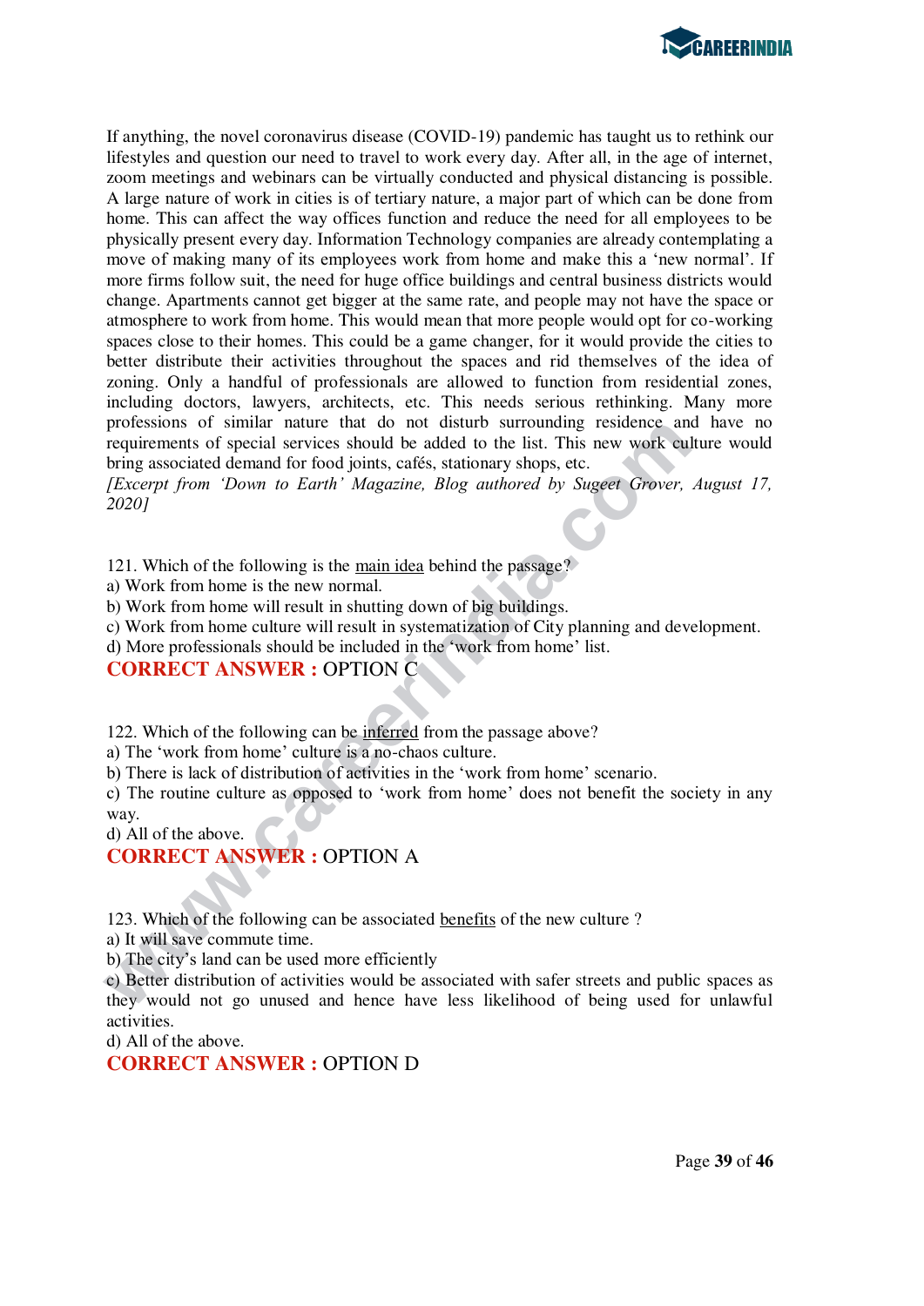If anything, the novel coronavirus disease (COVID-19) pandemic has taught us to rethink our lifestyles and question our need to travel to work every day. After all, in the age of internet, zoom meetings and webinars can be virtually conducted and physical distancing is possible. A large nature of work in cities is of tertiary nature, a major part of which can be done from home. This can affect the way offices function and reduce the need for all employees to be physically present every day. Information Technology companies are already contemplating a move of making many of its employees work from home and make this a 'new normal'. If more firms follow suit, the need for huge office buildings and central business districts would change. Apartments cannot get bigger at the same rate, and people may not have the space or atmosphere to work from home. This would mean that more people would opt for co-working spaces close to their homes. This could be a game changer, for it would provide the cities to better distribute their activities throughout the spaces and rid themselves of the idea of zoning. Only a handful of professionals are allowed to function from residential zones, including doctors, lawyers, architects, etc. This needs serious rethinking. Many more professions of similar nature that do not disturb surrounding residence and have no requirements of special services should be added to the list. This new work culture would bring associated demand for food joints, cafés, stationary shops, etc.

*[Excerpt from 'Down to Earth' Magazine, Blog authored by Sugeet Grover, August 17, 2020]*

121. Which of the following is the main idea behind the passage?

a) Work from home is the new normal.
b) Work from home will result in shutting down of big buildings.
c) Work from home culture will result in systematization of City planning and development.
d) More professionals should be included in the 'work from home' list.

**CORRECT ANSWER :** OPTION C

122. Which of the following can be inferred from the passage above?

a) The 'work from home' culture is a no-chaos culture.
b) There is lack of distribution of activities in the 'work from home' scenario.
c) The routine culture as opposed to 'work from home' does not benefit the society in any way.
d) All of the above.

**CORRECT ANSWER :** OPTION A

123. Which of the following can be associated benefits of the new culture ?

a) It will save commute time.
b) The city's land can be used more efficiently
c) Better distribution of activities would be associated with safer streets and public spaces as they would not go unused and hence have less likelihood of being used for unlawful activities.
d) All of the above.

**CORRECT ANSWER :** OPTION D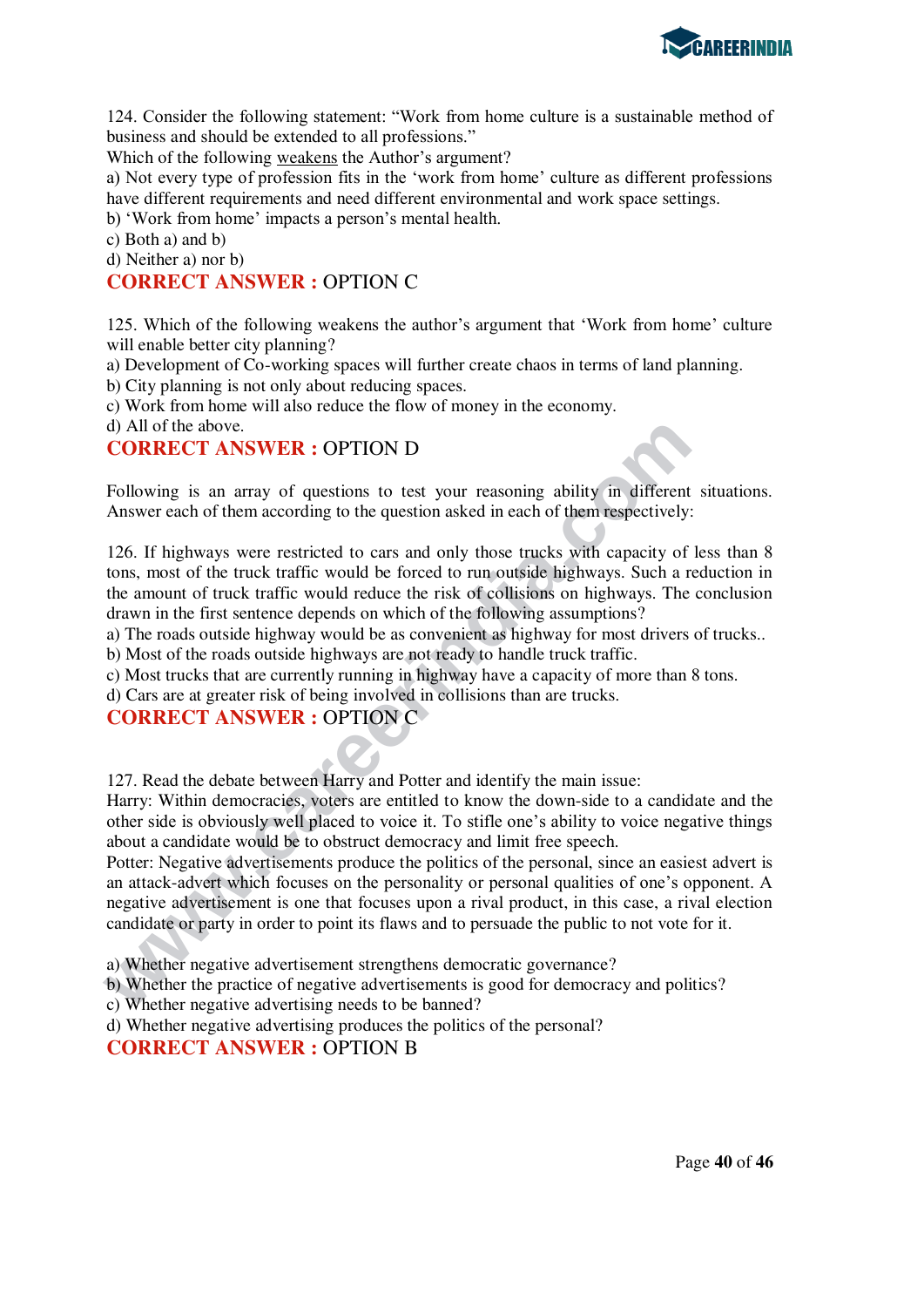124. Consider the following statement: “Work from home culture is a sustainable method of business and should be extended to all professions.”

Which of the following <u>weakens</u> the Author’s argument?

a) Not every type of profession fits in the ‘work from home’ culture as different professions have different requirements and need different environmental and work space settings.

b) ‘Work from home’ impacts a person’s mental health.

c) Both a) and b)

d) Neither a) nor b)

**CORRECT ANSWER :** OPTION C

125. Which of the following weakens the author’s argument that ‘Work from home’ culture will enable better city planning?

a) Development of Co-working spaces will further create chaos in terms of land planning.

b) City planning is not only about reducing spaces.

c) Work from home will also reduce the flow of money in the economy.

d) All of the above.

**CORRECT ANSWER :** OPTION D

Following is an array of questions to test your reasoning ability in different situations. Answer each of them according to the question asked in each of them respectively:

126. If highways were restricted to cars and only those trucks with capacity of less than 8 tons, most of the truck traffic would be forced to run outside highways. Such a reduction in the amount of truck traffic would reduce the risk of collisions on highways. The conclusion drawn in the first sentence depends on which of the following assumptions?

a) The roads outside highway would be as convenient as highway for most drivers of trucks..

b) Most of the roads outside highways are not ready to handle truck traffic.

c) Most trucks that are currently running in highway have a capacity of more than 8 tons.

d) Cars are at greater risk of being involved in collisions than are trucks.

**CORRECT ANSWER :** OPTION C

127. Read the debate between Harry and Potter and identify the main issue:

Harry: Within democracies, voters are entitled to know the down-side to a candidate and the other side is obviously well placed to voice it. To stifle one’s ability to voice negative things about a candidate would be to obstruct democracy and limit free speech.

Potter: Negative advertisements produce the politics of the personal, since an easiest advert is an attack-advert which focuses on the personality or personal qualities of one’s opponent. A negative advertisement is one that focuses upon a rival product, in this case, a rival election candidate or party in order to point its flaws and to persuade the public to not vote for it.

a) Whether negative advertisement strengthens democratic governance?

b) Whether the practice of negative advertisements is good for democracy and politics?

c) Whether negative advertising needs to be banned?

d) Whether negative advertising produces the politics of the personal?

**CORRECT ANSWER :** OPTION B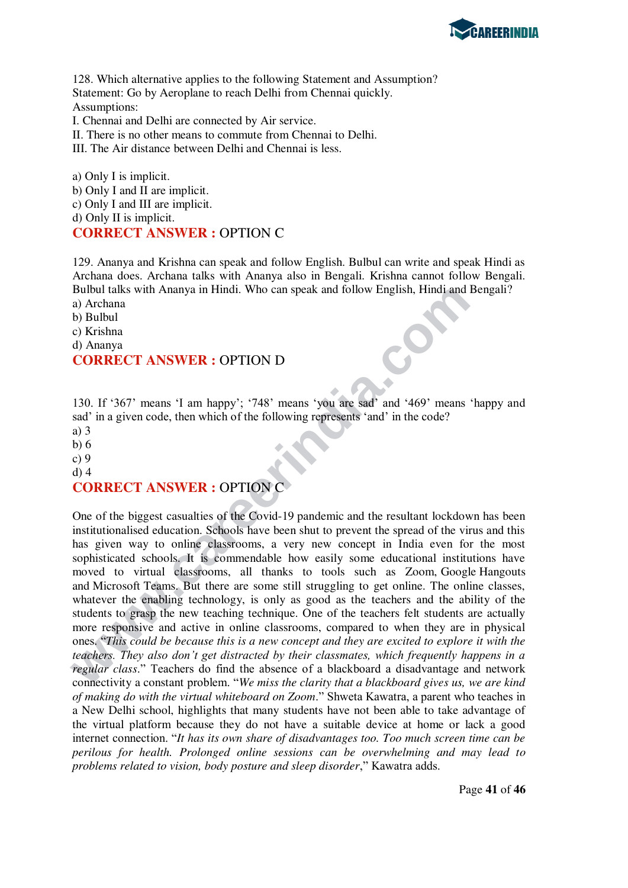128. Which alternative applies to the following Statement and Assumption?
Statement: Go by Aeroplane to reach Delhi from Chennai quickly.
Assumptions:
I. Chennai and Delhi are connected by Air service.
II. There is no other means to commute from Chennai to Delhi.
III. The Air distance between Delhi and Chennai is less.

a) Only I is implicit.
b) Only I and II are implicit.
c) Only I and III are implicit.
d) Only II is implicit.

**CORRECT ANSWER :** OPTION C

129. Ananya and Krishna can speak and follow English. Bulbul can write and speak Hindi as Archana does. Archana talks with Ananya also in Bengali. Krishna cannot follow Bengali. Bulbul talks with Ananya in Hindi. Who can speak and follow English, Hindi and Bengali?
a) Archana
b) Bulbul
c) Krishna
d) Ananya

**CORRECT ANSWER :** OPTION D

130. If '367' means 'I am happy'; '748' means 'you are sad' and '469' means 'happy and sad' in a given code, then which of the following represents 'and' in the code?
a) 3
b) 6
c) 9
d) 4

**CORRECT ANSWER :** OPTION C

One of the biggest casualties of the Covid-19 pandemic and the resultant lockdown has been institutionalised education. Schools have been shut to prevent the spread of the virus and this has given way to online classrooms, a very new concept in India even for the most sophisticated schools. It is commendable how easily some educational institutions have moved to virtual classrooms, all thanks to tools such as Zoom, Google Hangouts and Microsoft Teams. But there are some still struggling to get online. The online classes, whatever the enabling technology, is only as good as the teachers and the ability of the students to grasp the new teaching technique. One of the teachers felt students are actually more responsive and active in online classrooms, compared to when they are in physical ones. "*This could be because this is a new concept and they are excited to explore it with the teachers. They also don't get distracted by their classmates, which frequently happens in a regular class*." Teachers do find the absence of a blackboard a disadvantage and network connectivity a constant problem. "*We miss the clarity that a blackboard gives us, we are kind of making do with the virtual whiteboard on Zoom*." Shweta Kawatra, a parent who teaches in a New Delhi school, highlights that many students have not been able to take advantage of the virtual platform because they do not have a suitable device at home or lack a good internet connection. "*It has its own share of disadvantages too. Too much screen time can be perilous for health. Prolonged online sessions can be overwhelming and may lead to problems related to vision, body posture and sleep disorder*," Kawatra adds.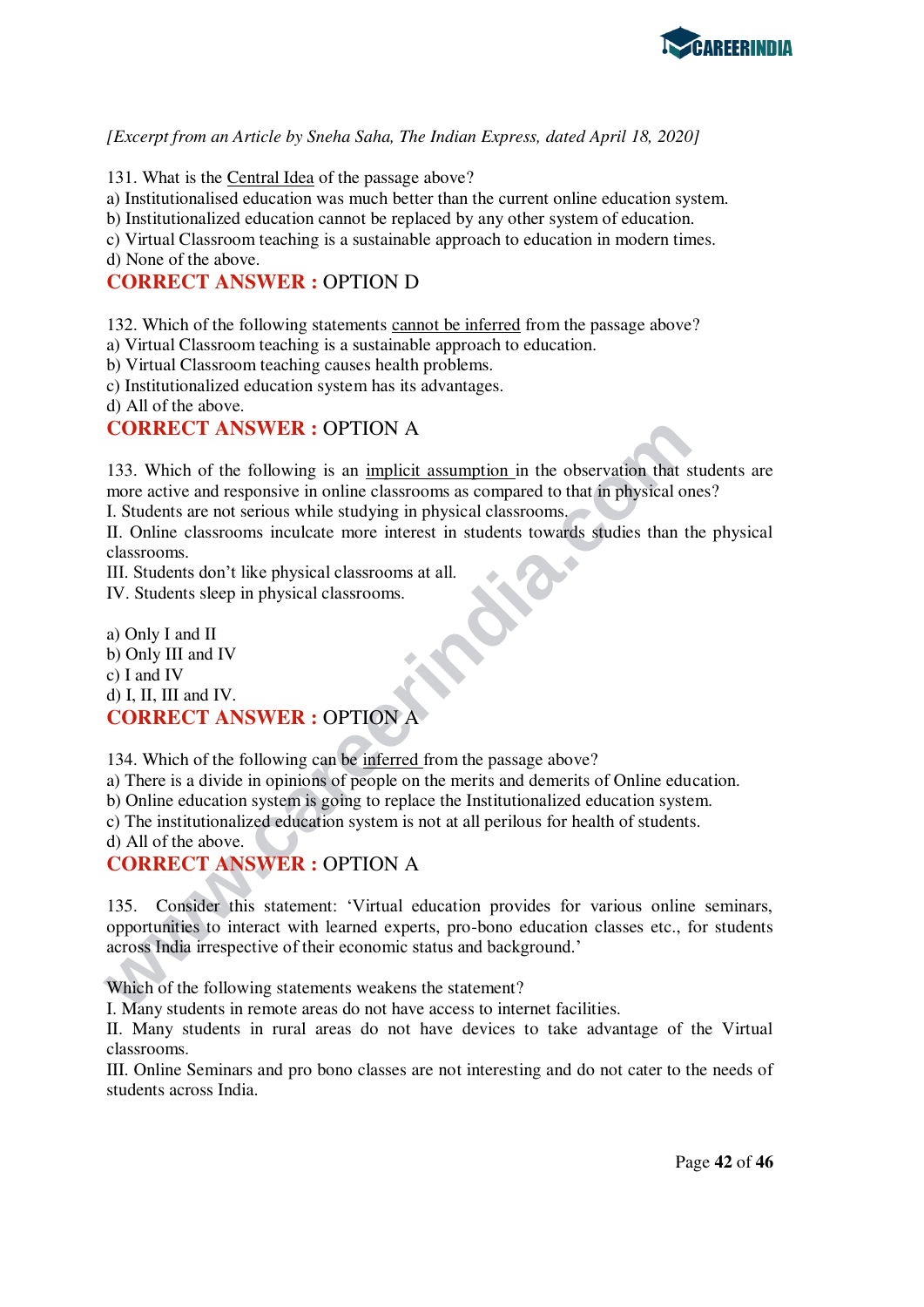*[Excerpt from an Article by Sneha Saha, The Indian Express, dated April 18, 2020]*

131. What is the Central Idea of the passage above?
a) Institutionalised education was much better than the current online education system.
b) Institutionalized education cannot be replaced by any other system of education.
c) Virtual Classroom teaching is a sustainable approach to education in modern times.
d) None of the above.

**CORRECT ANSWER :** OPTION D

132. Which of the following statements cannot be inferred from the passage above?
a) Virtual Classroom teaching is a sustainable approach to education.
b) Virtual Classroom teaching causes health problems.
c) Institutionalized education system has its advantages.
d) All of the above.

**CORRECT ANSWER :** OPTION A

133. Which of the following is an implicit assumption in the observation that students are more active and responsive in online classrooms as compared to that in physical ones?
I. Students are not serious while studying in physical classrooms.
II. Online classrooms inculcate more interest in students towards studies than the physical classrooms.
III. Students don't like physical classrooms at all.
IV. Students sleep in physical classrooms.

a) Only I and II
b) Only III and IV
c) I and IV
d) I, II, III and IV.

**CORRECT ANSWER :** OPTION A

134. Which of the following can be inferred from the passage above?
a) There is a divide in opinions of people on the merits and demerits of Online education.
b) Online education system is going to replace the Institutionalized education system.
c) The institutionalized education system is not at all perilous for health of students.
d) All of the above.

**CORRECT ANSWER :** OPTION A

135. Consider this statement: 'Virtual education provides for various online seminars, opportunities to interact with learned experts, pro-bono education classes etc., for students across India irrespective of their economic status and background.'

Which of the following statements weakens the statement?
I. Many students in remote areas do not have access to internet facilities.
II. Many students in rural areas do not have devices to take advantage of the Virtual classrooms.
III. Online Seminars and pro bono classes are not interesting and do not cater to the needs of students across India.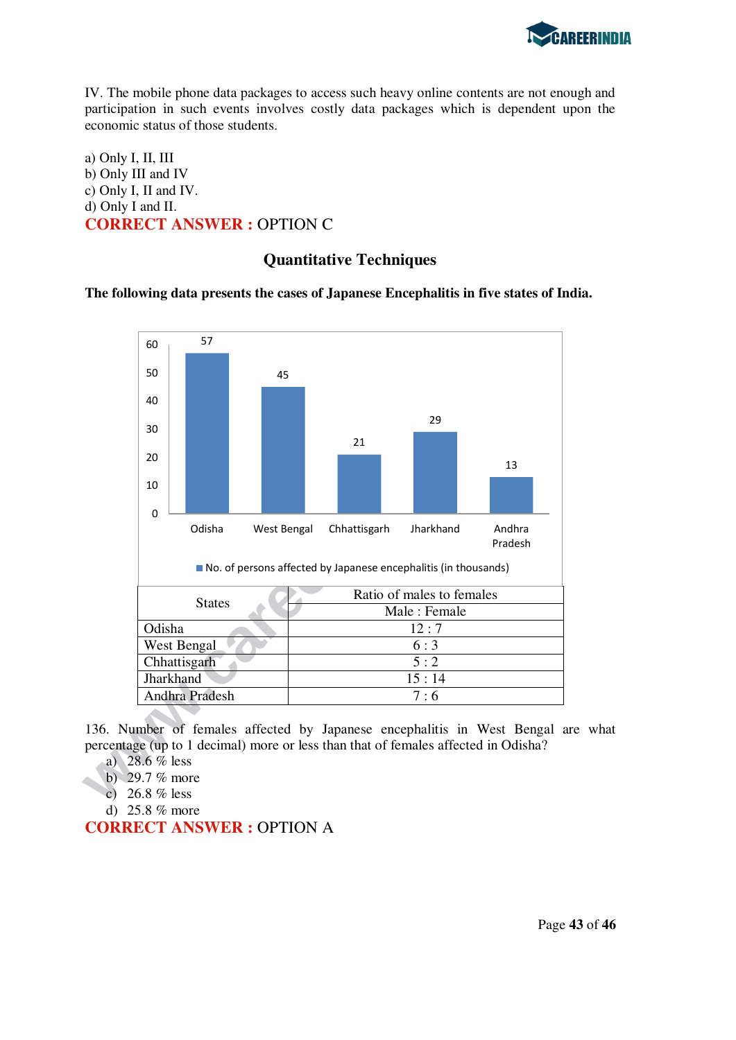IV. The mobile phone data packages to access such heavy online contents are not enough and participation in such events involves costly data packages which is dependent upon the economic status of those students.

a) Only I, II, III
b) Only III and IV
c) Only I, II and IV.
d) Only I and II.

**CORRECT ANSWER :** OPTION C

## Quantitative Techniques

**The following data presents the cases of Japanese Encephalitis in five states of India.**

| State | No. of persons affected by Japanese encephalitis (in thousands) |
|---|---|
| Odisha | 57 |
| West Bengal | 45 |
| Chhattisgarh | 21 |
| Jharkhand | 29 |
| Andhra Pradesh | 13 |

| States | Ratio of males to females<br>Male : Female |
|---|---|
| Odisha | 12 : 7 |
| West Bengal | 6 : 3 |
| Chhattisgarh | 5 : 2 |
| Jharkhand | 15 : 14 |
| Andhra Pradesh | 7 : 6 |

136. Number of females affected by Japanese encephalitis in West Bengal are what percentage (up to 1 decimal) more or less than that of females affected in Odisha?

a) 28.6 % less
b) 29.7 % more
c) 26.8 % less
d) 25.8 % more

**CORRECT ANSWER :** OPTION A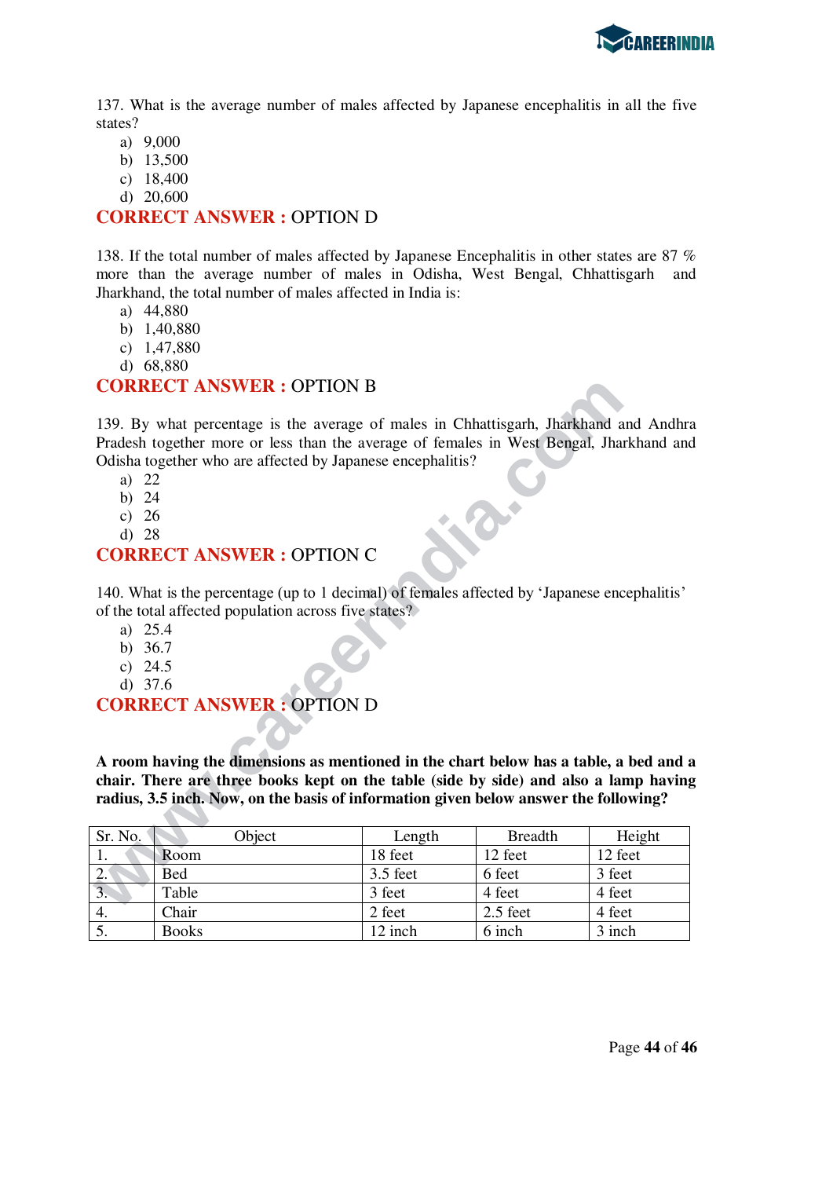137. What is the average number of males affected by Japanese encephalitis in all the five states?

a) 9,000
b) 13,500
c) 18,400
d) 20,600

**CORRECT ANSWER :** OPTION D

138. If the total number of males affected by Japanese Encephalitis in other states are 87 % more than the average number of males in Odisha, West Bengal, Chhattisgarh and Jharkhand, the total number of males affected in India is:

a) 44,880
b) 1,40,880
c) 1,47,880
d) 68,880

**CORRECT ANSWER :** OPTION B

139. By what percentage is the average of males in Chhattisgarh, Jharkhand and Andhra Pradesh together more or less than the average of females in West Bengal, Jharkhand and Odisha together who are affected by Japanese encephalitis?

a) 22
b) 24
c) 26
d) 28

**CORRECT ANSWER :** OPTION C

140. What is the percentage (up to 1 decimal) of females affected by 'Japanese encephalitis' of the total affected population across five states?

a) 25.4
b) 36.7
c) 24.5
d) 37.6

**CORRECT ANSWER :** OPTION D

**A room having the dimensions as mentioned in the chart below has a table, a bed and a chair. There are three books kept on the table (side by side) and also a lamp having radius, 3.5 inch. Now, on the basis of information given below answer the following?**

| Sr. No. | Object | Length | Breadth | Height |
|---|---|---|---|---|
| 1. | Room | 18 feet | 12 feet | 12 feet |
| 2. | Bed | 3.5 feet | 6 feet | 3 feet |
| 3. | Table | 3 feet | 4 feet | 4 feet |
| 4. | Chair | 2 feet | 2.5 feet | 4 feet |
| 5. | Books | 12 inch | 6 inch | 3 inch |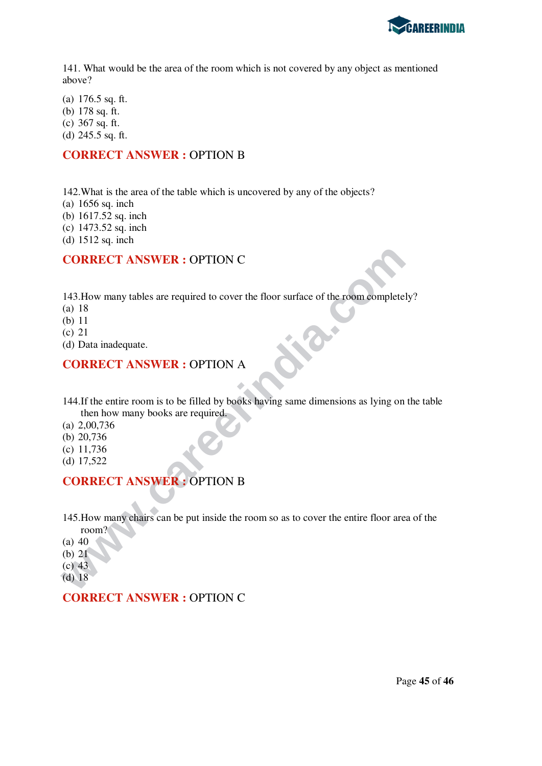141. What would be the area of the room which is not covered by any object as mentioned above?

(a) 176.5 sq. ft.
(b) 178 sq. ft.
(c) 367 sq. ft.
(d) 245.5 sq. ft.

**CORRECT ANSWER :** OPTION B

142.What is the area of the table which is uncovered by any of the objects?
(a) 1656 sq. inch
(b) 1617.52 sq. inch
(c) 1473.52 sq. inch
(d) 1512 sq. inch

**CORRECT ANSWER :** OPTION C

143.How many tables are required to cover the floor surface of the room completely?
(a) 18
(b) 11
(c) 21
(d) Data inadequate.

**CORRECT ANSWER :** OPTION A

144.If the entire room is to be filled by books having same dimensions as lying on the table then how many books are required.
(a) 2,00,736
(b) 20,736
(c) 11,736
(d) 17,522

**CORRECT ANSWER :** OPTION B

145.How many chairs can be put inside the room so as to cover the entire floor area of the room?
(a) 40
(b) 21
(c) 43
(d) 18

**CORRECT ANSWER :** OPTION C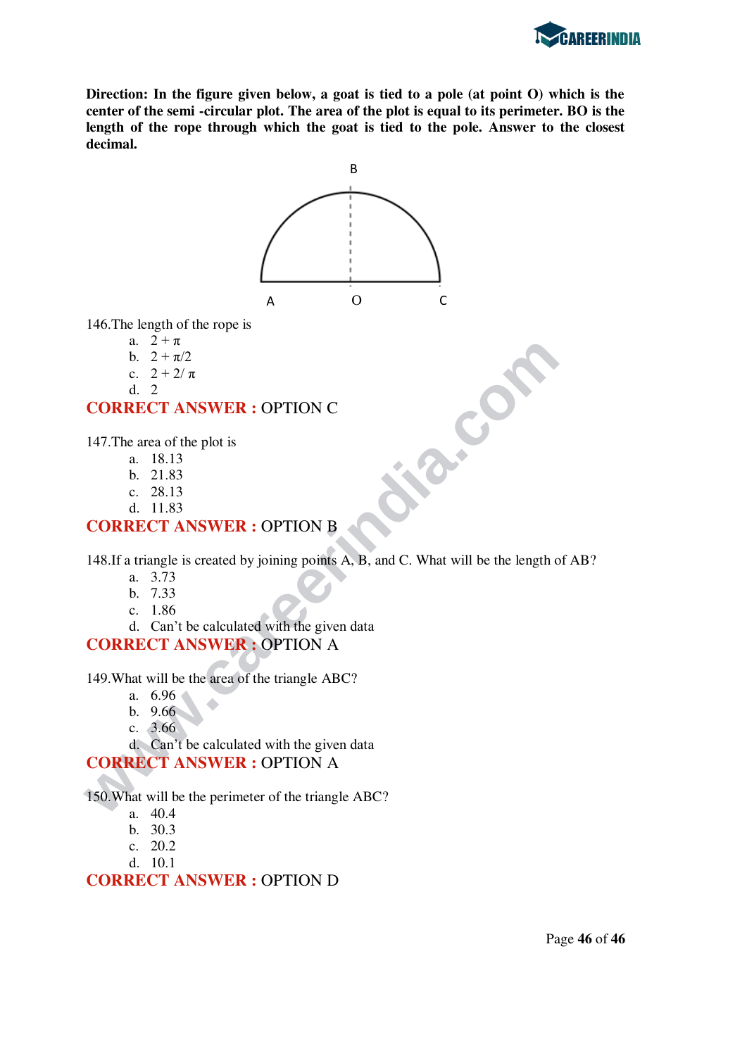**Direction: In the figure given below, a goat is tied to a pole (at point O) which is the center of the semi -circular plot. The area of the plot is equal to its perimeter. BO is the length of the rope through which the goat is tied to the pole. Answer to the closest decimal.**

B

A O C

146.The length of the rope is

a. $2 + \pi$
b. $2 + \pi/2$
c. $2 + 2/\pi$
d. 2

**CORRECT ANSWER :** OPTION C

147.The area of the plot is

a. 18.13
b. 21.83
c. 28.13
d. 11.83

**CORRECT ANSWER :** OPTION B

148.If a triangle is created by joining points A, B, and C. What will be the length of AB?

a. 3.73
b. 7.33
c. 1.86
d. Can't be calculated with the given data

**CORRECT ANSWER :** OPTION A

149.What will be the area of the triangle ABC?

a. 6.96
b. 9.66
c. 3.66
d. Can't be calculated with the given data

**CORRECT ANSWER :** OPTION A

150.What will be the perimeter of the triangle ABC?

a. 40.4
b. 30.3
c. 20.2
d. 10.1

**CORRECT ANSWER :** OPTION D